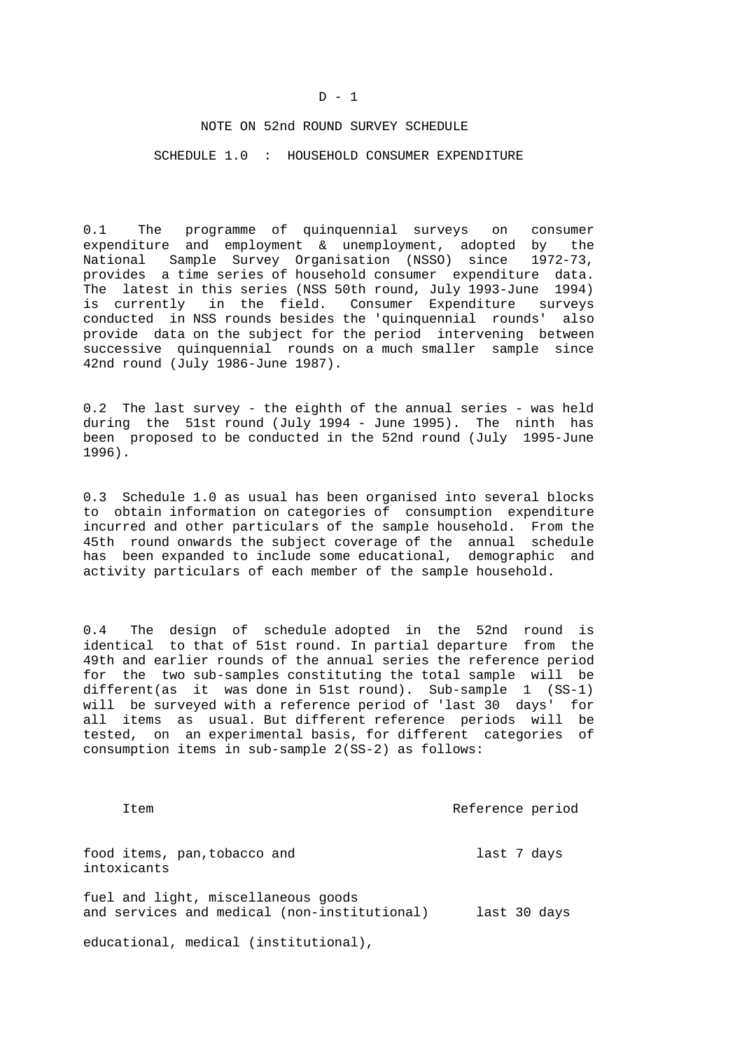D - 1

# NOTE ON 52nd ROUND SURVEY SCHEDULE

## SCHEDULE 1.0 : HOUSEHOLD CONSUMER EXPENDITURE

0.1 The programme of quinquennial surveys on consumer expenditure and employment & unemployment, adopted by the National Sample Survey Organisation (NSSO) since 1972-73, provides a time series of household consumer expenditure data. The latest in this series (NSS 50th round, July 1993-June 1994) is currently in the field. Consumer Expenditure surveys conducted in NSS rounds besides the 'quinquennial rounds' also provide data on the subject for the period intervening between successive quinquennial rounds on a much smaller sample since 42nd round (July 1986-June 1987).

0.2 The last survey - the eighth of the annual series - was held during the 51st round (July 1994 - June 1995). The ninth has been proposed to be conducted in the 52nd round (July 1995-June 1996).

0.3 Schedule 1.0 as usual has been organised into several blocks to obtain information on categories of consumption expenditure incurred and other particulars of the sample household. From the 45th round onwards the subject coverage of the annual schedule has been expanded to include some educational, demographic and activity particulars of each member of the sample household.

0.4 The design of schedule adopted in the 52nd round is identical to that of 51st round. In partial departure from the 49th and earlier rounds of the annual series the reference period for the two sub-samples constituting the total sample will be different(as it was done in 51st round). Sub-sample 1 (SS-1) will be surveyed with a reference period of 'last 30 days' for all items as usual. But different reference periods will be tested, on an experimental basis, for different categories of consumption items in sub-sample 2(SS-2) as follows:

| Item | Reference period |
|---|---|
| food items, pan,tobacco and intoxicants | last 7 days |
| fuel and light, miscellaneous goods and services and medical (non-institutional) | last 30 days |
| educational, medical (institutional), | |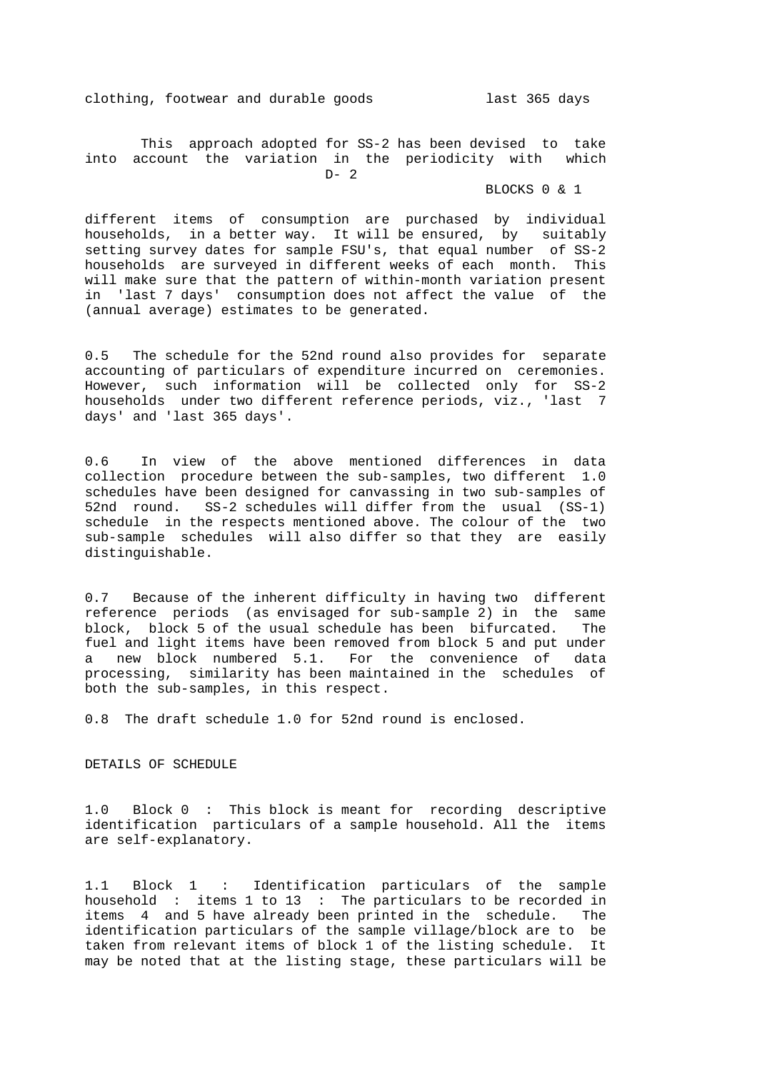clothing, footwear and durable goods            last 365 days

This approach adopted for SS-2 has been devised to take into account the variation in the periodicity with which different items of consumption are purchased by individual households, in a better way. It will be ensured, by suitably setting survey dates for sample FSU's, that equal number of SS-2 households are surveyed in different weeks of each month. This will make sure that the pattern of within-month variation present in 'last 7 days' consumption does not affect the value of the (annual average) estimates to be generated.

0.5 The schedule for the 52nd round also provides for separate accounting of particulars of expenditure incurred on ceremonies. However, such information will be collected only for SS-2 households under two different reference periods, viz., 'last 7 days' and 'last 365 days'.

0.6 In view of the above mentioned differences in data collection procedure between the sub-samples, two different 1.0 schedules have been designed for canvassing in two sub-samples of 52nd round. SS-2 schedules will differ from the usual (SS-1) schedule in the respects mentioned above. The colour of the two sub-sample schedules will also differ so that they are easily distinguishable.

0.7 Because of the inherent difficulty in having two different reference periods (as envisaged for sub-sample 2) in the same block, block 5 of the usual schedule has been bifurcated. The fuel and light items have been removed from block 5 and put under a new block numbered 5.1. For the convenience of data processing, similarity has been maintained in the schedules of both the sub-samples, in this respect.

0.8 The draft schedule 1.0 for 52nd round is enclosed.

## DETAILS OF SCHEDULE

1.0 Block 0 : This block is meant for recording descriptive identification particulars of a sample household. All the items are self-explanatory.

1.1 Block 1 : Identification particulars of the sample household : items 1 to 13 : The particulars to be recorded in items 4 and 5 have already been printed in the schedule. The identification particulars of the sample village/block are to be taken from relevant items of block 1 of the listing schedule. It may be noted that at the listing stage, these particulars will be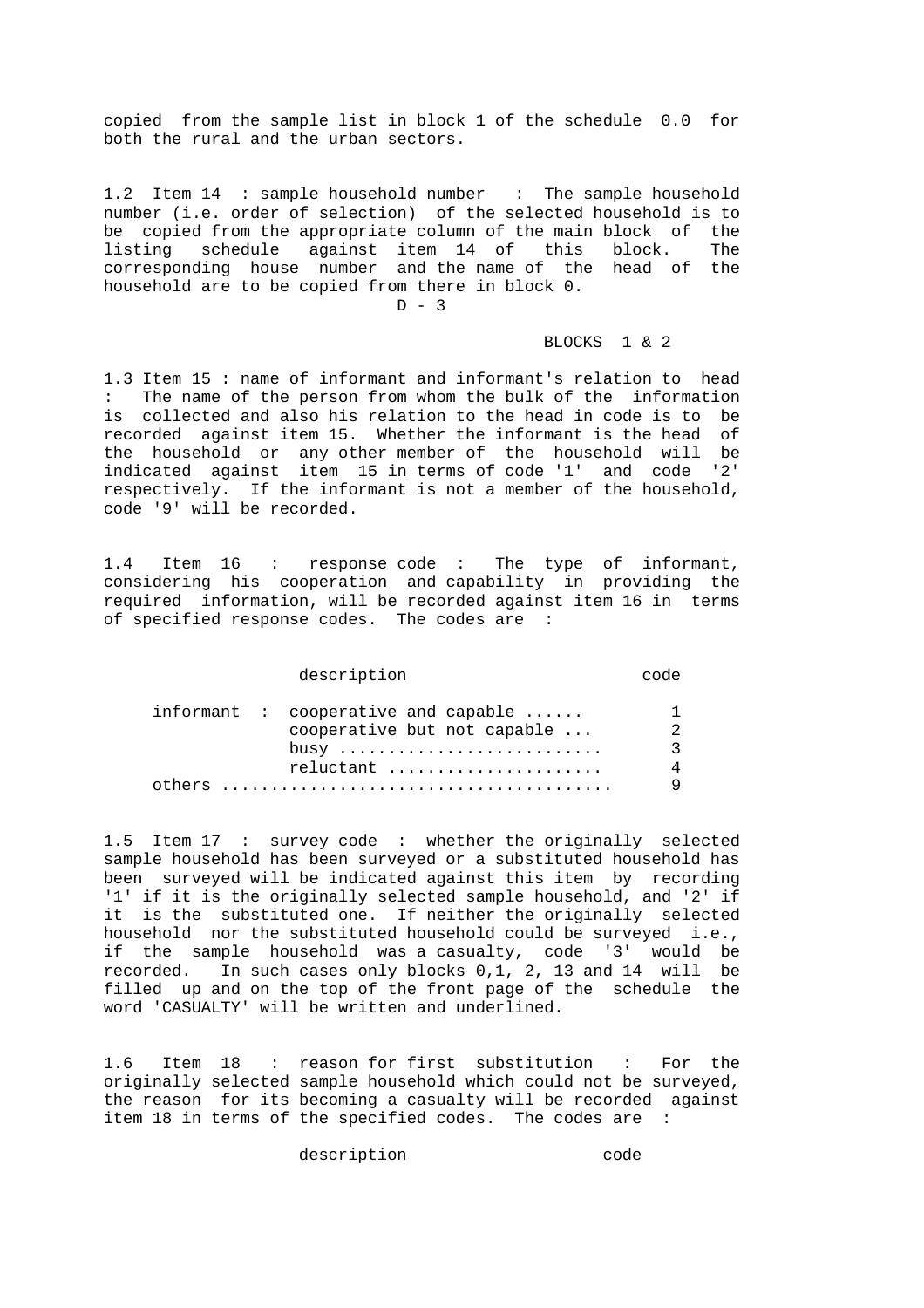copied from the sample list in block 1 of the schedule 0.0 for both the rural and the urban sectors.

1.2 Item 14 : sample household number : The sample household number (i.e. order of selection) of the selected household is to be copied from the appropriate column of the main block of the listing schedule against item 14 of this block. The corresponding house number and the name of the head of the household are to be copied from there in block 0.

BLOCKS 1 & 2

1.3 Item 15 : name of informant and informant's relation to head : The name of the person from whom the bulk of the information is collected and also his relation to the head in code is to be recorded against item 15. Whether the informant is the head of the household or any other member of the household will be indicated against item 15 in terms of code '1' and code '2' respectively. If the informant is not a member of the household, code '9' will be recorded.

1.4 Item 16 : response code : The type of informant, considering his cooperation and capability in providing the required information, will be recorded against item 16 in terms of specified response codes. The codes are :

| description | | code |
|---|---|---|
| informant : | cooperative and capable ...... | 1 |
| | cooperative but not capable ... | 2 |
| | busy .......................... | 3 |
| | reluctant ..................... | 4 |
| others ....................................... | | 9 |

1.5 Item 17 : survey code : whether the originally selected sample household has been surveyed or a substituted household has been surveyed will be indicated against this item by recording '1' if it is the originally selected sample household, and '2' if it is the substituted one. If neither the originally selected household nor the substituted household could be surveyed i.e., if the sample household was a casualty, code '3' would be recorded. In such cases only blocks 0,1, 2, 13 and 14 will be filled up and on the top of the front page of the schedule the word 'CASUALTY' will be written and underlined.

1.6 Item 18 : reason for first substitution : For the originally selected sample household which could not be surveyed, the reason for its becoming a casualty will be recorded against item 18 in terms of the specified codes. The codes are :

description code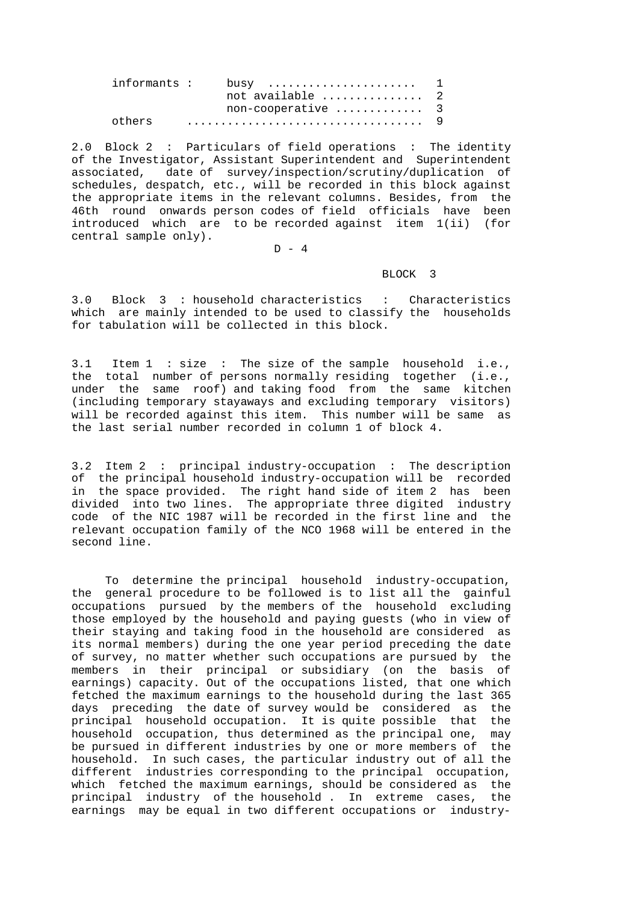| | | |
|---|---|---|
| informants : | busy ...................... | 1 |
| | not available .............. | 2 |
| | non-cooperative ............ | 3 |
| others | .................................. | 9 |

2.0 Block 2 : Particulars of field operations : The identity of the Investigator, Assistant Superintendent and Superintendent associated, date of survey/inspection/scrutiny/duplication of schedules, despatch, etc., will be recorded in this block against the appropriate items in the relevant columns. Besides, from the 46th round onwards person codes of field officials have been introduced which are to be recorded against item 1(ii) (for central sample only).

## BLOCK 3

3.0 Block 3 : household characteristics : Characteristics which are mainly intended to be used to classify the households for tabulation will be collected in this block.

3.1 Item 1 : size : The size of the sample household i.e., the total number of persons normally residing together (i.e., under the same roof) and taking food from the same kitchen (including temporary stayaways and excluding temporary visitors) will be recorded against this item. This number will be same as the last serial number recorded in column 1 of block 4.

3.2 Item 2 : principal industry-occupation : The description of the principal household industry-occupation will be recorded in the space provided. The right hand side of item 2 has been divided into two lines. The appropriate three digited industry code of the NIC 1987 will be recorded in the first line and the relevant occupation family of the NCO 1968 will be entered in the second line.

To determine the principal household industry-occupation, the general procedure to be followed is to list all the gainful occupations pursued by the members of the household excluding those employed by the household and paying guests (who in view of their staying and taking food in the household are considered as its normal members) during the one year period preceding the date of survey, no matter whether such occupations are pursued by the members in their principal or subsidiary (on the basis of earnings) capacity. Out of the occupations listed, that one which fetched the maximum earnings to the household during the last 365 days preceding the date of survey would be considered as the principal household occupation. It is quite possible that the household occupation, thus determined as the principal one, may be pursued in different industries by one or more members of the household. In such cases, the particular industry out of all the different industries corresponding to the principal occupation, which fetched the maximum earnings, should be considered as the principal industry of the household . In extreme cases, the earnings may be equal in two different occupations or industry-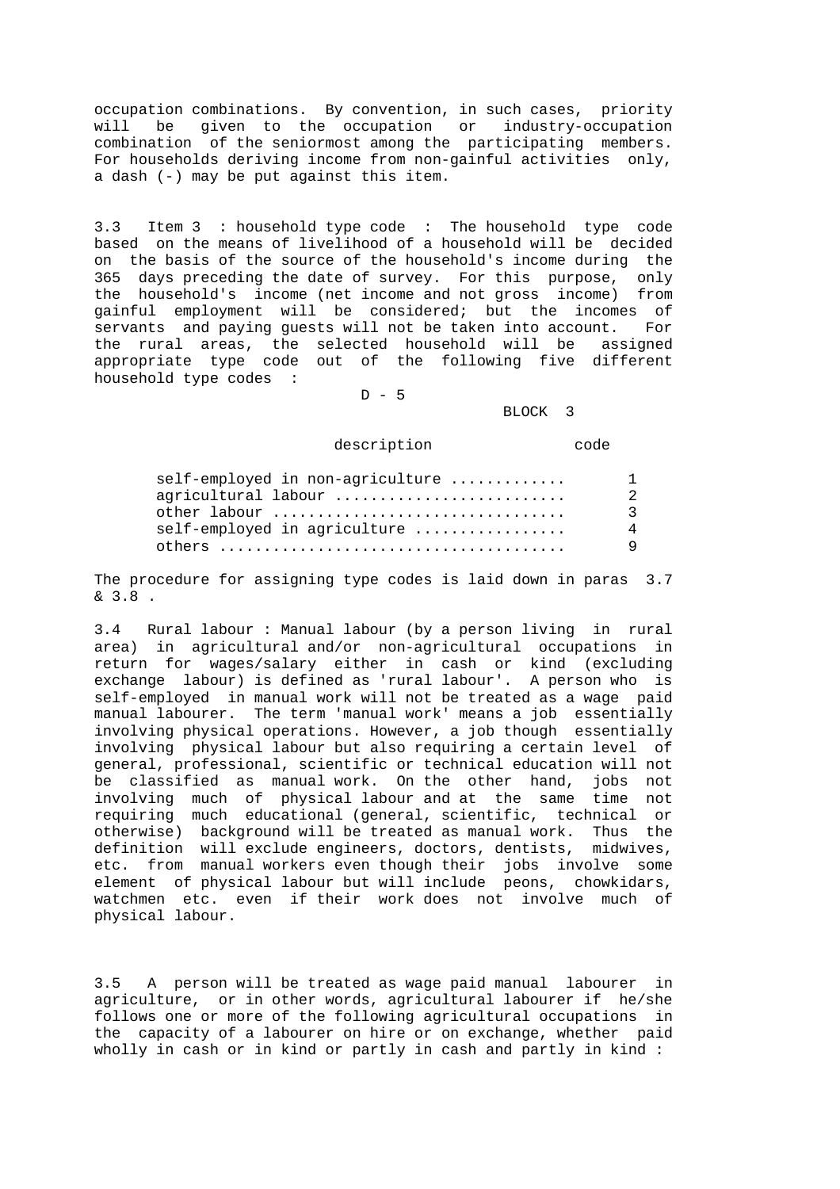occupation combinations. By convention, in such cases, priority will be given to the occupation or industry-occupation combination of the seniormost among the participating members. For households deriving income from non-gainful activities only, a dash (-) may be put against this item.

3.3 Item 3 : household type code : The household type code based on the means of livelihood of a household will be decided on the basis of the source of the household's income during the 365 days preceding the date of survey. For this purpose, only the household's income (net income and not gross income) from gainful employment will be considered; but the incomes of servants and paying guests will not be taken into account. For the rural areas, the selected household will be assigned appropriate type code out of the following five different household type codes :

D - 5

BLOCK 3

| description | code |
|---|---|
| self-employed in non-agriculture ............ | 1 |
| agricultural labour ......................... | 2 |
| other labour ................................ | 3 |
| self-employed in agriculture ................ | 4 |
| others ...................................... | 9 |

The procedure for assigning type codes is laid down in paras 3.7 & 3.8 .

3.4 Rural labour : Manual labour (by a person living in rural area) in agricultural and/or non-agricultural occupations in return for wages/salary either in cash or kind (excluding exchange labour) is defined as 'rural labour'. A person who is self-employed in manual work will not be treated as a wage paid manual labourer. The term 'manual work' means a job essentially involving physical operations. However, a job though essentially involving physical labour but also requiring a certain level of general, professional, scientific or technical education will not be classified as manual work. On the other hand, jobs not involving much of physical labour and at the same time not requiring much educational (general, scientific, technical or otherwise) background will be treated as manual work. Thus the definition will exclude engineers, doctors, dentists, midwives, etc. from manual workers even though their jobs involve some element of physical labour but will include peons, chowkidars, watchmen etc. even if their work does not involve much of physical labour.

3.5 A person will be treated as wage paid manual labourer in agriculture, or in other words, agricultural labourer if he/she follows one or more of the following agricultural occupations in the capacity of a labourer on hire or on exchange, whether paid wholly in cash or in kind or partly in cash and partly in kind :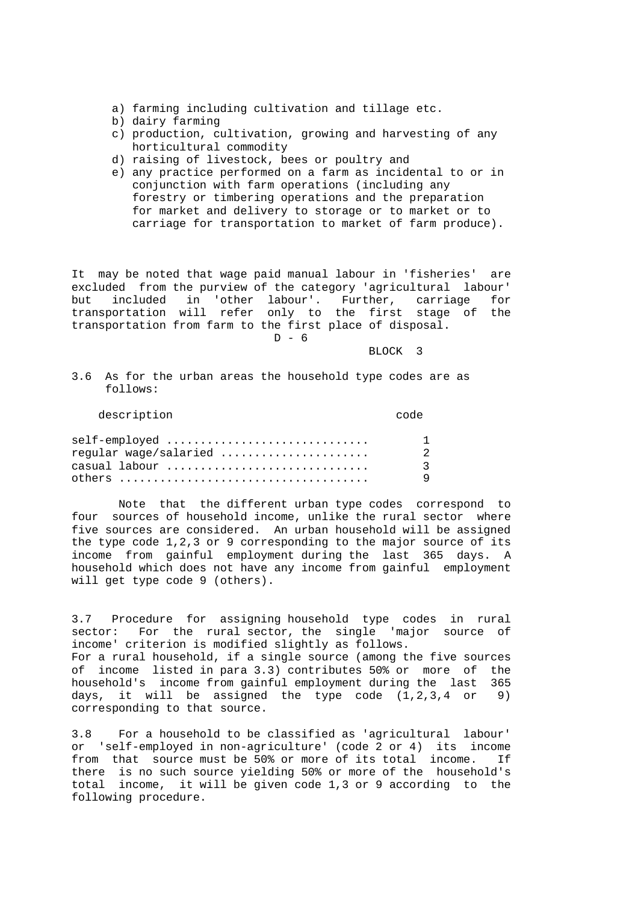a) farming including cultivation and tillage etc.
b) dairy farming
c) production, cultivation, growing and harvesting of any horticultural commodity
d) raising of livestock, bees or poultry and
e) any practice performed on a farm as incidental to or in conjunction with farm operations (including any forestry or timbering operations and the preparation for market and delivery to storage or to market or to carriage for transportation to market of farm produce).

It may be noted that wage paid manual labour in 'fisheries' are excluded from the purview of the category 'agricultural labour' but included in 'other labour'. Further, carriage for transportation will refer only to the first stage of the transportation from farm to the first place of disposal.

BLOCK 3

3.6 As for the urban areas the household type codes are as follows:

| description | code |
|---|---|
| self-employed ............................. | 1 |
| regular wage/salaried ..................... | 2 |
| casual labour ............................. | 3 |
| others .................................... | 9 |

Note that the different urban type codes correspond to four sources of household income, unlike the rural sector where five sources are considered. An urban household will be assigned the type code 1,2,3 or 9 corresponding to the major source of its income from gainful employment during the last 365 days. A household which does not have any income from gainful employment will get type code 9 (others).

3.7 Procedure for assigning household type codes in rural sector: For the rural sector, the single 'major source of income' criterion is modified slightly as follows.
For a rural household, if a single source (among the five sources of income listed in para 3.3) contributes 50% or more of the household's income from gainful employment during the last 365 days, it will be assigned the type code (1,2,3,4 or 9) corresponding to that source.

3.8 For a household to be classified as 'agricultural labour' or 'self-employed in non-agriculture' (code 2 or 4) its income from that source must be 50% or more of its total income. If there is no such source yielding 50% or more of the household's total income, it will be given code 1,3 or 9 according to the following procedure.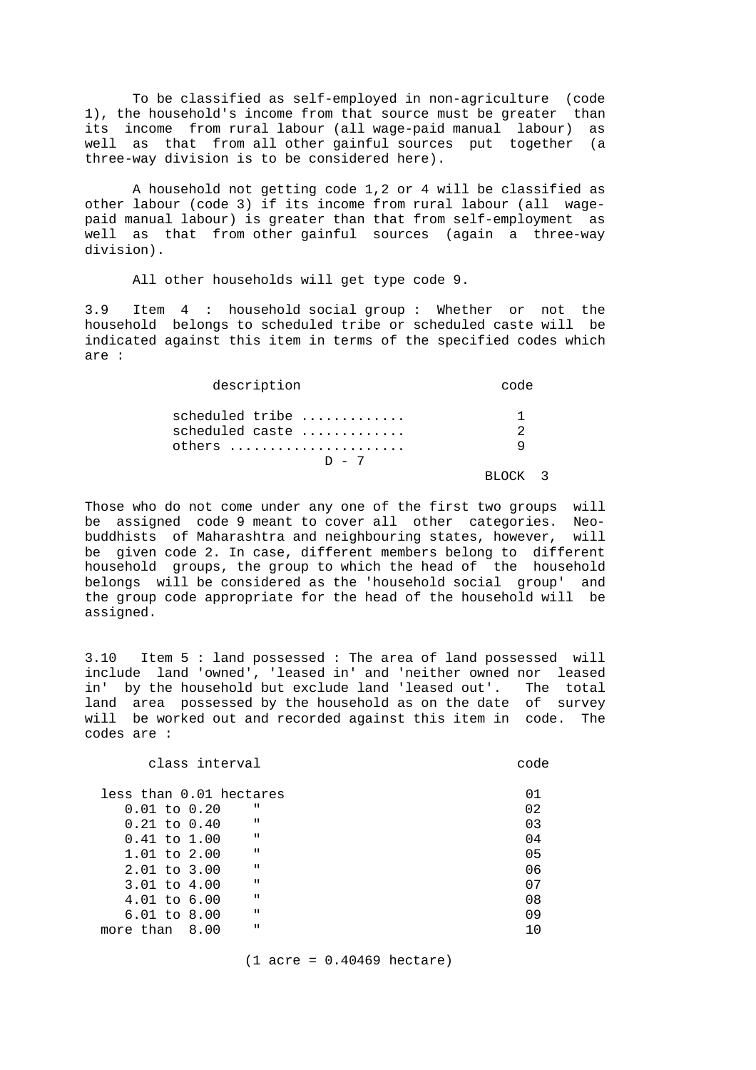To be classified as self-employed in non-agriculture (code 1), the household's income from that source must be greater than its income from rural labour (all wage-paid manual labour) as well as that from all other gainful sources put together (a three-way division is to be considered here).

A household not getting code 1,2 or 4 will be classified as other labour (code 3) if its income from rural labour (all wage-paid manual labour) is greater than that from self-employment as well as that from other gainful sources (again a three-way division).

All other households will get type code 9.

3.9 Item 4 : household social group : Whether or not the household belongs to scheduled tribe or scheduled caste will be indicated against this item in terms of the specified codes which are :

| description | code |
|---|---|
| scheduled tribe ............. | 1 |
| scheduled caste ............. | 2 |
| others ...................... | 9 |

Those who do not come under any one of the first two groups will be assigned code 9 meant to cover all other categories. Neo-buddhists of Maharashtra and neighbouring states, however, will be given code 2. In case, different members belong to different household groups, the group to which the head of the household belongs will be considered as the 'household social group' and the group code appropriate for the head of the household will be assigned.

3.10 Item 5 : land possessed : The area of land possessed will include land 'owned', 'leased in' and 'neither owned nor leased in' by the household but exclude land 'leased out'. The total land area possessed by the household as on the date of survey will be worked out and recorded against this item in code. The codes are :

| class interval | code |
|---|---|
| less than 0.01 hectares | 01 |
| 0.01 to 0.20 " | 02 |
| 0.21 to 0.40 " | 03 |
| 0.41 to 1.00 " | 04 |
| 1.01 to 2.00 " | 05 |
| 2.01 to 3.00 " | 06 |
| 3.01 to 4.00 " | 07 |
| 4.01 to 6.00 " | 08 |
| 6.01 to 8.00 " | 09 |
| more than 8.00 " | 10 |

(1 acre = 0.40469 hectare)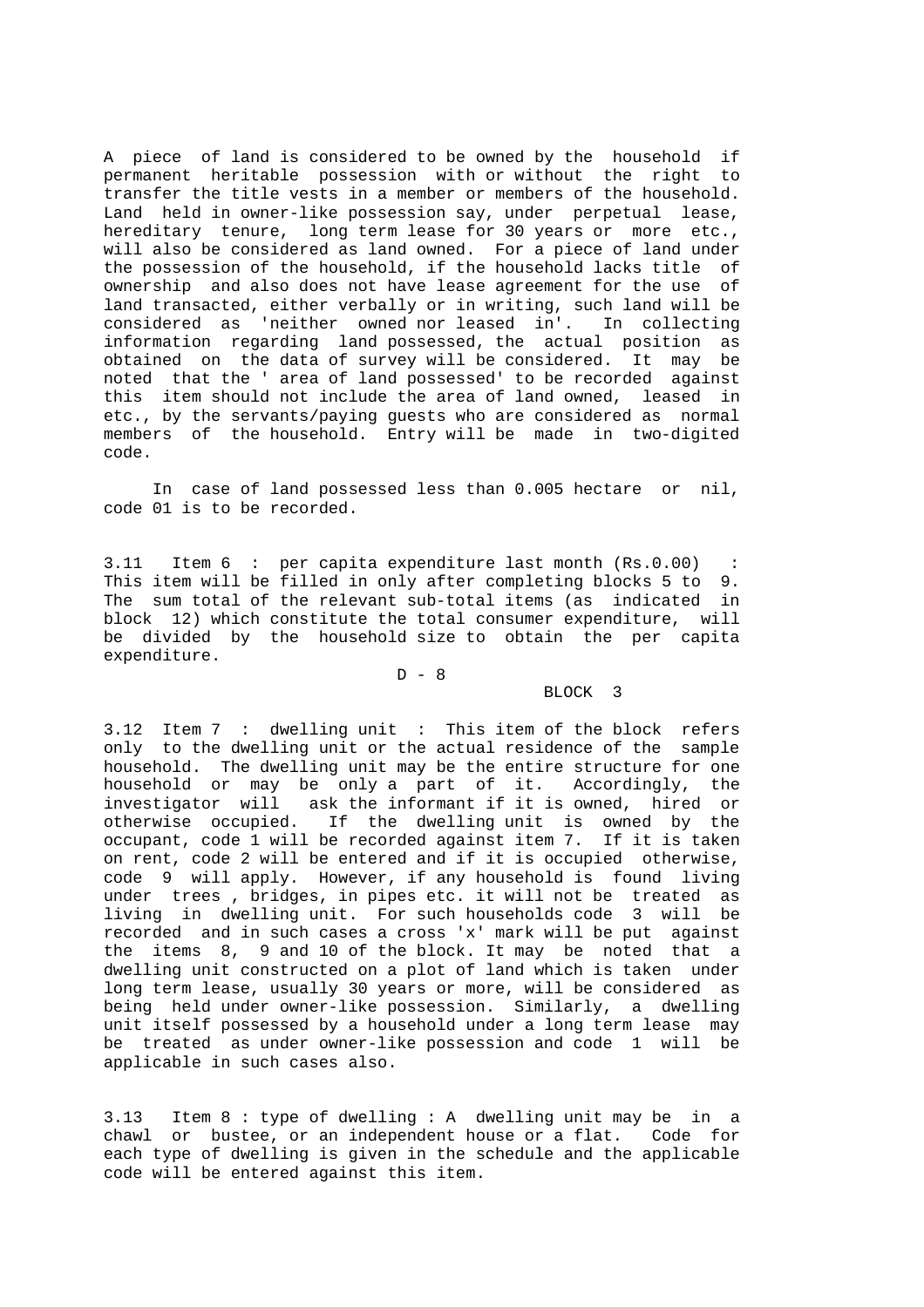A piece of land is considered to be owned by the household if permanent heritable possession with or without the right to transfer the title vests in a member or members of the household. Land held in owner-like possession say, under perpetual lease, hereditary tenure, long term lease for 30 years or more etc., will also be considered as land owned. For a piece of land under the possession of the household, if the household lacks title of ownership and also does not have lease agreement for the use of land transacted, either verbally or in writing, such land will be considered as 'neither owned nor leased in'. In collecting information regarding land possessed, the actual position as obtained on the data of survey will be considered. It may be noted that the ' area of land possessed' to be recorded against this item should not include the area of land owned, leased in etc., by the servants/paying guests who are considered as normal members of the household. Entry will be made in two-digited code.

In case of land possessed less than 0.005 hectare or nil, code 01 is to be recorded.

3.11 Item 6 : per capita expenditure last month (Rs.0.00) : This item will be filled in only after completing blocks 5 to 9. The sum total of the relevant sub-total items (as indicated in block 12) which constitute the total consumer expenditure, will be divided by the household size to obtain the per capita expenditure.

BLOCK 3

3.12 Item 7 : dwelling unit : This item of the block refers only to the dwelling unit or the actual residence of the sample household. The dwelling unit may be the entire structure for one household or may be only a part of it. Accordingly, the investigator will ask the informant if it is owned, hired or otherwise occupied. If the dwelling unit is owned by the occupant, code 1 will be recorded against item 7. If it is taken on rent, code 2 will be entered and if it is occupied otherwise, code 9 will apply. However, if any household is found living under trees , bridges, in pipes etc. it will not be treated as living in dwelling unit. For such households code 3 will be recorded and in such cases a cross 'x' mark will be put against the items 8, 9 and 10 of the block. It may be noted that a dwelling unit constructed on a plot of land which is taken under long term lease, usually 30 years or more, will be considered as being held under owner-like possession. Similarly, a dwelling unit itself possessed by a household under a long term lease may be treated as under owner-like possession and code 1 will be applicable in such cases also.

3.13 Item 8 : type of dwelling : A dwelling unit may be in a chawl or bustee, or an independent house or a flat. Code for each type of dwelling is given in the schedule and the applicable code will be entered against this item.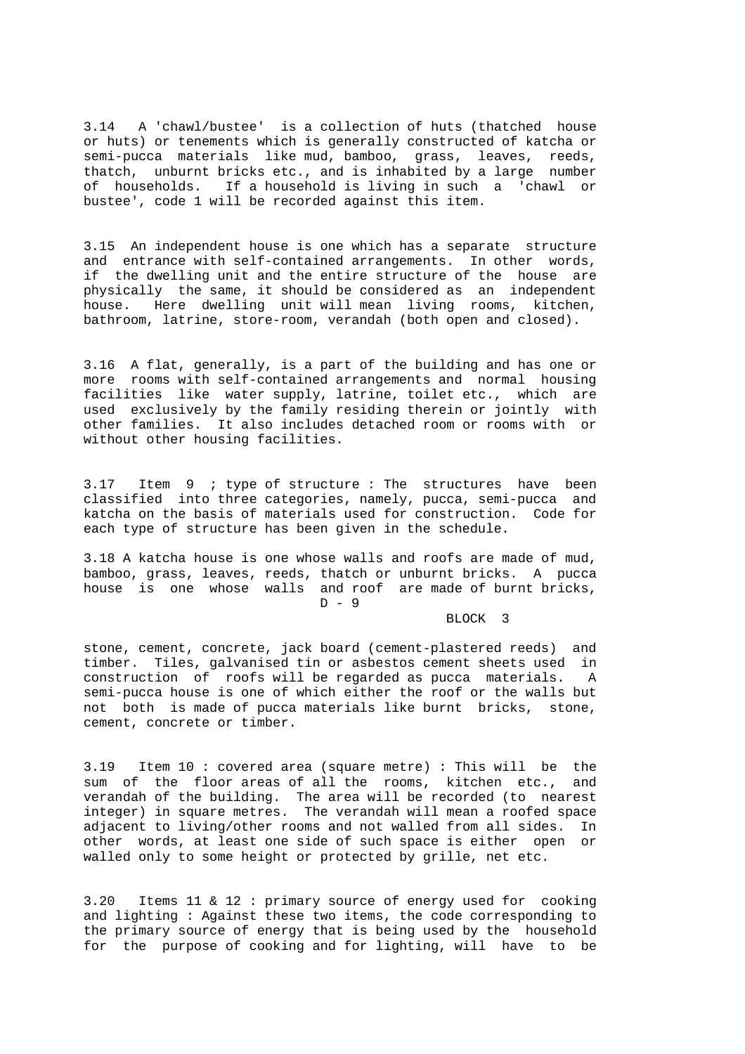3.14 A 'chawl/bustee' is a collection of huts (thatched house or huts) or tenements which is generally constructed of katcha or semi-pucca materials like mud, bamboo, grass, leaves, reeds, thatch, unburnt bricks etc., and is inhabited by a large number of households. If a household is living in such a 'chawl or bustee', code 1 will be recorded against this item.

3.15 An independent house is one which has a separate structure and entrance with self-contained arrangements. In other words, if the dwelling unit and the entire structure of the house are physically the same, it should be considered as an independent house. Here dwelling unit will mean living rooms, kitchen, bathroom, latrine, store-room, verandah (both open and closed).

3.16 A flat, generally, is a part of the building and has one or more rooms with self-contained arrangements and normal housing facilities like water supply, latrine, toilet etc., which are used exclusively by the family residing therein or jointly with other families. It also includes detached room or rooms with or without other housing facilities.

3.17 Item 9 ; type of structure : The structures have been classified into three categories, namely, pucca, semi-pucca and katcha on the basis of materials used for construction. Code for each type of structure has been given in the schedule.

3.18 A katcha house is one whose walls and roofs are made of mud, bamboo, grass, leaves, reeds, thatch or unburnt bricks. A pucca house is one whose walls and roof are made of burnt bricks, stone, cement, concrete, jack board (cement-plastered reeds) and timber. Tiles, galvanised tin or asbestos cement sheets used in construction of roofs will be regarded as pucca materials. A semi-pucca house is one of which either the roof or the walls but not both is made of pucca materials like burnt bricks, stone, cement, concrete or timber.

3.19 Item 10 : covered area (square metre) : This will be the sum of the floor areas of all the rooms, kitchen etc., and verandah of the building. The area will be recorded (to nearest integer) in square metres. The verandah will mean a roofed space adjacent to living/other rooms and not walled from all sides. In other words, at least one side of such space is either open or walled only to some height or protected by grille, net etc.

3.20 Items 11 & 12 : primary source of energy used for cooking and lighting : Against these two items, the code corresponding to the primary source of energy that is being used by the household for the purpose of cooking and for lighting, will have to be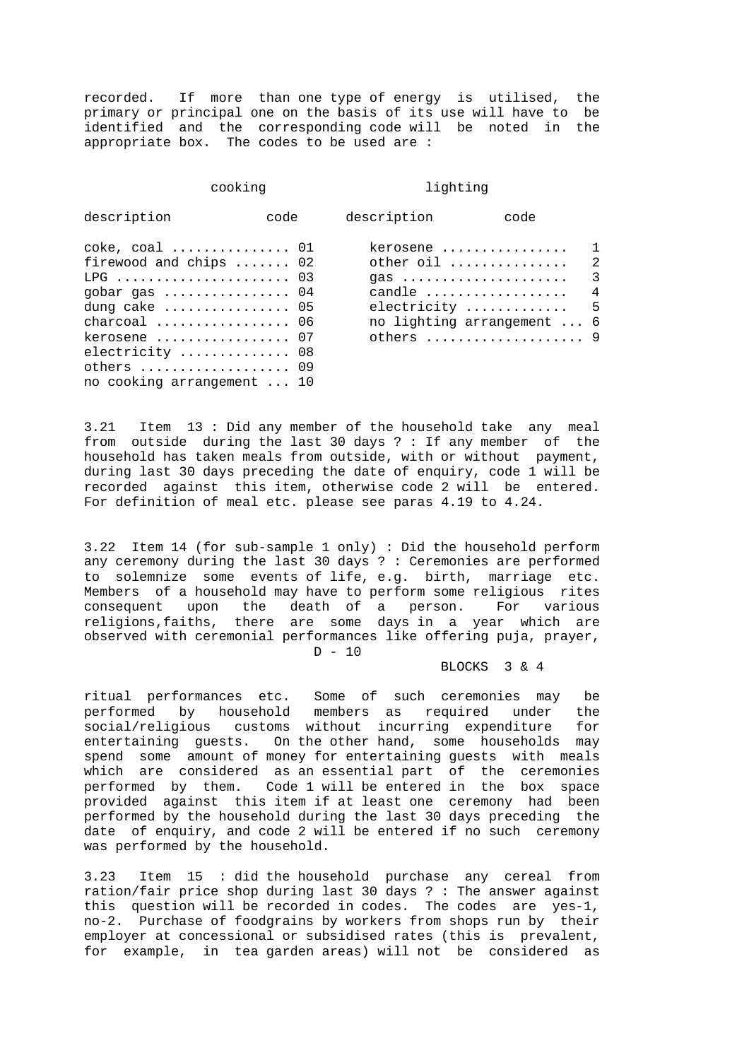recorded. If more than one type of energy is utilised, the primary or principal one on the basis of its use will have to be identified and the corresponding code will be noted in the appropriate box. The codes to be used are :

| cooking | | lighting | |
|---|---|---|---|
| description | code | description | code |
| coke, coal | 01 | kerosene | 1 |
| firewood and chips | 02 | other oil | 2 |
| LPG | 03 | gas | 3 |
| gobar gas | 04 | candle | 4 |
| dung cake | 05 | electricity | 5 |
| charcoal | 06 | no lighting arrangement | 6 |
| kerosene | 07 | others | 9 |
| electricity | 08 | | |
| others | 09 | | |
| no cooking arrangement | 10 | | |

3.21 Item 13 : Did any member of the household take any meal from outside during the last 30 days ? : If any member of the household has taken meals from outside, with or without payment, during last 30 days preceding the date of enquiry, code 1 will be recorded against this item, otherwise code 2 will be entered. For definition of meal etc. please see paras 4.19 to 4.24.

3.22 Item 14 (for sub-sample 1 only) : Did the household perform any ceremony during the last 30 days ? : Ceremonies are performed to solemnize some events of life, e.g. birth, marriage etc. Members of a household may have to perform some religious rites consequent upon the death of a person. For various religions,faiths, there are some days in a year which are observed with ceremonial performances like offering puja, prayer, ritual performances etc. Some of such ceremonies may be performed by household members as required under the social/religious customs without incurring expenditure for entertaining guests. On the other hand, some households may spend some amount of money for entertaining guests with meals which are considered as an essential part of the ceremonies performed by them. Code 1 will be entered in the box space provided against this item if at least one ceremony had been performed by the household during the last 30 days preceding the date of enquiry, and code 2 will be entered if no such ceremony was performed by the household.

3.23 Item 15 : did the household purchase any cereal from ration/fair price shop during last 30 days ? : The answer against this question will be recorded in codes. The codes are yes-1, no-2. Purchase of foodgrains by workers from shops run by their employer at concessional or subsidised rates (this is prevalent, for example, in tea garden areas) will not be considered as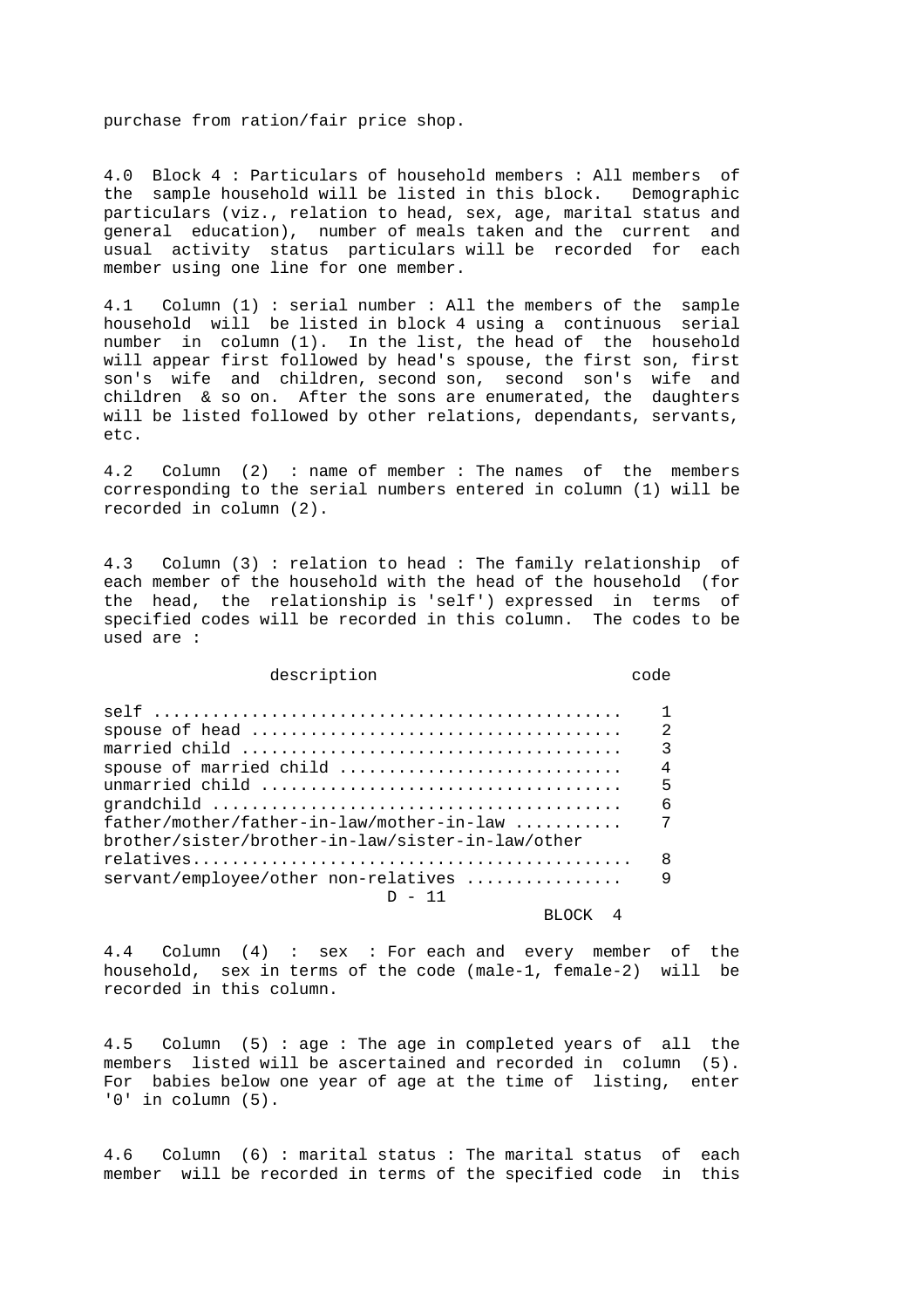purchase from ration/fair price shop.

4.0 Block 4 : Particulars of household members : All members of the sample household will be listed in this block. Demographic particulars (viz., relation to head, sex, age, marital status and general education), number of meals taken and the current and usual activity status particulars will be recorded for each member using one line for one member.

4.1 Column (1) : serial number : All the members of the sample household will be listed in block 4 using a continuous serial number in column (1). In the list, the head of the household will appear first followed by head's spouse, the first son, first son's wife and children, second son, second son's wife and children & so on. After the sons are enumerated, the daughters will be listed followed by other relations, dependants, servants, etc.

4.2 Column (2) : name of member : The names of the members corresponding to the serial numbers entered in column (1) will be recorded in column (2).

4.3 Column (3) : relation to head : The family relationship of each member of the household with the head of the household (for the head, the relationship is 'self') expressed in terms of specified codes will be recorded in this column. The codes to be used are :

| description | code |
| --- | --- |
| self ............................................... | 1 |
| spouse of head ..................................... | 2 |
| married child ...................................... | 3 |
| spouse of married child ............................ | 4 |
| unmarried child .................................... | 5 |
| grandchild ......................................... | 6 |
| father/mother/father-in-law/mother-in-law ........... | 7 |
| brother/sister/brother-in-law/sister-in-law/other relatives............................................ | 8 |
| servant/employee/other non-relatives ............... | 9 |

4.4 Column (4) : sex : For each and every member of the household, sex in terms of the code (male-1, female-2) will be recorded in this column.

4.5 Column (5) : age : The age in completed years of all the members listed will be ascertained and recorded in column (5). For babies below one year of age at the time of listing, enter '0' in column (5).

4.6 Column (6) : marital status : The marital status of each member will be recorded in terms of the specified code in this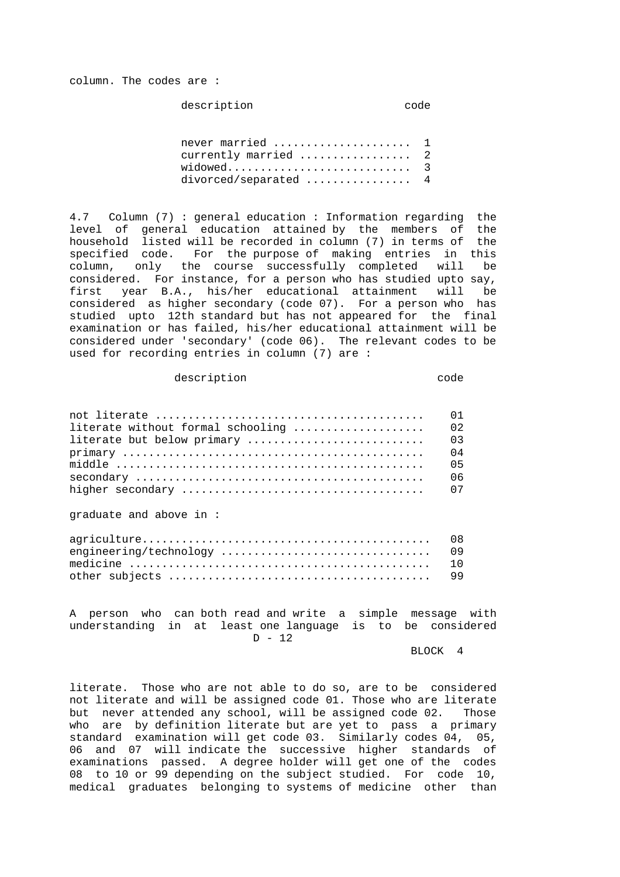column. The codes are :

| description | code |
|---|---|
| never married | 1 |
| currently married | 2 |
| widowed | 3 |
| divorced/separated | 4 |

4.7 Column (7) : general education : Information regarding the level of general education attained by the members of the household listed will be recorded in column (7) in terms of the specified code. For the purpose of making entries in this column, only the course successfully completed will be considered. For instance, for a person who has studied upto say, first year B.A., his/her educational attainment will be considered as higher secondary (code 07). For a person who has studied upto 12th standard but has not appeared for the final examination or has failed, his/her educational attainment will be considered under 'secondary' (code 06). The relevant codes to be used for recording entries in column (7) are :

| description | code |
|---|---|
| not literate | 01 |
| literate without formal schooling | 02 |
| literate but below primary | 03 |
| primary | 04 |
| middle | 05 |
| secondary | 06 |
| higher secondary | 07 |
| graduate and above in : | |
| agriculture | 08 |
| engineering/technology | 09 |
| medicine | 10 |
| other subjects | 99 |

A person who can both read and write a simple message with understanding in at least one language is to be considered literate. Those who are not able to do so, are to be considered not literate and will be assigned code 01. Those who are literate but never attended any school, will be assigned code 02. Those who are by definition literate but are yet to pass a primary standard examination will get code 03. Similarly codes 04, 05, 06 and 07 will indicate the successive higher standards of examinations passed. A degree holder will get one of the codes 08 to 10 or 99 depending on the subject studied. For code 10, medical graduates belonging to systems of medicine other than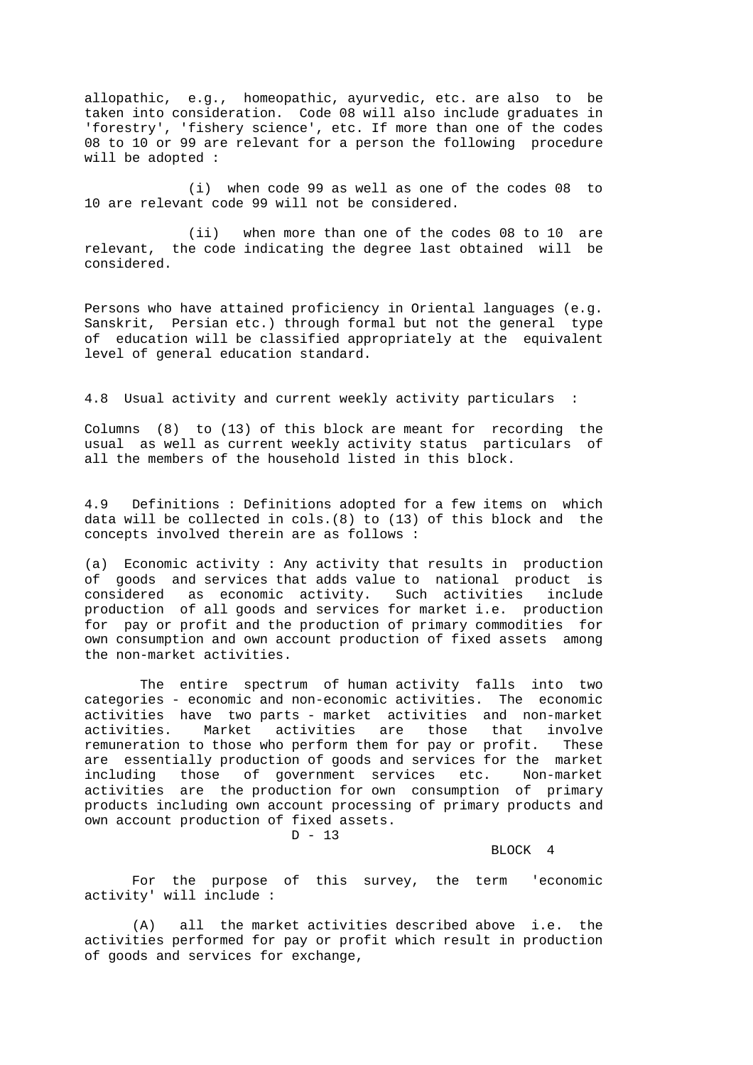allopathic, e.g., homeopathic, ayurvedic, etc. are also to be taken into consideration. Code 08 will also include graduates in 'forestry', 'fishery science', etc. If more than one of the codes 08 to 10 or 99 are relevant for a person the following procedure will be adopted :

(i) when code 99 as well as one of the codes 08 to 10 are relevant code 99 will not be considered.

(ii) when more than one of the codes 08 to 10 are relevant, the code indicating the degree last obtained will be considered.

Persons who have attained proficiency in Oriental languages (e.g. Sanskrit, Persian etc.) through formal but not the general type of education will be classified appropriately at the equivalent level of general education standard.

4.8 Usual activity and current weekly activity particulars :

Columns (8) to (13) of this block are meant for recording the usual as well as current weekly activity status particulars of all the members of the household listed in this block.

4.9 Definitions : Definitions adopted for a few items on which data will be collected in cols.(8) to (13) of this block and the concepts involved therein are as follows :

(a) Economic activity : Any activity that results in production of goods and services that adds value to national product is considered as economic activity. Such activities include production of all goods and services for market i.e. production for pay or profit and the production of primary commodities for own consumption and own account production of fixed assets among the non-market activities.

The entire spectrum of human activity falls into two categories - economic and non-economic activities. The economic activities have two parts - market activities and non-market activities. Market activities are those that involve remuneration to those who perform them for pay or profit. These are essentially production of goods and services for the market including those of government services etc. Non-market activities are the production for own consumption of primary products including own account processing of primary products and own account production of fixed assets.

For the purpose of this survey, the term 'economic activity' will include :

(A) all the market activities described above i.e. the activities performed for pay or profit which result in production of goods and services for exchange,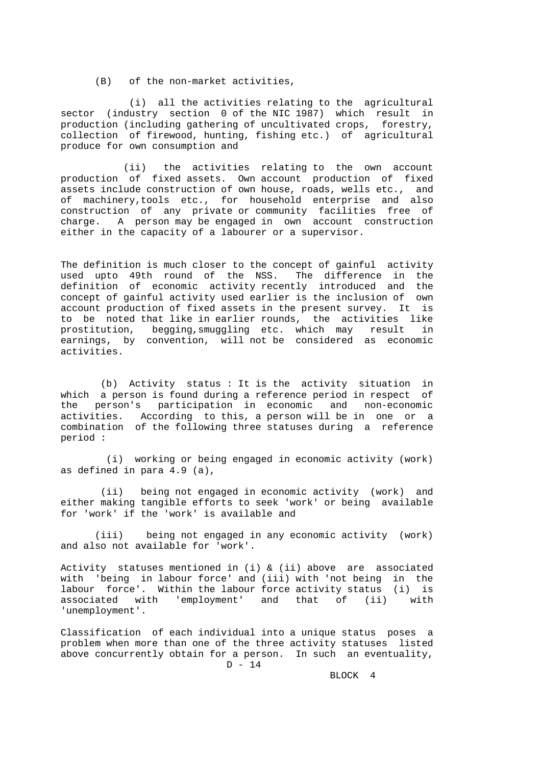(B) of the non-market activities,

(i) all the activities relating to the agricultural sector (industry section 0 of the NIC 1987) which result in production (including gathering of uncultivated crops, forestry, collection of firewood, hunting, fishing etc.) of agricultural produce for own consumption and

(ii) the activities relating to the own account production of fixed assets. Own account production of fixed assets include construction of own house, roads, wells etc., and of machinery,tools etc., for household enterprise and also construction of any private or community facilities free of charge. A person may be engaged in own account construction either in the capacity of a labourer or a supervisor.

The definition is much closer to the concept of gainful activity used upto 49th round of the NSS. The difference in the definition of economic activity recently introduced and the concept of gainful activity used earlier is the inclusion of own account production of fixed assets in the present survey. It is to be noted that like in earlier rounds, the activities like prostitution, begging,smuggling etc. which may result in earnings, by convention, will not be considered as economic activities.

(b) Activity status : It is the activity situation in which a person is found during a reference period in respect of the person's participation in economic and non-economic activities. According to this, a person will be in one or a combination of the following three statuses during a reference period :

(i) working or being engaged in economic activity (work) as defined in para 4.9 (a),

(ii) being not engaged in economic activity (work) and either making tangible efforts to seek 'work' or being available for 'work' if the 'work' is available and

(iii) being not engaged in any economic activity (work) and also not available for 'work'.

Activity statuses mentioned in (i) & (ii) above are associated with 'being in labour force' and (iii) with 'not being in the labour force'. Within the labour force activity status (i) is associated with 'employment' and that of (ii) with 'unemployment'.

Classification of each individual into a unique status poses a problem when more than one of the three activity statuses listed above concurrently obtain for a person. In such an eventuality,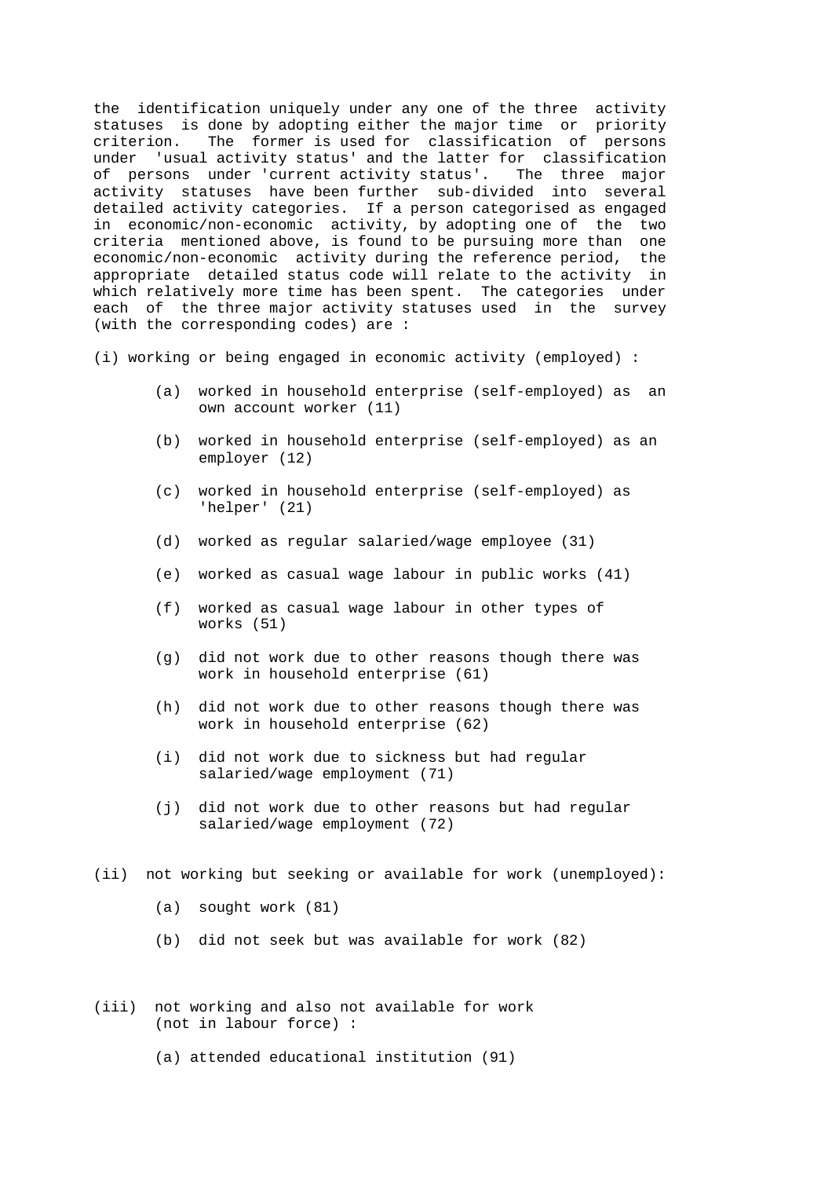the identification uniquely under any one of the three activity statuses is done by adopting either the major time or priority criterion. The former is used for classification of persons under 'usual activity status' and the latter for classification of persons under 'current activity status'. The three major activity statuses have been further sub-divided into several detailed activity categories. If a person categorised as engaged in economic/non-economic activity, by adopting one of the two criteria mentioned above, is found to be pursuing more than one economic/non-economic activity during the reference period, the appropriate detailed status code will relate to the activity in which relatively more time has been spent. The categories under each of the three major activity statuses used in the survey (with the corresponding codes) are :

(i) working or being engaged in economic activity (employed) :

- (a) worked in household enterprise (self-employed) as an own account worker (11)
- (b) worked in household enterprise (self-employed) as an employer (12)
- (c) worked in household enterprise (self-employed) as 'helper' (21)
- (d) worked as regular salaried/wage employee (31)
- (e) worked as casual wage labour in public works (41)
- (f) worked as casual wage labour in other types of works (51)
- (g) did not work due to other reasons though there was work in household enterprise (61)
- (h) did not work due to other reasons though there was work in household enterprise (62)
- (i) did not work due to sickness but had regular salaried/wage employment (71)
- (j) did not work due to other reasons but had regular salaried/wage employment (72)

(ii) not working but seeking or available for work (unemployed):

- (a) sought work (81)
- (b) did not seek but was available for work (82)

(iii) not working and also not available for work (not in labour force) :

- (a) attended educational institution (91)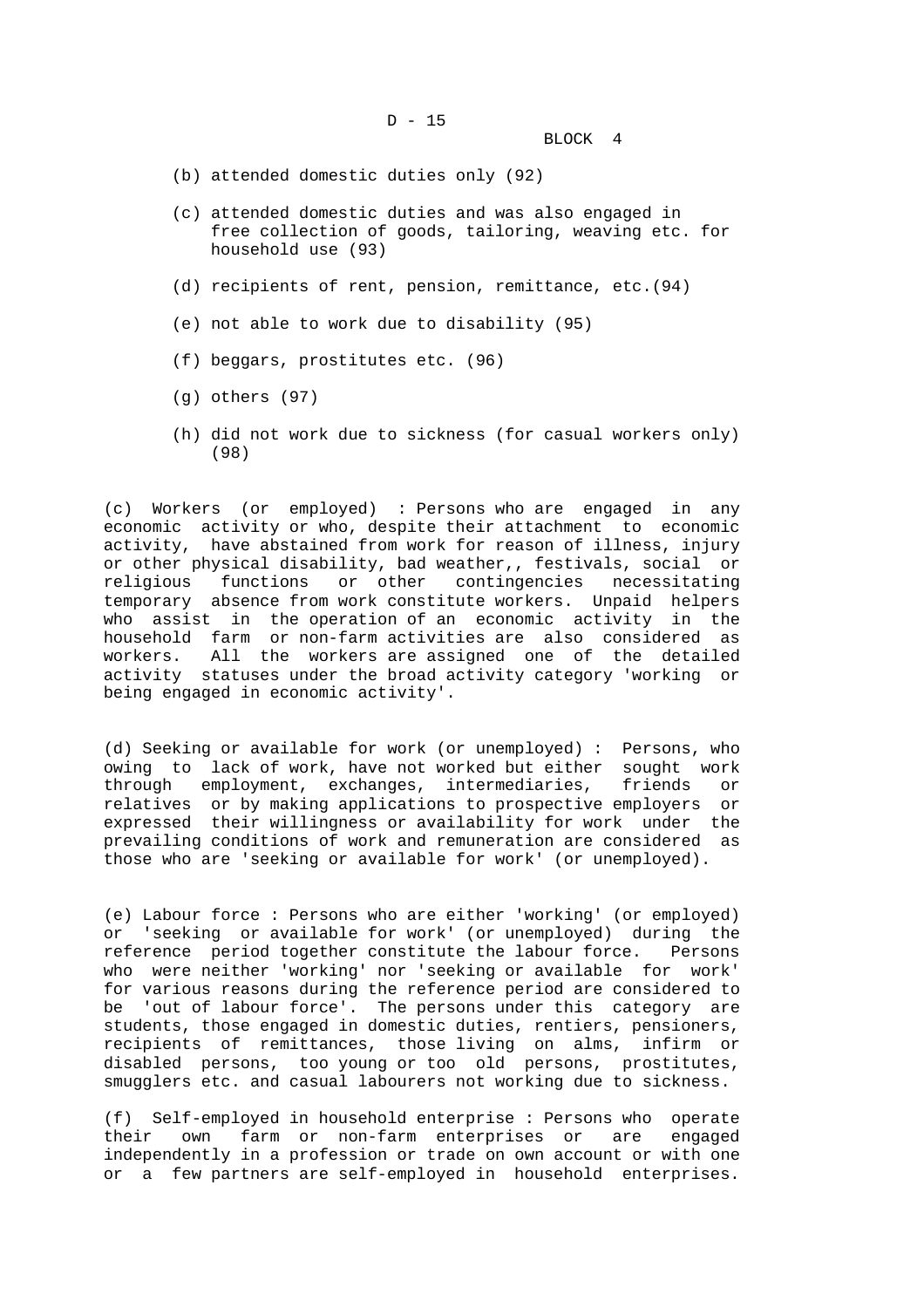(b) attended domestic duties only (92)

(c) attended domestic duties and was also engaged in free collection of goods, tailoring, weaving etc. for household use (93)

(d) recipients of rent, pension, remittance, etc.(94)

(e) not able to work due to disability (95)

(f) beggars, prostitutes etc. (96)

(g) others (97)

(h) did not work due to sickness (for casual workers only) (98)

(c) Workers (or employed) : Persons who are engaged in any economic activity or who, despite their attachment to economic activity, have abstained from work for reason of illness, injury or other physical disability, bad weather,, festivals, social or religious functions or other contingencies necessitating temporary absence from work constitute workers. Unpaid helpers who assist in the operation of an economic activity in the household farm or non-farm activities are also considered as workers. All the workers are assigned one of the detailed activity statuses under the broad activity category 'working or being engaged in economic activity'.

(d) Seeking or available for work (or unemployed) : Persons, who owing to lack of work, have not worked but either sought work through employment, exchanges, intermediaries, friends or relatives or by making applications to prospective employers or expressed their willingness or availability for work under the prevailing conditions of work and remuneration are considered as those who are 'seeking or available for work' (or unemployed).

(e) Labour force : Persons who are either 'working' (or employed) or 'seeking or available for work' (or unemployed) during the reference period together constitute the labour force. Persons who were neither 'working' nor 'seeking or available for work' for various reasons during the reference period are considered to be 'out of labour force'. The persons under this category are students, those engaged in domestic duties, rentiers, pensioners, recipients of remittances, those living on alms, infirm or disabled persons, too young or too old persons, prostitutes, smugglers etc. and casual labourers not working due to sickness.

(f) Self-employed in household enterprise : Persons who operate their own farm or non-farm enterprises or are engaged independently in a profession or trade on own account or with one or a few partners are self-employed in household enterprises.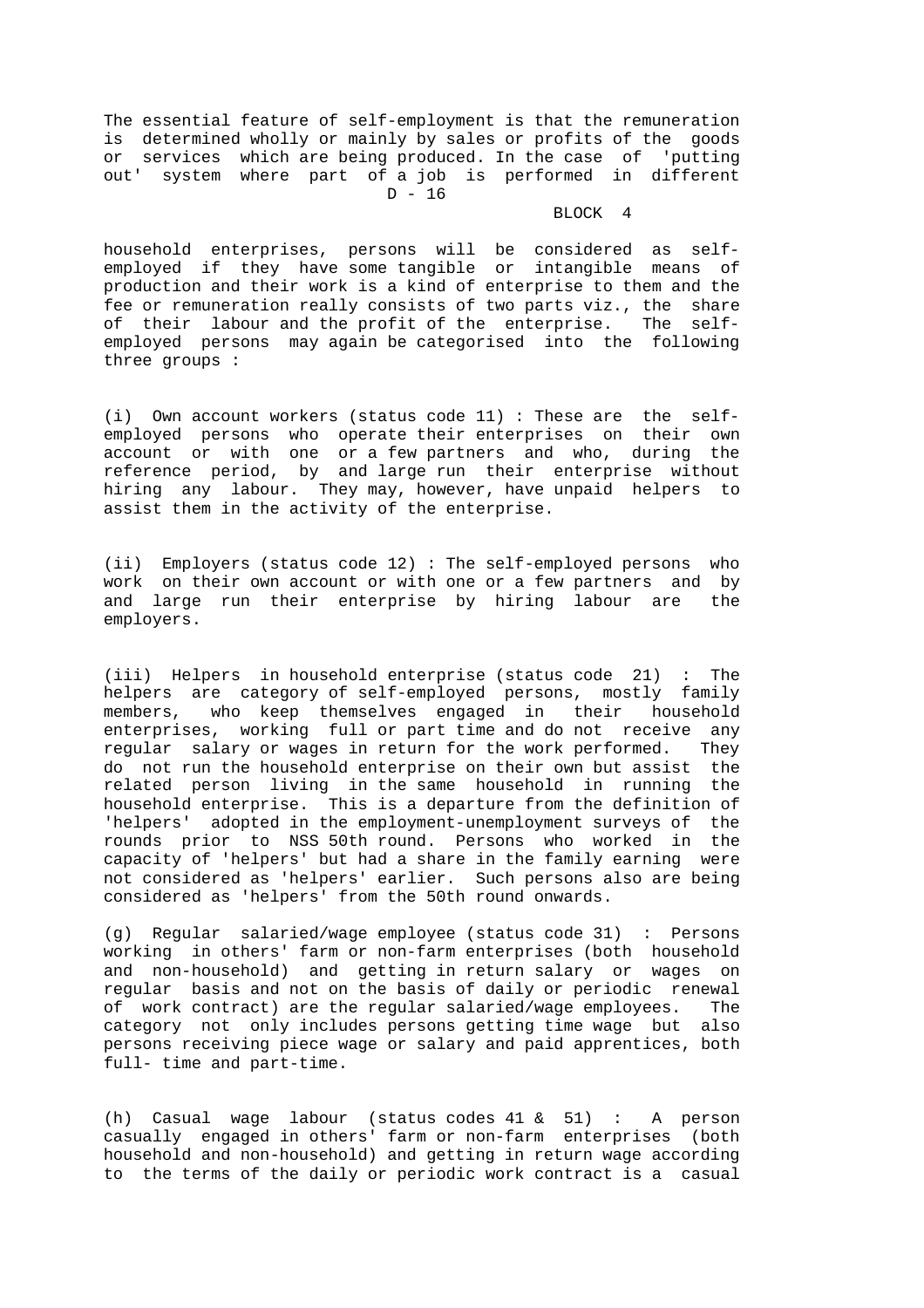The essential feature of self-employment is that the remuneration is determined wholly or mainly by sales or profits of the goods or services which are being produced. In the case of 'putting out' system where part of a job is performed in different household enterprises, persons will be considered as self-employed if they have some tangible or intangible means of production and their work is a kind of enterprise to them and the fee or remuneration really consists of two parts viz., the share of their labour and the profit of the enterprise. The self-employed persons may again be categorised into the following three groups :

(i) Own account workers (status code 11) : These are the self-employed persons who operate their enterprises on their own account or with one or a few partners and who, during the reference period, by and large run their enterprise without hiring any labour. They may, however, have unpaid helpers to assist them in the activity of the enterprise.

(ii) Employers (status code 12) : The self-employed persons who work on their own account or with one or a few partners and by and large run their enterprise by hiring labour are the employers.

(iii) Helpers in household enterprise (status code 21) : The helpers are category of self-employed persons, mostly family members, who keep themselves engaged in their household enterprises, working full or part time and do not receive any regular salary or wages in return for the work performed. They do not run the household enterprise on their own but assist the related person living in the same household in running the household enterprise. This is a departure from the definition of 'helpers' adopted in the employment-unemployment surveys of the rounds prior to NSS 50th round. Persons who worked in the capacity of 'helpers' but had a share in the family earning were not considered as 'helpers' earlier. Such persons also are being considered as 'helpers' from the 50th round onwards.

(g) Regular salaried/wage employee (status code 31) : Persons working in others' farm or non-farm enterprises (both household and non-household) and getting in return salary or wages on regular basis and not on the basis of daily or periodic renewal of work contract) are the regular salaried/wage employees. The category not only includes persons getting time wage but also persons receiving piece wage or salary and paid apprentices, both full- time and part-time.

(h) Casual wage labour (status codes 41 & 51) : A person casually engaged in others' farm or non-farm enterprises (both household and non-household) and getting in return wage according to the terms of the daily or periodic work contract is a casual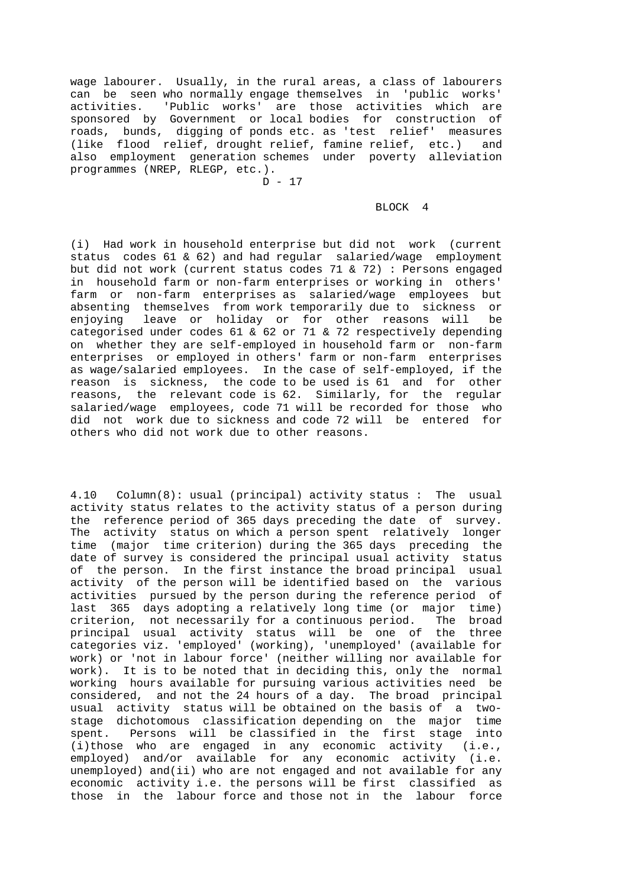wage labourer. Usually, in the rural areas, a class of labourers can be seen who normally engage themselves in 'public works' activities. 'Public works' are those activities which are sponsored by Government or local bodies for construction of roads, bunds, digging of ponds etc. as 'test relief' measures (like flood relief, drought relief, famine relief, etc.) and also employment generation schemes under poverty alleviation programmes (NREP, RLEGP, etc.).

BLOCK 4

(i) Had work in household enterprise but did not work (current status codes 61 & 62) and had regular salaried/wage employment but did not work (current status codes 71 & 72) : Persons engaged in household farm or non-farm enterprises or working in others' farm or non-farm enterprises as salaried/wage employees but absenting themselves from work temporarily due to sickness or enjoying leave or holiday or for other reasons will be categorised under codes 61 & 62 or 71 & 72 respectively depending on whether they are self-employed in household farm or non-farm enterprises or employed in others' farm or non-farm enterprises as wage/salaried employees. In the case of self-employed, if the reason is sickness, the code to be used is 61 and for other reasons, the relevant code is 62. Similarly, for the regular salaried/wage employees, code 71 will be recorded for those who did not work due to sickness and code 72 will be entered for others who did not work due to other reasons.

4.10 Column(8): usual (principal) activity status : The usual activity status relates to the activity status of a person during the reference period of 365 days preceding the date of survey. The activity status on which a person spent relatively longer time (major time criterion) during the 365 days preceding the date of survey is considered the principal usual activity status of the person. In the first instance the broad principal usual activity of the person will be identified based on the various activities pursued by the person during the reference period of last 365 days adopting a relatively long time (or major time) criterion, not necessarily for a continuous period. The broad principal usual activity status will be one of the three categories viz. 'employed' (working), 'unemployed' (available for work) or 'not in labour force' (neither willing nor available for work). It is to be noted that in deciding this, only the normal working hours available for pursuing various activities need be considered, and not the 24 hours of a day. The broad principal usual activity status will be obtained on the basis of a two-stage dichotomous classification depending on the major time spent. Persons will be classified in the first stage into (i)those who are engaged in any economic activity (i.e., employed) and/or available for any economic activity (i.e. unemployed) and(ii) who are not engaged and not available for any economic activity i.e. the persons will be first classified as those in the labour force and those not in the labour force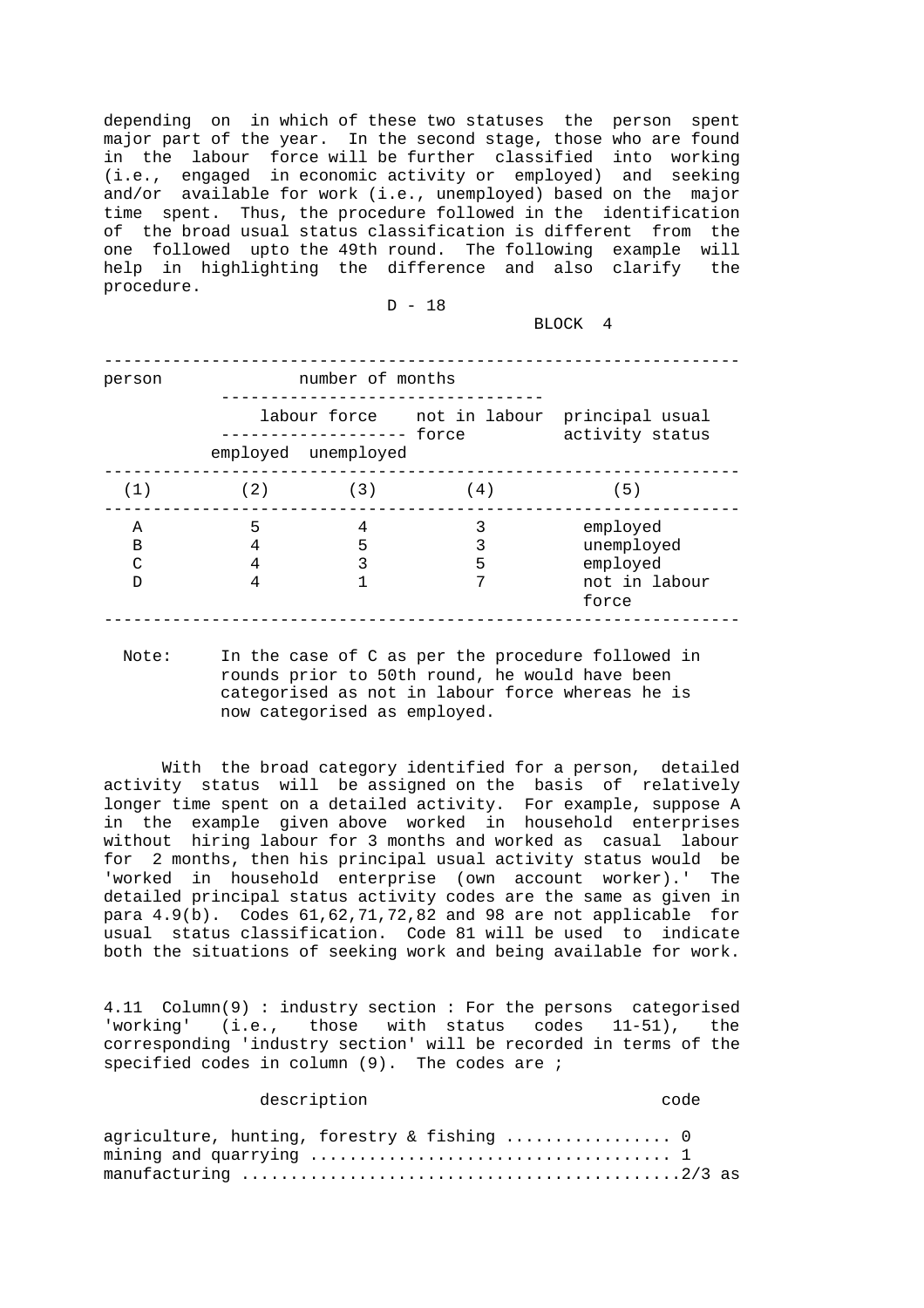depending on in which of these two statuses the person spent major part of the year. In the second stage, those who are found in the labour force will be further classified into working (i.e., engaged in economic activity or employed) and seeking and/or available for work (i.e., unemployed) based on the major time spent. Thus, the procedure followed in the identification of the broad usual status classification is different from the one followed upto the 49th round. The following example will help in highlighting the difference and also clarify the procedure.

D - 18

BLOCK 4

| person | number of months | | | principal usual activity status |
|---|---|---|---|---|
| | labour force | | not in labour force | |
| | employed | unemployed | | |
| (1) | (2) | (3) | (4) | (5) |
| A | 5 | 4 | 3 | employed |
| B | 4 | 5 | 3 | unemployed |
| C | 4 | 3 | 5 | employed |
| D | 4 | 1 | 7 | not in labour force |

Note: In the case of C as per the procedure followed in rounds prior to 50th round, he would have been categorised as not in labour force whereas he is now categorised as employed.

With the broad category identified for a person, detailed activity status will be assigned on the basis of relatively longer time spent on a detailed activity. For example, suppose A in the example given above worked in household enterprises without hiring labour for 3 months and worked as casual labour for 2 months, then his principal usual activity status would be 'worked in household enterprise (own account worker).' The detailed principal status activity codes are the same as given in para 4.9(b). Codes 61,62,71,72,82 and 98 are not applicable for usual status classification. Code 81 will be used to indicate both the situations of seeking work and being available for work.

4.11 Column(9) : industry section : For the persons categorised 'working' (i.e., those with status codes 11-51), the corresponding 'industry section' will be recorded in terms of the specified codes in column (9). The codes are ;

| description | code |
|---|---|
| agriculture, hunting, forestry & fishing | 0 |
| mining and quarrying | 1 |
| manufacturing | 2/3 as |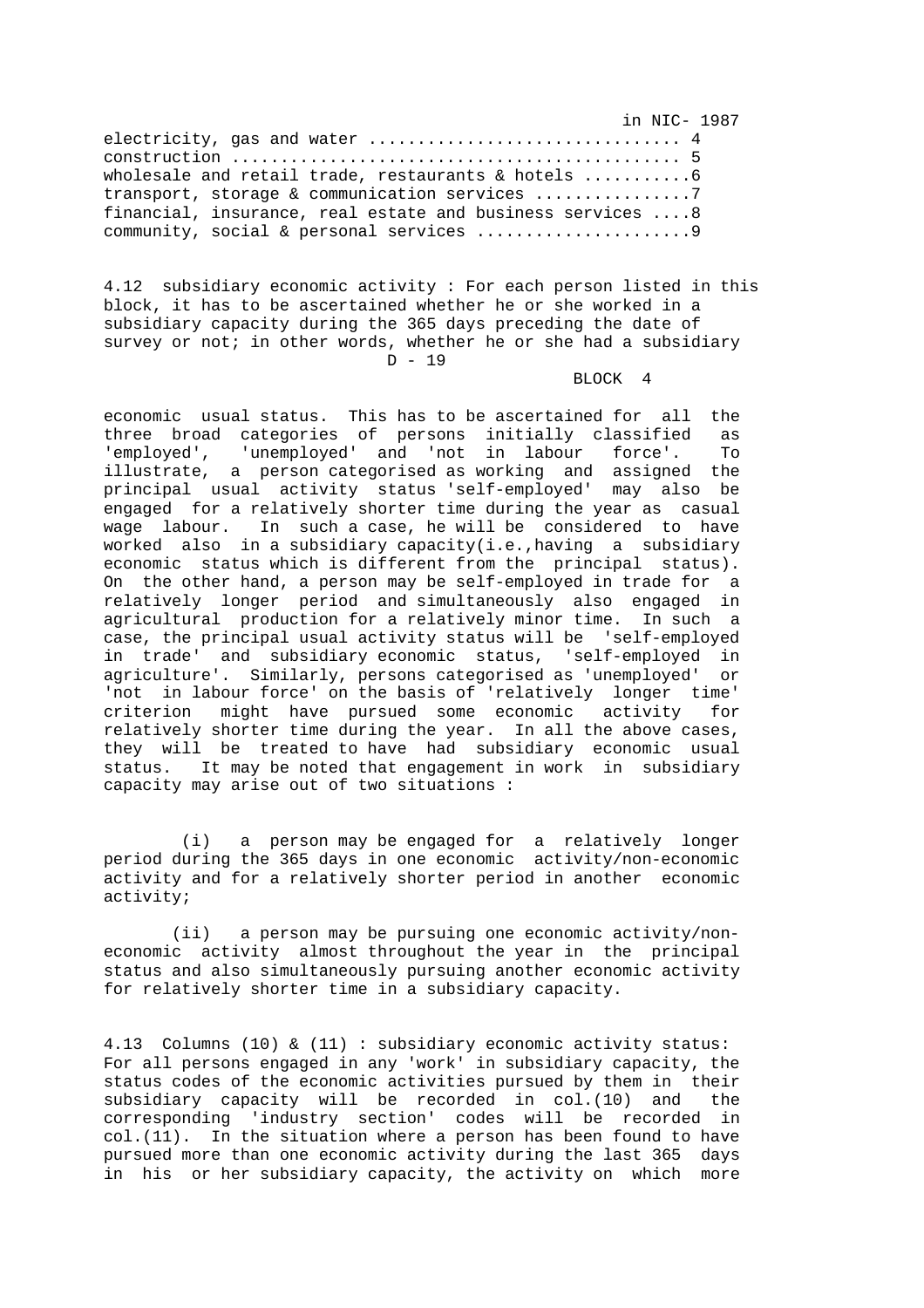in NIC- 1987

electricity, gas and water ............................... 4
construction ............................................. 5
wholesale and retail trade, restaurants & hotels ..........6
transport, storage & communication services ...............7
financial, insurance, real estate and business services ....8
community, social & personal services .....................9

4.12 subsidiary economic activity : For each person listed in this block, it has to be ascertained whether he or she worked in a subsidiary capacity during the 365 days preceding the date of survey or not; in other words, whether he or she had a subsidiary economic usual status. This has to be ascertained for all the three broad categories of persons initially classified as 'employed', 'unemployed' and 'not in labour force'. To illustrate, a person categorised as working and assigned the principal usual activity status 'self-employed' may also be engaged for a relatively shorter time during the year as casual wage labour. In such a case, he will be considered to have worked also in a subsidiary capacity(i.e.,having a subsidiary economic status which is different from the principal status). On the other hand, a person may be self-employed in trade for a relatively longer period and simultaneously also engaged in agricultural production for a relatively minor time. In such a case, the principal usual activity status will be 'self-employed in trade' and subsidiary economic status, 'self-employed in agriculture'. Similarly, persons categorised as 'unemployed' or 'not in labour force' on the basis of 'relatively longer time' criterion might have pursued some economic activity for relatively shorter time during the year. In all the above cases, they will be treated to have had subsidiary economic usual status. It may be noted that engagement in work in subsidiary capacity may arise out of two situations :

(i) a person may be engaged for a relatively longer period during the 365 days in one economic activity/non-economic activity and for a relatively shorter period in another economic activity;

(ii) a person may be pursuing one economic activity/non-economic activity almost throughout the year in the principal status and also simultaneously pursuing another economic activity for relatively shorter time in a subsidiary capacity.

4.13 Columns (10) & (11) : subsidiary economic activity status: For all persons engaged in any 'work' in subsidiary capacity, the status codes of the economic activities pursued by them in their subsidiary capacity will be recorded in col.(10) and the corresponding 'industry section' codes will be recorded in col.(11). In the situation where a person has been found to have pursued more than one economic activity during the last 365 days in his or her subsidiary capacity, the activity on which more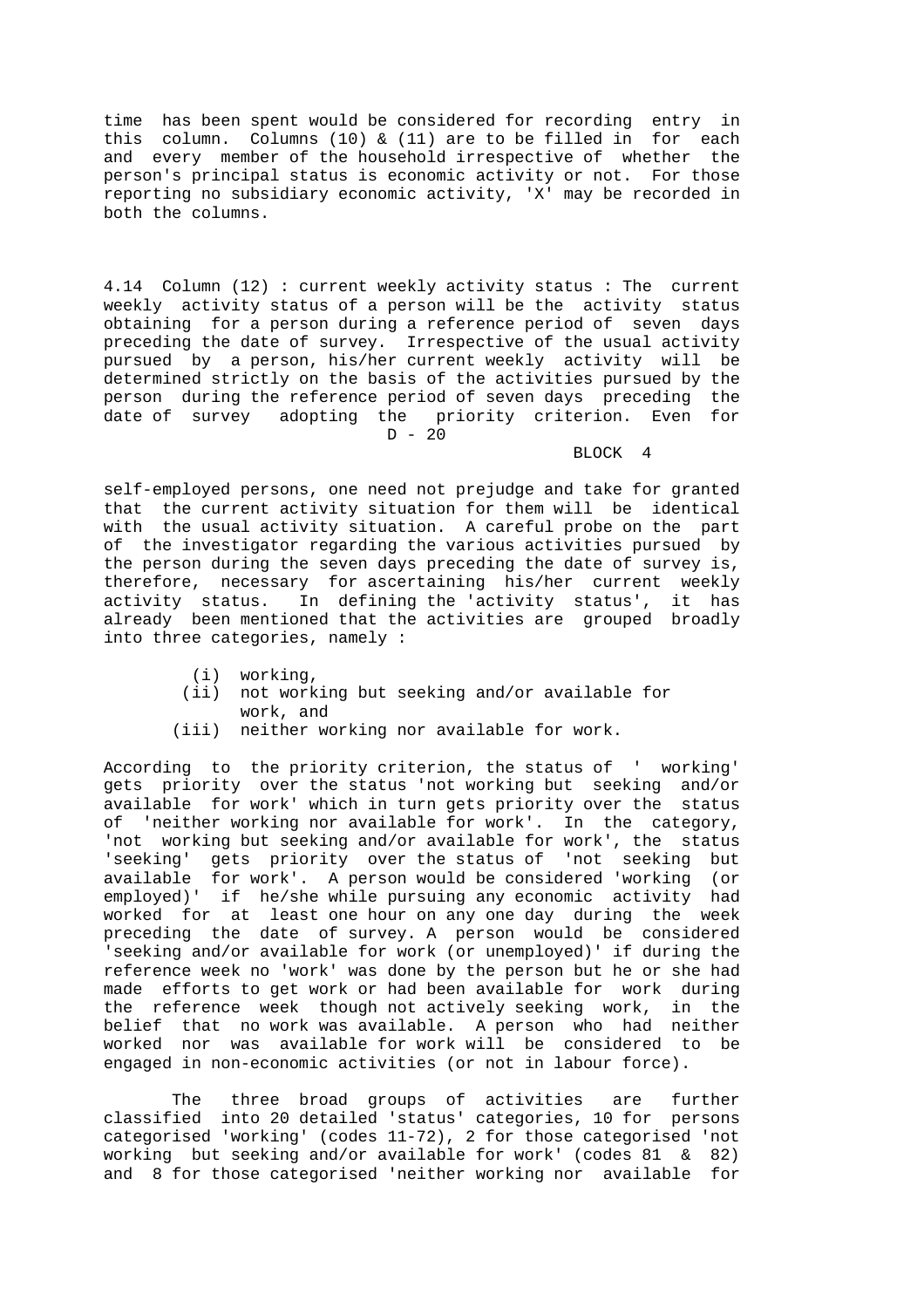time has been spent would be considered for recording entry in this column. Columns (10) & (11) are to be filled in for each and every member of the household irrespective of whether the person's principal status is economic activity or not. For those reporting no subsidiary economic activity, 'X' may be recorded in both the columns.

4.14 Column (12) : current weekly activity status : The current weekly activity status of a person will be the activity status obtaining for a person during a reference period of seven days preceding the date of survey. Irrespective of the usual activity pursued by a person, his/her current weekly activity will be determined strictly on the basis of the activities pursued by the person during the reference period of seven days preceding the date of survey adopting the priority criterion. Even for self-employed persons, one need not prejudge and take for granted that the current activity situation for them will be identical with the usual activity situation. A careful probe on the part of the investigator regarding the various activities pursued by the person during the seven days preceding the date of survey is, therefore, necessary for ascertaining his/her current weekly activity status. In defining the 'activity status', it has already been mentioned that the activities are grouped broadly into three categories, namely :

(i) working,
(ii) not working but seeking and/or available for work, and
(iii) neither working nor available for work.

According to the priority criterion, the status of ' working' gets priority over the status 'not working but seeking and/or available for work' which in turn gets priority over the status of 'neither working nor available for work'. In the category, 'not working but seeking and/or available for work', the status 'seeking' gets priority over the status of 'not seeking but available for work'. A person would be considered 'working (or employed)' if he/she while pursuing any economic activity had worked for at least one hour on any one day during the week preceding the date of survey. A person would be considered 'seeking and/or available for work (or unemployed)' if during the reference week no 'work' was done by the person but he or she had made efforts to get work or had been available for work during the reference week though not actively seeking work, in the belief that no work was available. A person who had neither worked nor was available for work will be considered to be engaged in non-economic activities (or not in labour force).

The three broad groups of activities are further classified into 20 detailed 'status' categories, 10 for persons categorised 'working' (codes 11-72), 2 for those categorised 'not working but seeking and/or available for work' (codes 81 & 82) and 8 for those categorised 'neither working nor available for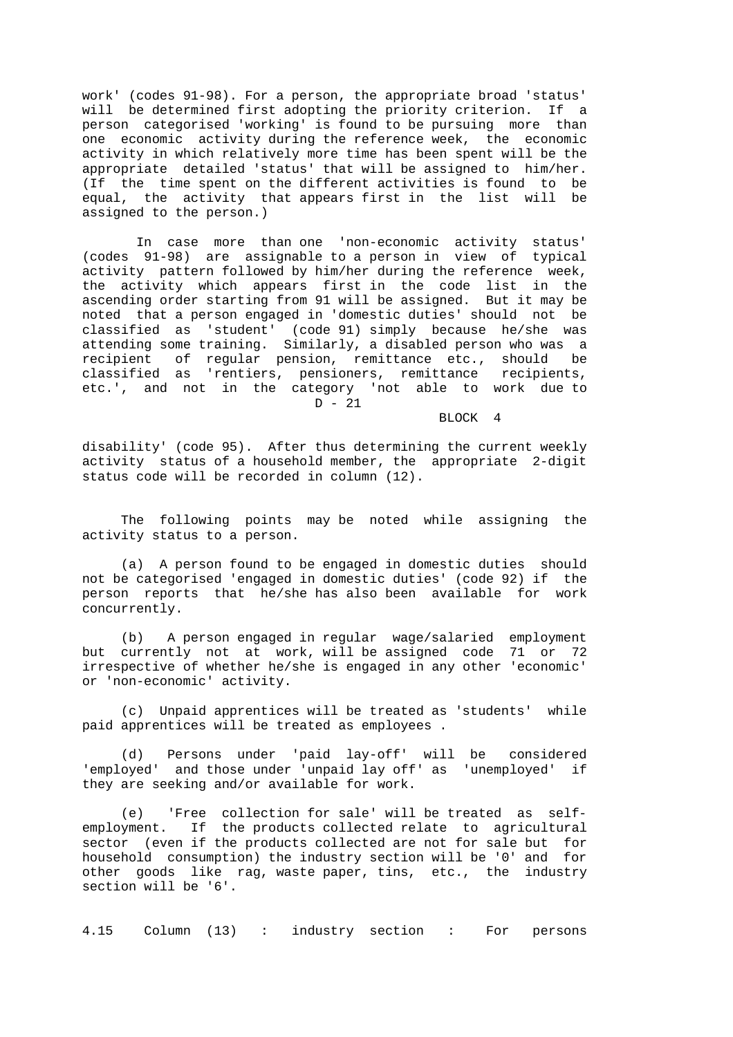work' (codes 91-98). For a person, the appropriate broad 'status' will be determined first adopting the priority criterion. If a person categorised 'working' is found to be pursuing more than one economic activity during the reference week, the economic activity in which relatively more time has been spent will be the appropriate detailed 'status' that will be assigned to him/her. (If the time spent on the different activities is found to be equal, the activity that appears first in the list will be assigned to the person.)

In case more than one 'non-economic activity status' (codes 91-98) are assignable to a person in view of typical activity pattern followed by him/her during the reference week, the activity which appears first in the code list in the ascending order starting from 91 will be assigned. But it may be noted that a person engaged in 'domestic duties' should not be classified as 'student' (code 91) simply because he/she was attending some training. Similarly, a disabled person who was a recipient of regular pension, remittance etc., should be classified as 'rentiers, pensioners, remittance recipients, etc.', and not in the category 'not able to work due to disability' (code 95). After thus determining the current weekly activity status of a household member, the appropriate 2-digit status code will be recorded in column (12).

The following points may be noted while assigning the activity status to a person.

(a) A person found to be engaged in domestic duties should not be categorised 'engaged in domestic duties' (code 92) if the person reports that he/she has also been available for work concurrently.

(b) A person engaged in regular wage/salaried employment but currently not at work, will be assigned code 71 or 72 irrespective of whether he/she is engaged in any other 'economic' or 'non-economic' activity.

(c) Unpaid apprentices will be treated as 'students' while paid apprentices will be treated as employees .

(d) Persons under 'paid lay-off' will be considered 'employed' and those under 'unpaid lay off' as 'unemployed' if they are seeking and/or available for work.

(e) 'Free collection for sale' will be treated as self-employment. If the products collected relate to agricultural sector (even if the products collected are not for sale but for household consumption) the industry section will be '0' and for other goods like rag, waste paper, tins, etc., the industry section will be '6'.

4.15 Column (13) : industry section : For persons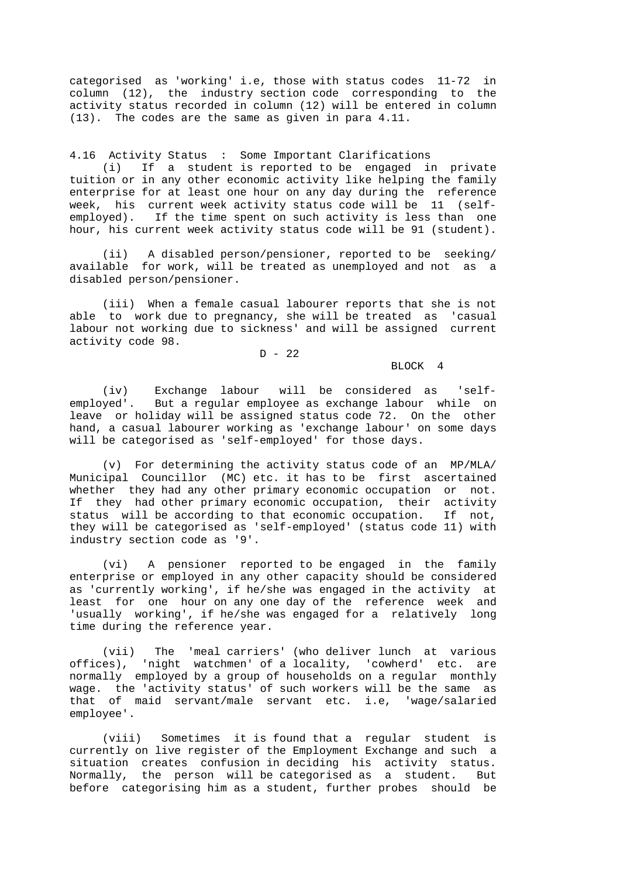categorised as 'working' i.e, those with status codes 11-72 in column (12), the industry section code corresponding to the activity status recorded in column (12) will be entered in column (13). The codes are the same as given in para 4.11.

4.16 Activity Status : Some Important Clarifications

(i) If a student is reported to be engaged in private tuition or in any other economic activity like helping the family enterprise for at least one hour on any day during the reference week, his current week activity status code will be 11 (self-employed). If the time spent on such activity is less than one hour, his current week activity status code will be 91 (student).

(ii) A disabled person/pensioner, reported to be seeking/ available for work, will be treated as unemployed and not as a disabled person/pensioner.

(iii) When a female casual labourer reports that she is not able to work due to pregnancy, she will be treated as 'casual labour not working due to sickness' and will be assigned current activity code 98.

(iv) Exchange labour will be considered as 'self-employed'. But a regular employee as exchange labour while on leave or holiday will be assigned status code 72. On the other hand, a casual labourer working as 'exchange labour' on some days will be categorised as 'self-employed' for those days.

(v) For determining the activity status code of an MP/MLA/ Municipal Councillor (MC) etc. it has to be first ascertained whether they had any other primary economic occupation or not. If they had other primary economic occupation, their activity status will be according to that economic occupation. If not, they will be categorised as 'self-employed' (status code 11) with industry section code as '9'.

(vi) A pensioner reported to be engaged in the family enterprise or employed in any other capacity should be considered as 'currently working', if he/she was engaged in the activity at least for one hour on any one day of the reference week and 'usually working', if he/she was engaged for a relatively long time during the reference year.

(vii) The 'meal carriers' (who deliver lunch at various offices), 'night watchmen' of a locality, 'cowherd' etc. are normally employed by a group of households on a regular monthly wage. the 'activity status' of such workers will be the same as that of maid servant/male servant etc. i.e, 'wage/salaried employee'.

(viii) Sometimes it is found that a regular student is currently on live register of the Employment Exchange and such a situation creates confusion in deciding his activity status. Normally, the person will be categorised as a student. But before categorising him as a student, further probes should be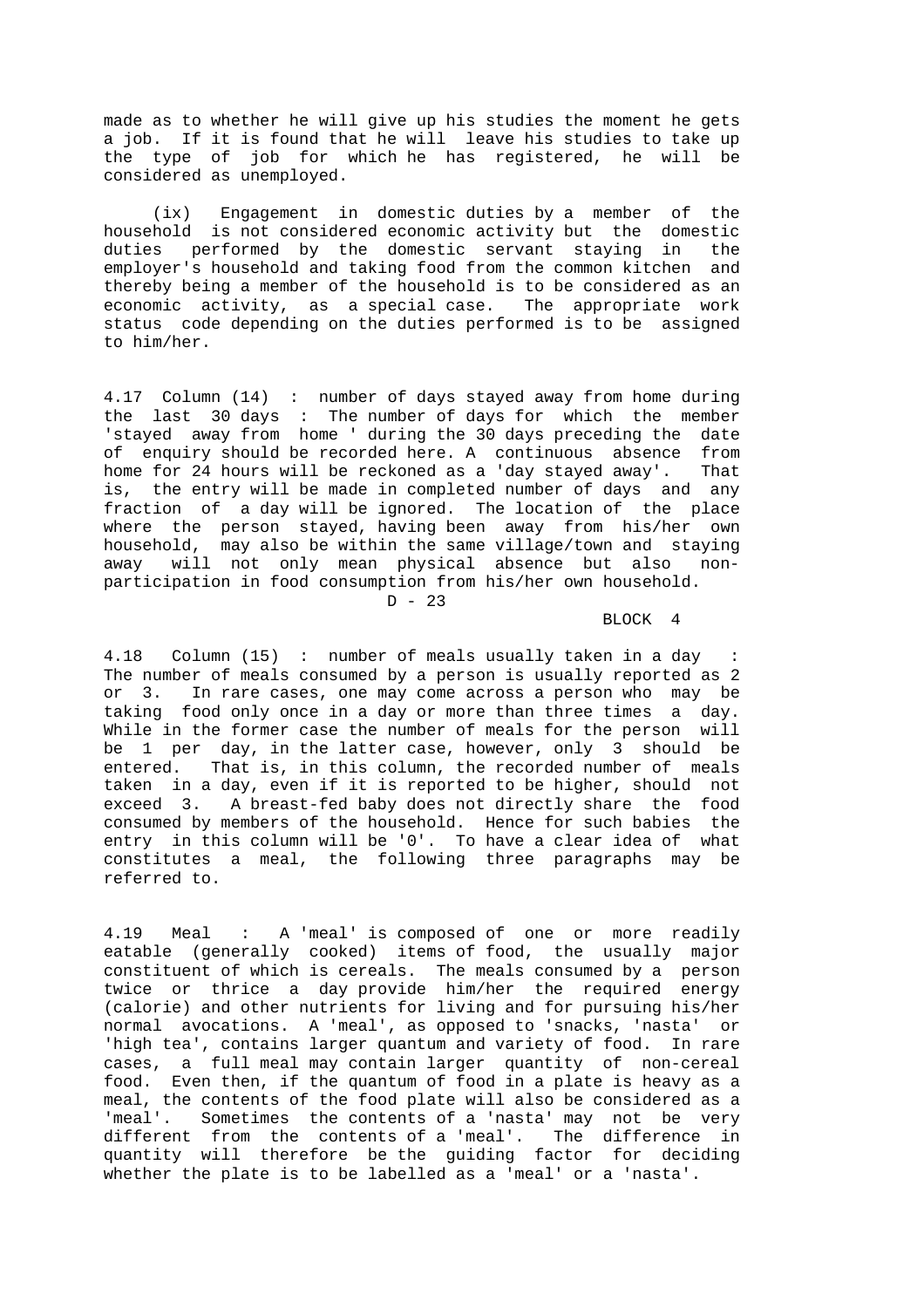made as to whether he will give up his studies the moment he gets a job. If it is found that he will leave his studies to take up the type of job for which he has registered, he will be considered as unemployed.

(ix) Engagement in domestic duties by a member of the household is not considered economic activity but the domestic duties performed by the domestic servant staying in the employer's household and taking food from the common kitchen and thereby being a member of the household is to be considered as an economic activity, as a special case. The appropriate work status code depending on the duties performed is to be assigned to him/her.

4.17 Column (14) : number of days stayed away from home during the last 30 days : The number of days for which the member 'stayed away from home ' during the 30 days preceding the date of enquiry should be recorded here. A continuous absence from home for 24 hours will be reckoned as a 'day stayed away'. That is, the entry will be made in completed number of days and any fraction of a day will be ignored. The location of the place where the person stayed, having been away from his/her own household, may also be within the same village/town and staying away will not only mean physical absence but also non-participation in food consumption from his/her own household.

BLOCK 4

4.18 Column (15) : number of meals usually taken in a day : The number of meals consumed by a person is usually reported as 2 or 3. In rare cases, one may come across a person who may be taking food only once in a day or more than three times a day. While in the former case the number of meals for the person will be 1 per day, in the latter case, however, only 3 should be entered. That is, in this column, the recorded number of meals taken in a day, even if it is reported to be higher, should not exceed 3. A breast-fed baby does not directly share the food consumed by members of the household. Hence for such babies the entry in this column will be '0'. To have a clear idea of what constitutes a meal, the following three paragraphs may be referred to.

4.19 Meal : A 'meal' is composed of one or more readily eatable (generally cooked) items of food, the usually major constituent of which is cereals. The meals consumed by a person twice or thrice a day provide him/her the required energy (calorie) and other nutrients for living and for pursuing his/her normal avocations. A 'meal', as opposed to 'snacks, 'nasta' or 'high tea', contains larger quantum and variety of food. In rare cases, a full meal may contain larger quantity of non-cereal food. Even then, if the quantum of food in a plate is heavy as a meal, the contents of the food plate will also be considered as a 'meal'. Sometimes the contents of a 'nasta' may not be very different from the contents of a 'meal'. The difference in quantity will therefore be the guiding factor for deciding whether the plate is to be labelled as a 'meal' or a 'nasta'.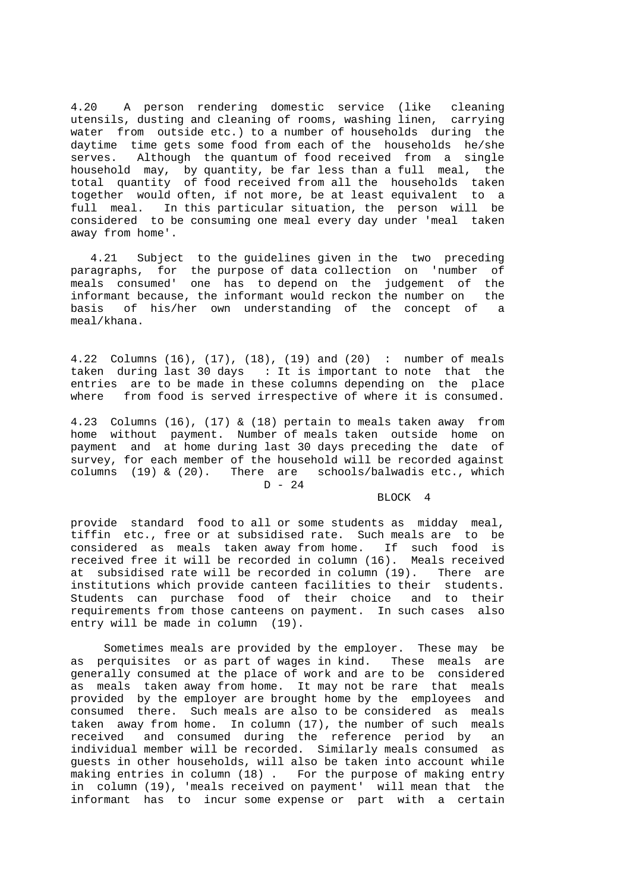4.20 A person rendering domestic service (like cleaning utensils, dusting and cleaning of rooms, washing linen, carrying water from outside etc.) to a number of households during the daytime time gets some food from each of the households he/she serves. Although the quantum of food received from a single household may, by quantity, be far less than a full meal, the total quantity of food received from all the households taken together would often, if not more, be at least equivalent to a full meal. In this particular situation, the person will be considered to be consuming one meal every day under 'meal taken away from home'.

4.21 Subject to the guidelines given in the two preceding paragraphs, for the purpose of data collection on 'number of meals consumed' one has to depend on the judgement of the informant because, the informant would reckon the number on the basis of his/her own understanding of the concept of a meal/khana.

4.22 Columns (16), (17), (18), (19) and (20) : number of meals taken during last 30 days : It is important to note that the entries are to be made in these columns depending on the place where from food is served irrespective of where it is consumed.

4.23 Columns (16), (17) & (18) pertain to meals taken away from home without payment. Number of meals taken outside home on payment and at home during last 30 days preceding the date of survey, for each member of the household will be recorded against columns (19) & (20). There are schools/balwadis etc., which provide standard food to all or some students as midday meal, tiffin etc., free or at subsidised rate. Such meals are to be considered as meals taken away from home. If such food is received free it will be recorded in column (16). Meals received at subsidised rate will be recorded in column (19). There are institutions which provide canteen facilities to their students. Students can purchase food of their choice and to their requirements from those canteens on payment. In such cases also entry will be made in column (19).

Sometimes meals are provided by the employer. These may be as perquisites or as part of wages in kind. These meals are generally consumed at the place of work and are to be considered as meals taken away from home. It may not be rare that meals provided by the employer are brought home by the employees and consumed there. Such meals are also to be considered as meals taken away from home. In column (17), the number of such meals received and consumed during the reference period by an individual member will be recorded. Similarly meals consumed as guests in other households, will also be taken into account while making entries in column (18) . For the purpose of making entry in column (19), 'meals received on payment' will mean that the informant has to incur some expense or part with a certain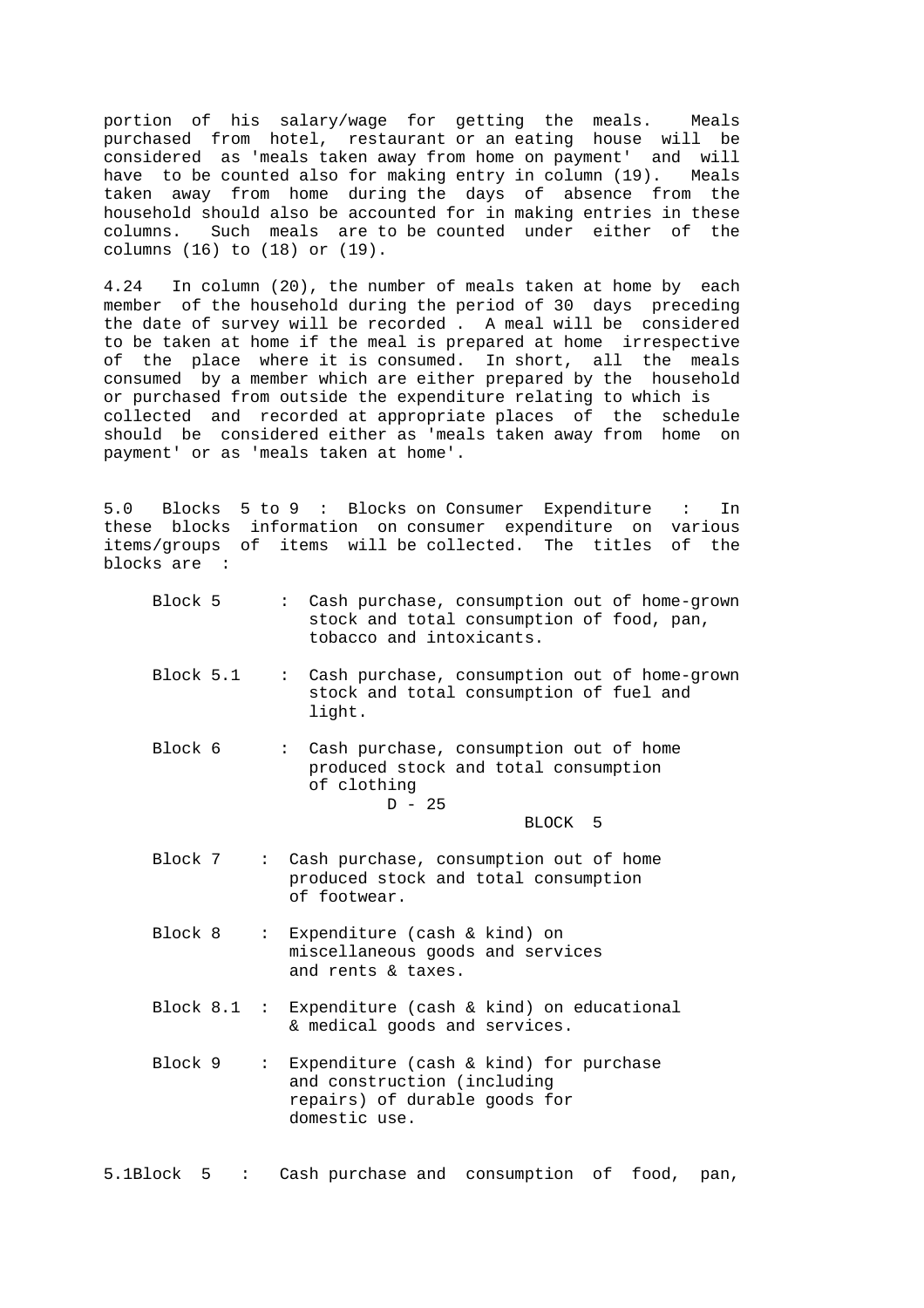portion of his salary/wage for getting the meals. Meals purchased from hotel, restaurant or an eating house will be considered as 'meals taken away from home on payment' and will have to be counted also for making entry in column (19). Meals taken away from home during the days of absence from the household should also be accounted for in making entries in these columns. Such meals are to be counted under either of the columns (16) to (18) or (19).

4.24 In column (20), the number of meals taken at home by each member of the household during the period of 30 days preceding the date of survey will be recorded . A meal will be considered to be taken at home if the meal is prepared at home irrespective of the place where it is consumed. In short, all the meals consumed by a member which are either prepared by the household or purchased from outside the expenditure relating to which is collected and recorded at appropriate places of the schedule should be considered either as 'meals taken away from home on payment' or as 'meals taken at home'.

5.0 Blocks 5 to 9 : Blocks on Consumer Expenditure : In these blocks information on consumer expenditure on various items/groups of items will be collected. The titles of the blocks are :

- Block 5 : Cash purchase, consumption out of home-grown stock and total consumption of food, pan, tobacco and intoxicants.
- Block 5.1 : Cash purchase, consumption out of home-grown stock and total consumption of fuel and light.
- Block 6 : Cash purchase, consumption out of home produced stock and total consumption of clothing
- Block 7 : Cash purchase, consumption out of home produced stock and total consumption of footwear.
- Block 8 : Expenditure (cash & kind) on miscellaneous goods and services and rents & taxes.
- Block 8.1 : Expenditure (cash & kind) on educational & medical goods and services.
- Block 9 : Expenditure (cash & kind) for purchase and construction (including repairs) of durable goods for domestic use.

5.1 Block 5 : Cash purchase and consumption of food, pan,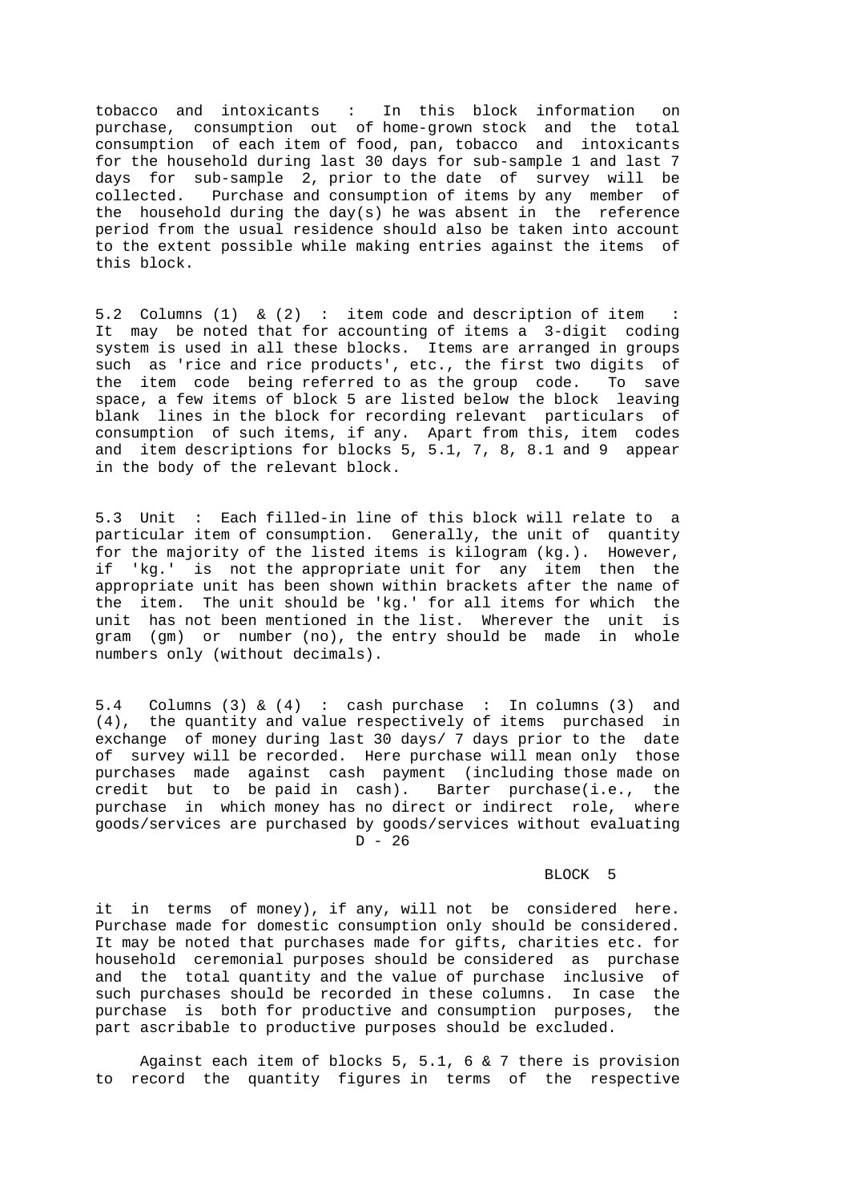tobacco and intoxicants : In this block information on purchase, consumption out of home-grown stock and the total consumption of each item of food, pan, tobacco and intoxicants for the household during last 30 days for sub-sample 1 and last 7 days for sub-sample 2, prior to the date of survey will be collected. Purchase and consumption of items by any member of the household during the day(s) he was absent in the reference period from the usual residence should also be taken into account to the extent possible while making entries against the items of this block.

5.2 Columns (1) & (2) : item code and description of item : It may be noted that for accounting of items a 3-digit coding system is used in all these blocks. Items are arranged in groups such as 'rice and rice products', etc., the first two digits of the item code being referred to as the group code. To save space, a few items of block 5 are listed below the block leaving blank lines in the block for recording relevant particulars of consumption of such items, if any. Apart from this, item codes and item descriptions for blocks 5, 5.1, 7, 8, 8.1 and 9 appear in the body of the relevant block.

5.3 Unit : Each filled-in line of this block will relate to a particular item of consumption. Generally, the unit of quantity for the majority of the listed items is kilogram (kg.). However, if 'kg.' is not the appropriate unit for any item then the appropriate unit has been shown within brackets after the name of the item. The unit should be 'kg.' for all items for which the unit has not been mentioned in the list. Wherever the unit is gram (gm) or number (no), the entry should be made in whole numbers only (without decimals).

5.4 Columns (3) & (4) : cash purchase : In columns (3) and (4), the quantity and value respectively of items purchased in exchange of money during last 30 days/ 7 days prior to the date of survey will be recorded. Here purchase will mean only those purchases made against cash payment (including those made on credit but to be paid in cash). Barter purchase(i.e., the purchase in which money has no direct or indirect role, where goods/services are purchased by goods/services without evaluating it in terms of money), if any, will not be considered here. Purchase made for domestic consumption only should be considered. It may be noted that purchases made for gifts, charities etc. for household ceremonial purposes should be considered as purchase and the total quantity and the value of purchase inclusive of such purchases should be recorded in these columns. In case the purchase is both for productive and consumption purposes, the part ascribable to productive purposes should be excluded.

Against each item of blocks 5, 5.1, 6 & 7 there is provision to record the quantity figures in terms of the respective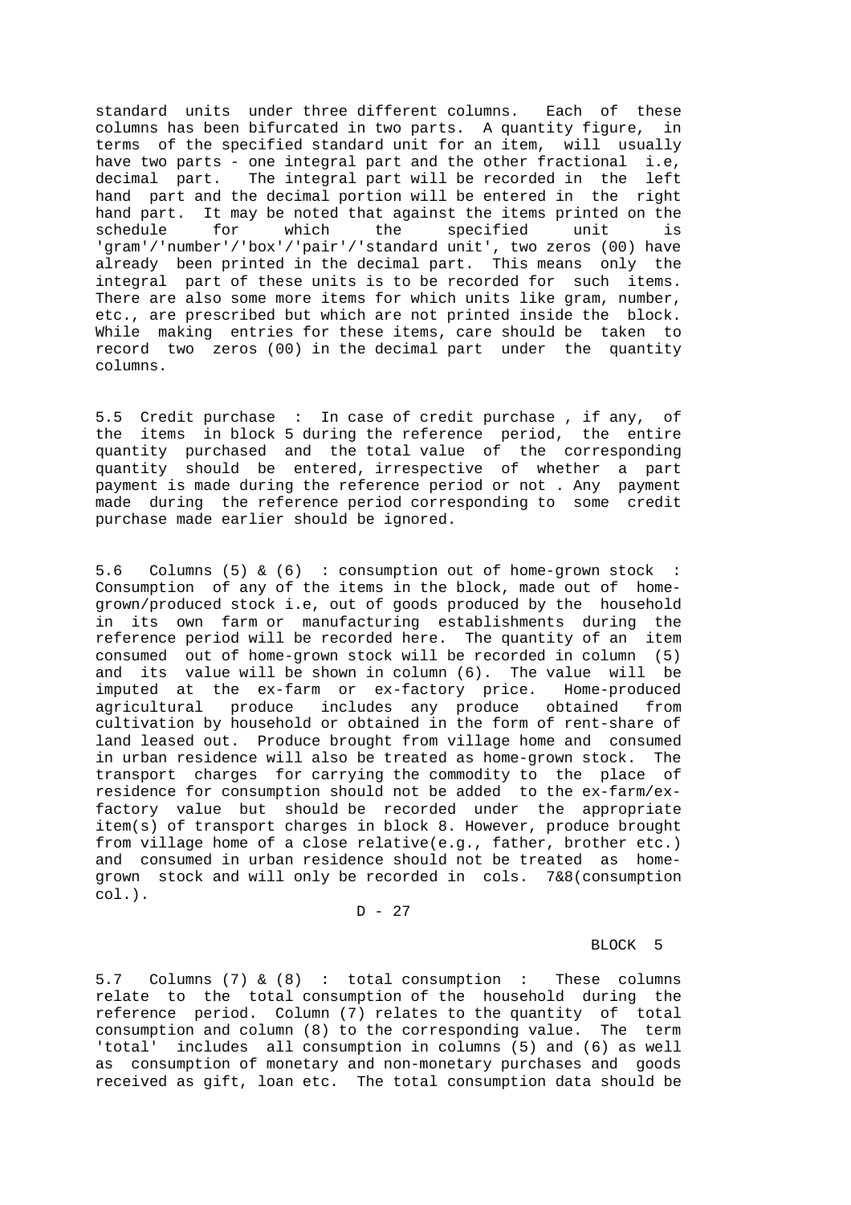standard units under three different columns. Each of these columns has been bifurcated in two parts. A quantity figure, in terms of the specified standard unit for an item, will usually have two parts - one integral part and the other fractional i.e, decimal part. The integral part will be recorded in the left hand part and the decimal portion will be entered in the right hand part. It may be noted that against the items printed on the schedule for which the specified unit is 'gram'/'number'/'box'/'pair'/'standard unit', two zeros (00) have already been printed in the decimal part. This means only the integral part of these units is to be recorded for such items. There are also some more items for which units like gram, number, etc., are prescribed but which are not printed inside the block. While making entries for these items, care should be taken to record two zeros (00) in the decimal part under the quantity columns.

5.5 Credit purchase : In case of credit purchase , if any, of the items in block 5 during the reference period, the entire quantity purchased and the total value of the corresponding quantity should be entered, irrespective of whether a part payment is made during the reference period or not . Any payment made during the reference period corresponding to some credit purchase made earlier should be ignored.

5.6 Columns (5) & (6) : consumption out of home-grown stock : Consumption of any of the items in the block, made out of home-grown/produced stock i.e, out of goods produced by the household in its own farm or manufacturing establishments during the reference period will be recorded here. The quantity of an item consumed out of home-grown stock will be recorded in column (5) and its value will be shown in column (6). The value will be imputed at the ex-farm or ex-factory price. Home-produced agricultural produce includes any produce obtained from cultivation by household or obtained in the form of rent-share of land leased out. Produce brought from village home and consumed in urban residence will also be treated as home-grown stock. The transport charges for carrying the commodity to the place of residence for consumption should not be added to the ex-farm/ex-factory value but should be recorded under the appropriate item(s) of transport charges in block 8. However, produce brought from village home of a close relative(e.g., father, brother etc.) and consumed in urban residence should not be treated as home-grown stock and will only be recorded in cols. 7&8(consumption col.).

BLOCK 5

5.7 Columns (7) & (8) : total consumption : These columns relate to the total consumption of the household during the reference period. Column (7) relates to the quantity of total consumption and column (8) to the corresponding value. The term 'total' includes all consumption in columns (5) and (6) as well as consumption of monetary and non-monetary purchases and goods received as gift, loan etc. The total consumption data should be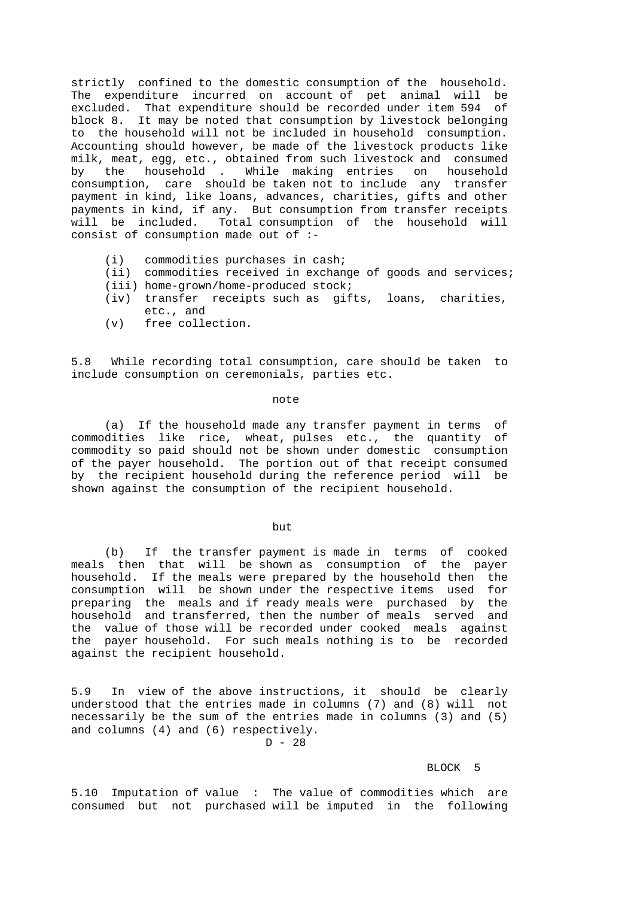strictly confined to the domestic consumption of the household. The expenditure incurred on account of pet animal will be excluded. That expenditure should be recorded under item 594 of block 8. It may be noted that consumption by livestock belonging to the household will not be included in household consumption. Accounting should however, be made of the livestock products like milk, meat, egg, etc., obtained from such livestock and consumed by the household . While making entries on household consumption, care should be taken not to include any transfer payment in kind, like loans, advances, charities, gifts and other payments in kind, if any. But consumption from transfer receipts will be included. Total consumption of the household will consist of consumption made out of :-

- (i) commodities purchases in cash;
- (ii) commodities received in exchange of goods and services;
- (iii) home-grown/home-produced stock;
- (iv) transfer receipts such as gifts, loans, charities, etc., and
- (v) free collection.

5.8 While recording total consumption, care should be taken to include consumption on ceremonials, parties etc.

note

(a) If the household made any transfer payment in terms of commodities like rice, wheat, pulses etc., the quantity of commodity so paid should not be shown under domestic consumption of the payer household. The portion out of that receipt consumed by the recipient household during the reference period will be shown against the consumption of the recipient household.

but

(b) If the transfer payment is made in terms of cooked meals then that will be shown as consumption of the payer household. If the meals were prepared by the household then the consumption will be shown under the respective items used for preparing the meals and if ready meals were purchased by the household and transferred, then the number of meals served and the value of those will be recorded under cooked meals against the payer household. For such meals nothing is to be recorded against the recipient household.

5.9 In view of the above instructions, it should be clearly understood that the entries made in columns (7) and (8) will not necessarily be the sum of the entries made in columns (3) and (5) and columns (4) and (6) respectively.

BLOCK 5

5.10 Imputation of value : The value of commodities which are consumed but not purchased will be imputed in the following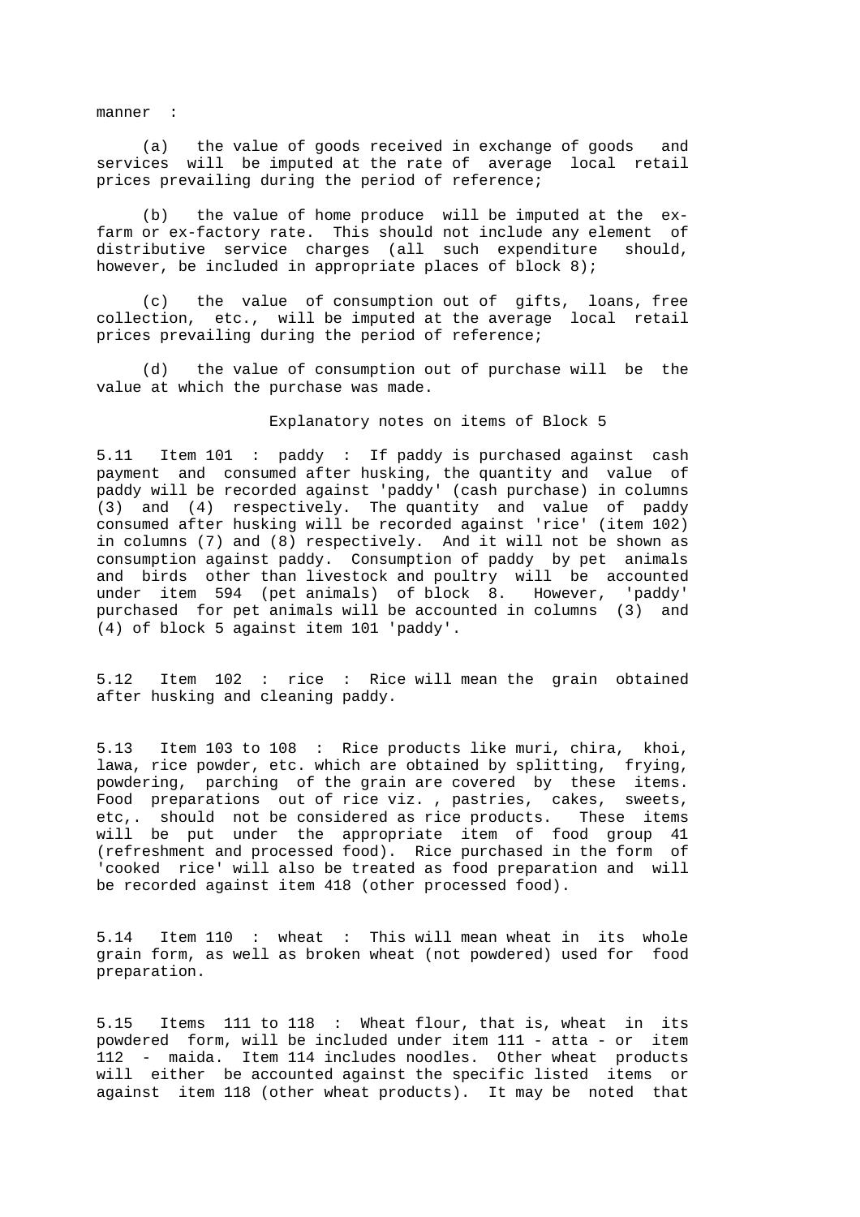manner :

(a) the value of goods received in exchange of goods and services will be imputed at the rate of average local retail prices prevailing during the period of reference;

(b) the value of home produce will be imputed at the ex-farm or ex-factory rate. This should not include any element of distributive service charges (all such expenditure should, however, be included in appropriate places of block 8);

(c) the value of consumption out of gifts, loans, free collection, etc., will be imputed at the average local retail prices prevailing during the period of reference;

(d) the value of consumption out of purchase will be the value at which the purchase was made.

## Explanatory notes on items of Block 5

5.11 Item 101 : paddy : If paddy is purchased against cash payment and consumed after husking, the quantity and value of paddy will be recorded against 'paddy' (cash purchase) in columns (3) and (4) respectively. The quantity and value of paddy consumed after husking will be recorded against 'rice' (item 102) in columns (7) and (8) respectively. And it will not be shown as consumption against paddy. Consumption of paddy by pet animals and birds other than livestock and poultry will be accounted under item 594 (pet animals) of block 8. However, 'paddy' purchased for pet animals will be accounted in columns (3) and (4) of block 5 against item 101 'paddy'.

5.12 Item 102 : rice : Rice will mean the grain obtained after husking and cleaning paddy.

5.13 Item 103 to 108 : Rice products like muri, chira, khoi, lawa, rice powder, etc. which are obtained by splitting, frying, powdering, parching of the grain are covered by these items. Food preparations out of rice viz. , pastries, cakes, sweets, etc,. should not be considered as rice products. These items will be put under the appropriate item of food group 41 (refreshment and processed food). Rice purchased in the form of 'cooked rice' will also be treated as food preparation and will be recorded against item 418 (other processed food).

5.14 Item 110 : wheat : This will mean wheat in its whole grain form, as well as broken wheat (not powdered) used for food preparation.

5.15 Items 111 to 118 : Wheat flour, that is, wheat in its powdered form, will be included under item 111 - atta - or item 112 - maida. Item 114 includes noodles. Other wheat products will either be accounted against the specific listed items or against item 118 (other wheat products). It may be noted that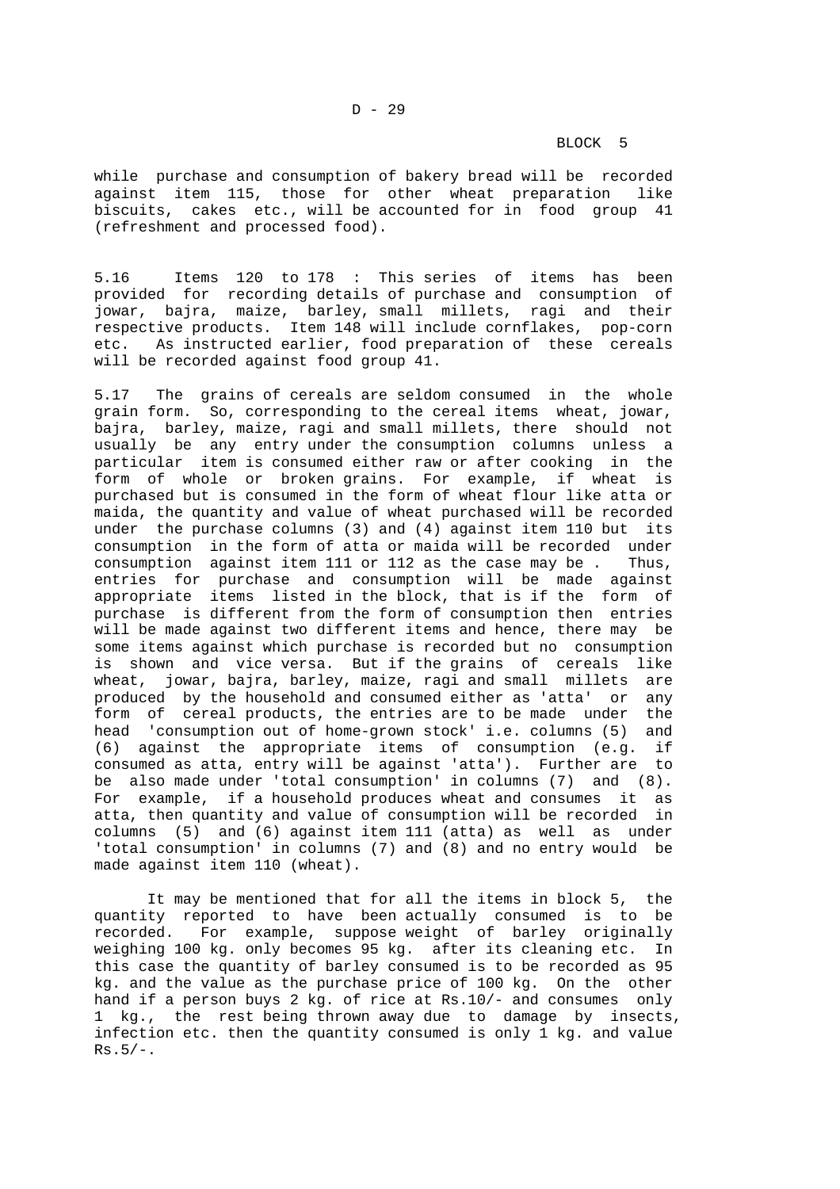while purchase and consumption of bakery bread will be recorded against item 115, those for other wheat preparation like biscuits, cakes etc., will be accounted for in food group 41 (refreshment and processed food).

5.16 Items 120 to 178 : This series of items has been provided for recording details of purchase and consumption of jowar, bajra, maize, barley, small millets, ragi and their respective products. Item 148 will include cornflakes, pop-corn etc. As instructed earlier, food preparation of these cereals will be recorded against food group 41.

5.17 The grains of cereals are seldom consumed in the whole grain form. So, corresponding to the cereal items wheat, jowar, bajra, barley, maize, ragi and small millets, there should not usually be any entry under the consumption columns unless a particular item is consumed either raw or after cooking in the form of whole or broken grains. For example, if wheat is purchased but is consumed in the form of wheat flour like atta or maida, the quantity and value of wheat purchased will be recorded under the purchase columns (3) and (4) against item 110 but its consumption in the form of atta or maida will be recorded under consumption against item 111 or 112 as the case may be . Thus, entries for purchase and consumption will be made against appropriate items listed in the block, that is if the form of purchase is different from the form of consumption then entries will be made against two different items and hence, there may be some items against which purchase is recorded but no consumption is shown and vice versa. But if the grains of cereals like wheat, jowar, bajra, barley, maize, ragi and small millets are produced by the household and consumed either as 'atta' or any form of cereal products, the entries are to be made under the head 'consumption out of home-grown stock' i.e. columns (5) and (6) against the appropriate items of consumption (e.g. if consumed as atta, entry will be against 'atta'). Further are to be also made under 'total consumption' in columns (7) and (8). For example, if a household produces wheat and consumes it as atta, then quantity and value of consumption will be recorded in columns (5) and (6) against item 111 (atta) as well as under 'total consumption' in columns (7) and (8) and no entry would be made against item 110 (wheat).

It may be mentioned that for all the items in block 5, the quantity reported to have been actually consumed is to be recorded. For example, suppose weight of barley originally weighing 100 kg. only becomes 95 kg. after its cleaning etc. In this case the quantity of barley consumed is to be recorded as 95 kg. and the value as the purchase price of 100 kg. On the other hand if a person buys 2 kg. of rice at Rs.10/- and consumes only 1 kg., the rest being thrown away due to damage by insects, infection etc. then the quantity consumed is only 1 kg. and value Rs.5/-.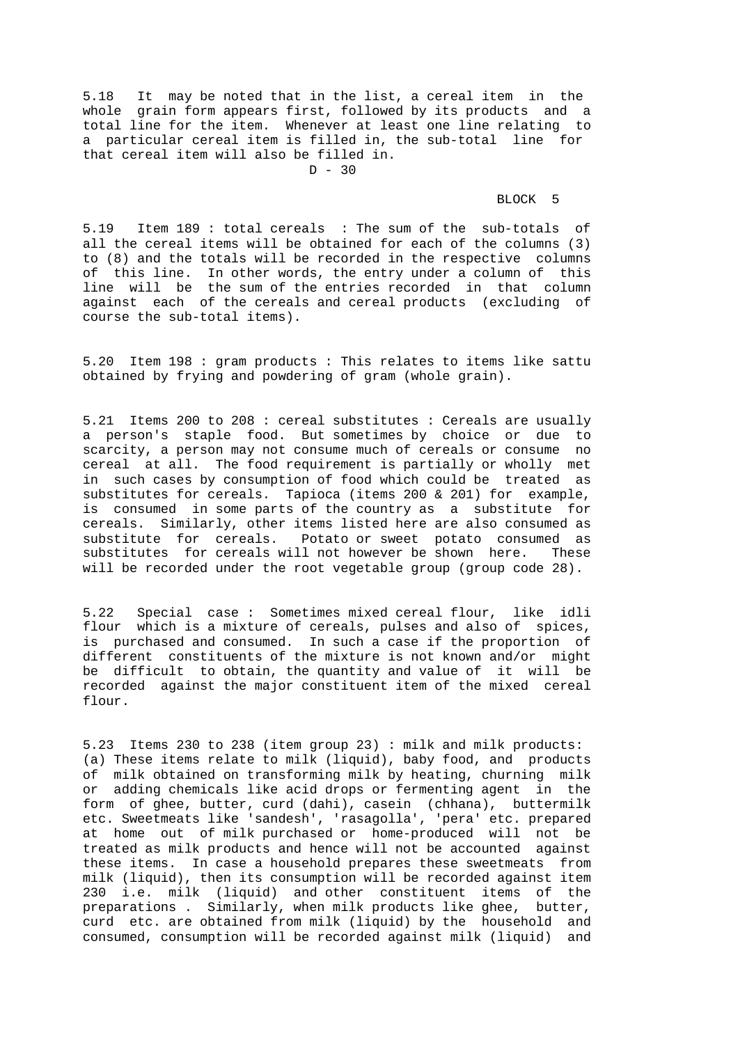5.18 It may be noted that in the list, a cereal item in the whole grain form appears first, followed by its products and a total line for the item. Whenever at least one line relating to a particular cereal item is filled in, the sub-total line for that cereal item will also be filled in.

5.19 Item 189 : total cereals : The sum of the sub-totals of all the cereal items will be obtained for each of the columns (3) to (8) and the totals will be recorded in the respective columns of this line. In other words, the entry under a column of this line will be the sum of the entries recorded in that column against each of the cereals and cereal products (excluding of course the sub-total items).

5.20 Item 198 : gram products : This relates to items like sattu obtained by frying and powdering of gram (whole grain).

5.21 Items 200 to 208 : cereal substitutes : Cereals are usually a person's staple food. But sometimes by choice or due to scarcity, a person may not consume much of cereals or consume no cereal at all. The food requirement is partially or wholly met in such cases by consumption of food which could be treated as substitutes for cereals. Tapioca (items 200 & 201) for example, is consumed in some parts of the country as a substitute for cereals. Similarly, other items listed here are also consumed as substitute for cereals. Potato or sweet potato consumed as substitutes for cereals will not however be shown here. These will be recorded under the root vegetable group (group code 28).

5.22 Special case : Sometimes mixed cereal flour, like idli flour which is a mixture of cereals, pulses and also of spices, is purchased and consumed. In such a case if the proportion of different constituents of the mixture is not known and/or might be difficult to obtain, the quantity and value of it will be recorded against the major constituent item of the mixed cereal flour.

5.23 Items 230 to 238 (item group 23) : milk and milk products: (a) These items relate to milk (liquid), baby food, and products of milk obtained on transforming milk by heating, churning milk or adding chemicals like acid drops or fermenting agent in the form of ghee, butter, curd (dahi), casein (chhana), buttermilk etc. Sweetmeats like 'sandesh', 'rasagolla', 'pera' etc. prepared at home out of milk purchased or home-produced will not be treated as milk products and hence will not be accounted against these items. In case a household prepares these sweetmeats from milk (liquid), then its consumption will be recorded against item 230 i.e. milk (liquid) and other constituent items of the preparations . Similarly, when milk products like ghee, butter, curd etc. are obtained from milk (liquid) by the household and consumed, consumption will be recorded against milk (liquid) and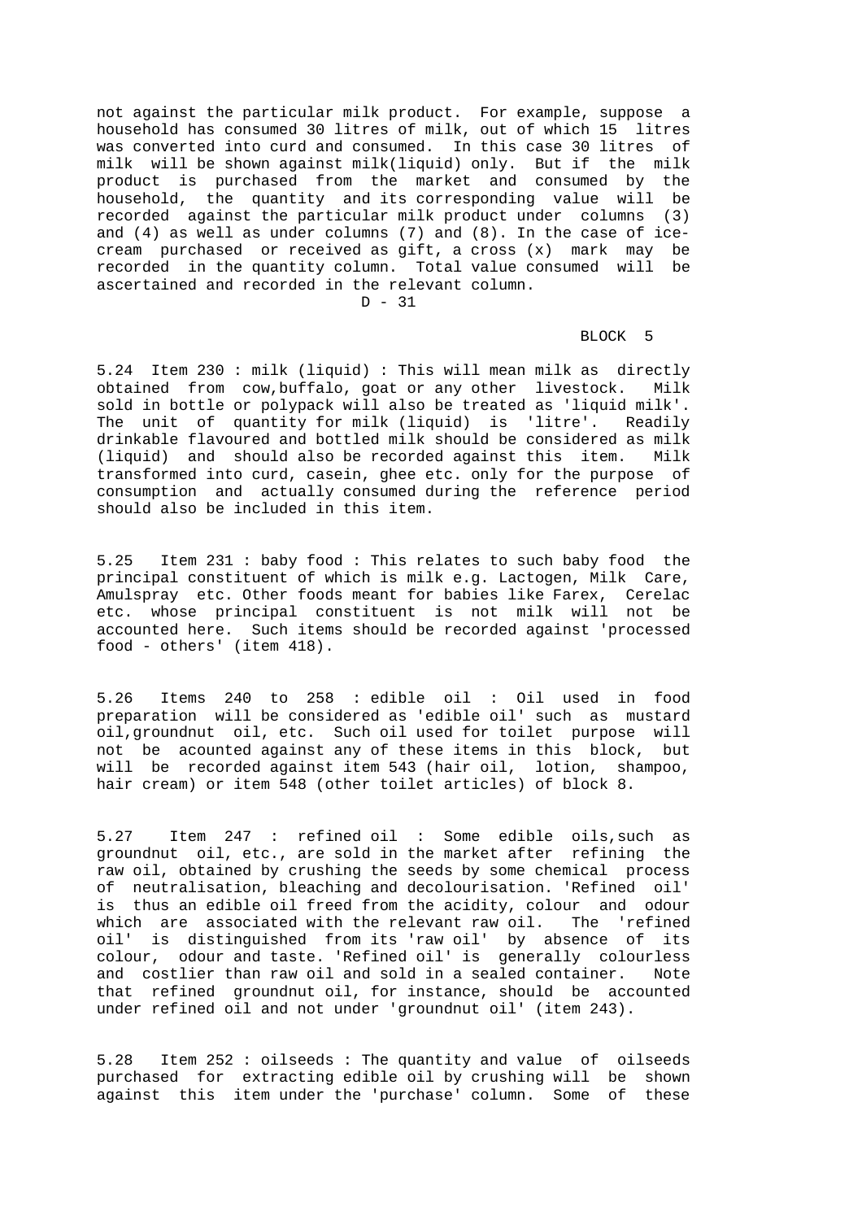not against the particular milk product. For example, suppose a household has consumed 30 litres of milk, out of which 15 litres was converted into curd and consumed. In this case 30 litres of milk will be shown against milk(liquid) only. But if the milk product is purchased from the market and consumed by the household, the quantity and its corresponding value will be recorded against the particular milk product under columns (3) and (4) as well as under columns (7) and (8). In the case of ice-cream purchased or received as gift, a cross (x) mark may be recorded in the quantity column. Total value consumed will be ascertained and recorded in the relevant column.

BLOCK 5

5.24 Item 230 : milk (liquid) : This will mean milk as directly obtained from cow,buffalo, goat or any other livestock. Milk sold in bottle or polypack will also be treated as 'liquid milk'. The unit of quantity for milk (liquid) is 'litre'. Readily drinkable flavoured and bottled milk should be considered as milk (liquid) and should also be recorded against this item. Milk transformed into curd, casein, ghee etc. only for the purpose of consumption and actually consumed during the reference period should also be included in this item.

5.25 Item 231 : baby food : This relates to such baby food the principal constituent of which is milk e.g. Lactogen, Milk Care, Amulspray etc. Other foods meant for babies like Farex, Cerelac etc. whose principal constituent is not milk will not be accounted here. Such items should be recorded against 'processed food - others' (item 418).

5.26 Items 240 to 258 : edible oil : Oil used in food preparation will be considered as 'edible oil' such as mustard oil,groundnut oil, etc. Such oil used for toilet purpose will not be acounted against any of these items in this block, but will be recorded against item 543 (hair oil, lotion, shampoo, hair cream) or item 548 (other toilet articles) of block 8.

5.27 Item 247 : refined oil : Some edible oils,such as groundnut oil, etc., are sold in the market after refining the raw oil, obtained by crushing the seeds by some chemical process of neutralisation, bleaching and decolourisation. 'Refined oil' is thus an edible oil freed from the acidity, colour and odour which are associated with the relevant raw oil. The 'refined oil' is distinguished from its 'raw oil' by absence of its colour, odour and taste. 'Refined oil' is generally colourless and costlier than raw oil and sold in a sealed container. Note that refined groundnut oil, for instance, should be accounted under refined oil and not under 'groundnut oil' (item 243).

5.28 Item 252 : oilseeds : The quantity and value of oilseeds purchased for extracting edible oil by crushing will be shown against this item under the 'purchase' column. Some of these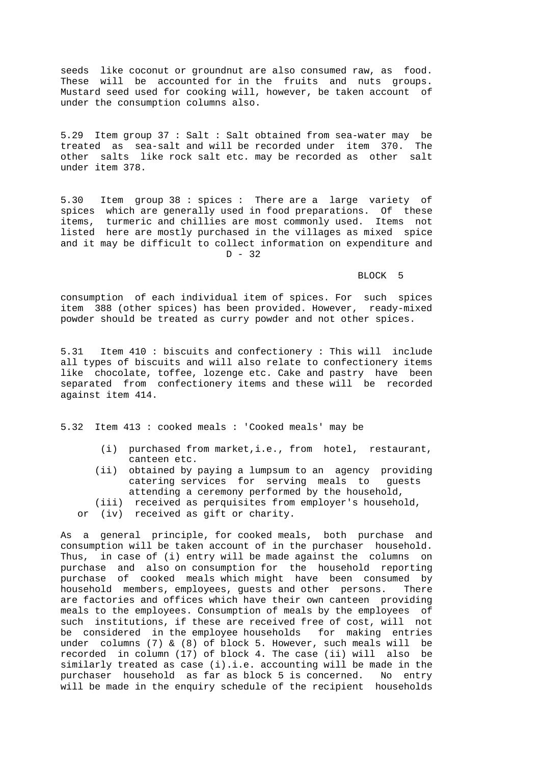seeds like coconut or groundnut are also consumed raw, as food. These will be accounted for in the fruits and nuts groups. Mustard seed used for cooking will, however, be taken account of under the consumption columns also.

5.29 Item group 37 : Salt : Salt obtained from sea-water may be treated as sea-salt and will be recorded under item 370. The other salts like rock salt etc. may be recorded as other salt under item 378.

5.30 Item group 38 : spices : There are a large variety of spices which are generally used in food preparations. Of these items, turmeric and chillies are most commonly used. Items not listed here are mostly purchased in the villages as mixed spice and it may be difficult to collect information on expenditure and consumption of each individual item of spices. For such spices item 388 (other spices) has been provided. However, ready-mixed powder should be treated as curry powder and not other spices.

5.31 Item 410 : biscuits and confectionery : This will include all types of biscuits and will also relate to confectionery items like chocolate, toffee, lozenge etc. Cake and pastry have been separated from confectionery items and these will be recorded against item 414.

5.32 Item 413 : cooked meals : 'Cooked meals' may be

(i) purchased from market,i.e., from hotel, restaurant, canteen etc.
(ii) obtained by paying a lumpsum to an agency providing catering services for serving meals to guests attending a ceremony performed by the household,
(iii) received as perquisites from employer's household,
or (iv) received as gift or charity.

As a general principle, for cooked meals, both purchase and consumption will be taken account of in the purchaser household. Thus, in case of (i) entry will be made against the columns on purchase and also on consumption for the household reporting purchase of cooked meals which might have been consumed by household members, employees, guests and other persons. There are factories and offices which have their own canteen providing meals to the employees. Consumption of meals by the employees of such institutions, if these are received free of cost, will not be considered in the employee households for making entries under columns (7) & (8) of block 5. However, such meals will be recorded in column (17) of block 4. The case (ii) will also be similarly treated as case (i).i.e. accounting will be made in the purchaser household as far as block 5 is concerned. No entry will be made in the enquiry schedule of the recipient households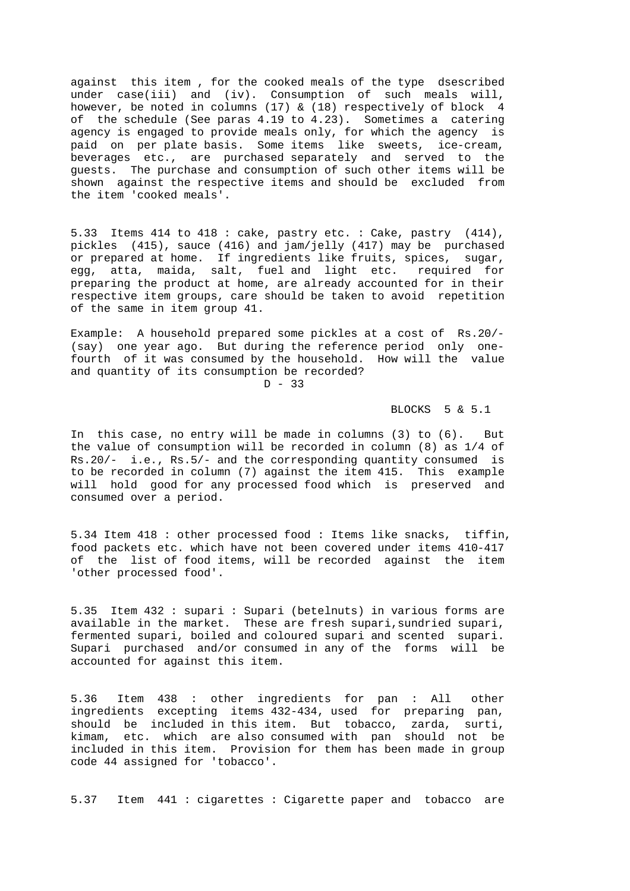against this item , for the cooked meals of the type dsescribed under case(iii) and (iv). Consumption of such meals will, however, be noted in columns (17) & (18) respectively of block 4 of the schedule (See paras 4.19 to 4.23). Sometimes a catering agency is engaged to provide meals only, for which the agency is paid on per plate basis. Some items like sweets, ice-cream, beverages etc., are purchased separately and served to the guests. The purchase and consumption of such other items will be shown against the respective items and should be excluded from the item 'cooked meals'.

5.33 Items 414 to 418 : cake, pastry etc. : Cake, pastry (414), pickles (415), sauce (416) and jam/jelly (417) may be purchased or prepared at home. If ingredients like fruits, spices, sugar, egg, atta, maida, salt, fuel and light etc. required for preparing the product at home, are already accounted for in their respective item groups, care should be taken to avoid repetition of the same in item group 41.

Example: A household prepared some pickles at a cost of Rs.20/- (say) one year ago. But during the reference period only one-fourth of it was consumed by the household. How will the value and quantity of its consumption be recorded?

In this case, no entry will be made in columns (3) to (6). But the value of consumption will be recorded in column (8) as 1/4 of Rs.20/- i.e., Rs.5/- and the corresponding quantity consumed is to be recorded in column (7) against the item 415. This example will hold good for any processed food which is preserved and consumed over a period.

5.34 Item 418 : other processed food : Items like snacks, tiffin, food packets etc. which have not been covered under items 410-417 of the list of food items, will be recorded against the item 'other processed food'.

5.35 Item 432 : supari : Supari (betelnuts) in various forms are available in the market. These are fresh supari,sundried supari, fermented supari, boiled and coloured supari and scented supari. Supari purchased and/or consumed in any of the forms will be accounted for against this item.

5.36 Item 438 : other ingredients for pan : All other ingredients excepting items 432-434, used for preparing pan, should be included in this item. But tobacco, zarda, surti, kimam, etc. which are also consumed with pan should not be included in this item. Provision for them has been made in group code 44 assigned for 'tobacco'.

5.37 Item 441 : cigarettes : Cigarette paper and tobacco are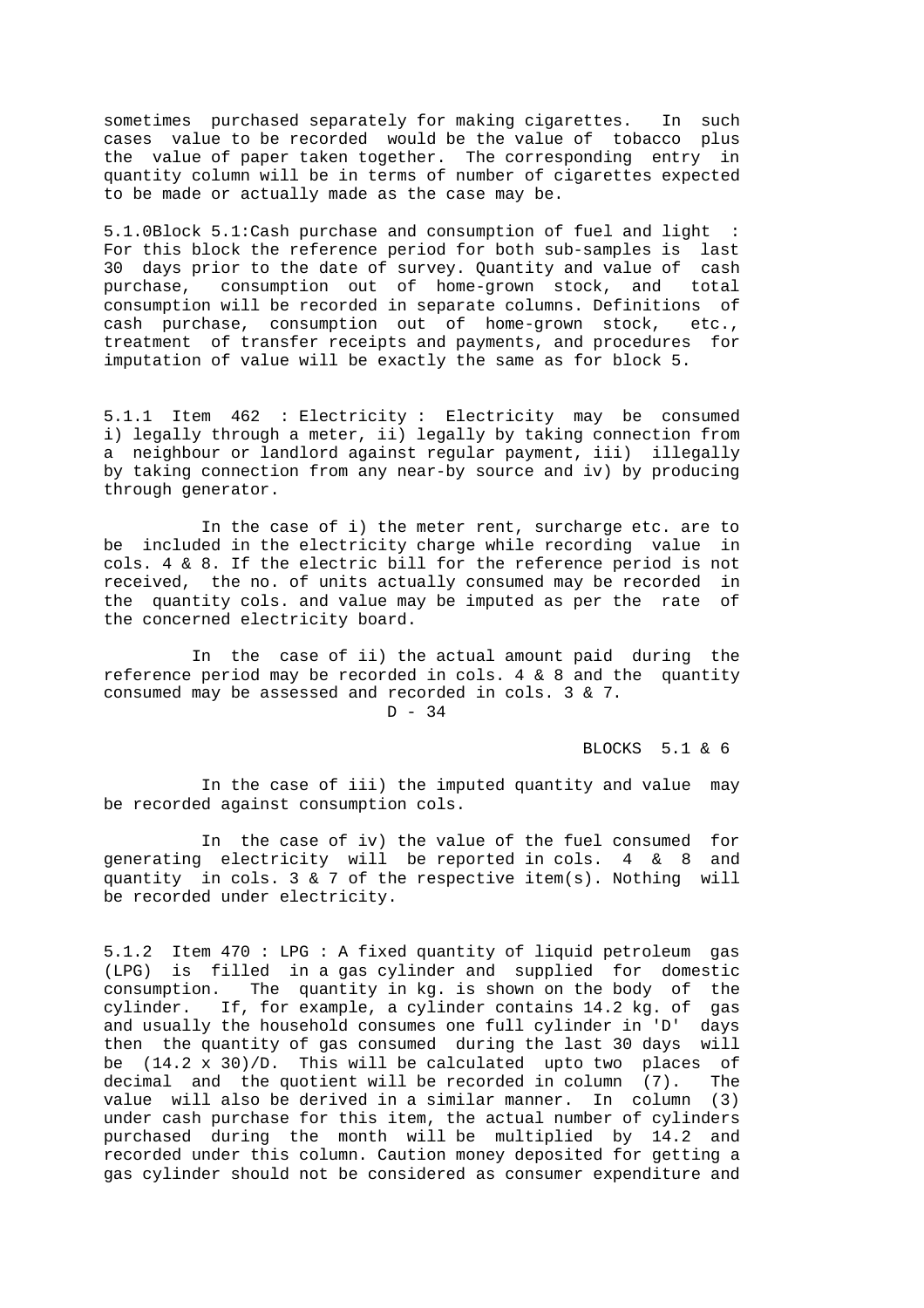sometimes purchased separately for making cigarettes. In such cases value to be recorded would be the value of tobacco plus the value of paper taken together. The corresponding entry in quantity column will be in terms of number of cigarettes expected to be made or actually made as the case may be.

5.1.0 Block 5.1: Cash purchase and consumption of fuel and light : For this block the reference period for both sub-samples is last 30 days prior to the date of survey. Quantity and value of cash purchase, consumption out of home-grown stock, and total consumption will be recorded in separate columns. Definitions of cash purchase, consumption out of home-grown stock, etc., treatment of transfer receipts and payments, and procedures for imputation of value will be exactly the same as for block 5.

5.1.1 Item 462 : Electricity : Electricity may be consumed i) legally through a meter, ii) legally by taking connection from a neighbour or landlord against regular payment, iii) illegally by taking connection from any near-by source and iv) by producing through generator.

In the case of i) the meter rent, surcharge etc. are to be included in the electricity charge while recording value in cols. 4 & 8. If the electric bill for the reference period is not received, the no. of units actually consumed may be recorded in the quantity cols. and value may be imputed as per the rate of the concerned electricity board.

In the case of ii) the actual amount paid during the reference period may be recorded in cols. 4 & 8 and the quantity consumed may be assessed and recorded in cols. 3 & 7.

In the case of iii) the imputed quantity and value may be recorded against consumption cols.

In the case of iv) the value of the fuel consumed for generating electricity will be reported in cols. 4 & 8 and quantity in cols. 3 & 7 of the respective item(s). Nothing will be recorded under electricity.

5.1.2 Item 470 : LPG : A fixed quantity of liquid petroleum gas (LPG) is filled in a gas cylinder and supplied for domestic consumption. The quantity in kg. is shown on the body of the cylinder. If, for example, a cylinder contains 14.2 kg. of gas and usually the household consumes one full cylinder in 'D' days then the quantity of gas consumed during the last 30 days will be $(14.2 \times 30)/D$. This will be calculated upto two places of decimal and the quotient will be recorded in column (7). The value will also be derived in a similar manner. In column (3) under cash purchase for this item, the actual number of cylinders purchased during the month will be multiplied by 14.2 and recorded under this column. Caution money deposited for getting a gas cylinder should not be considered as consumer expenditure and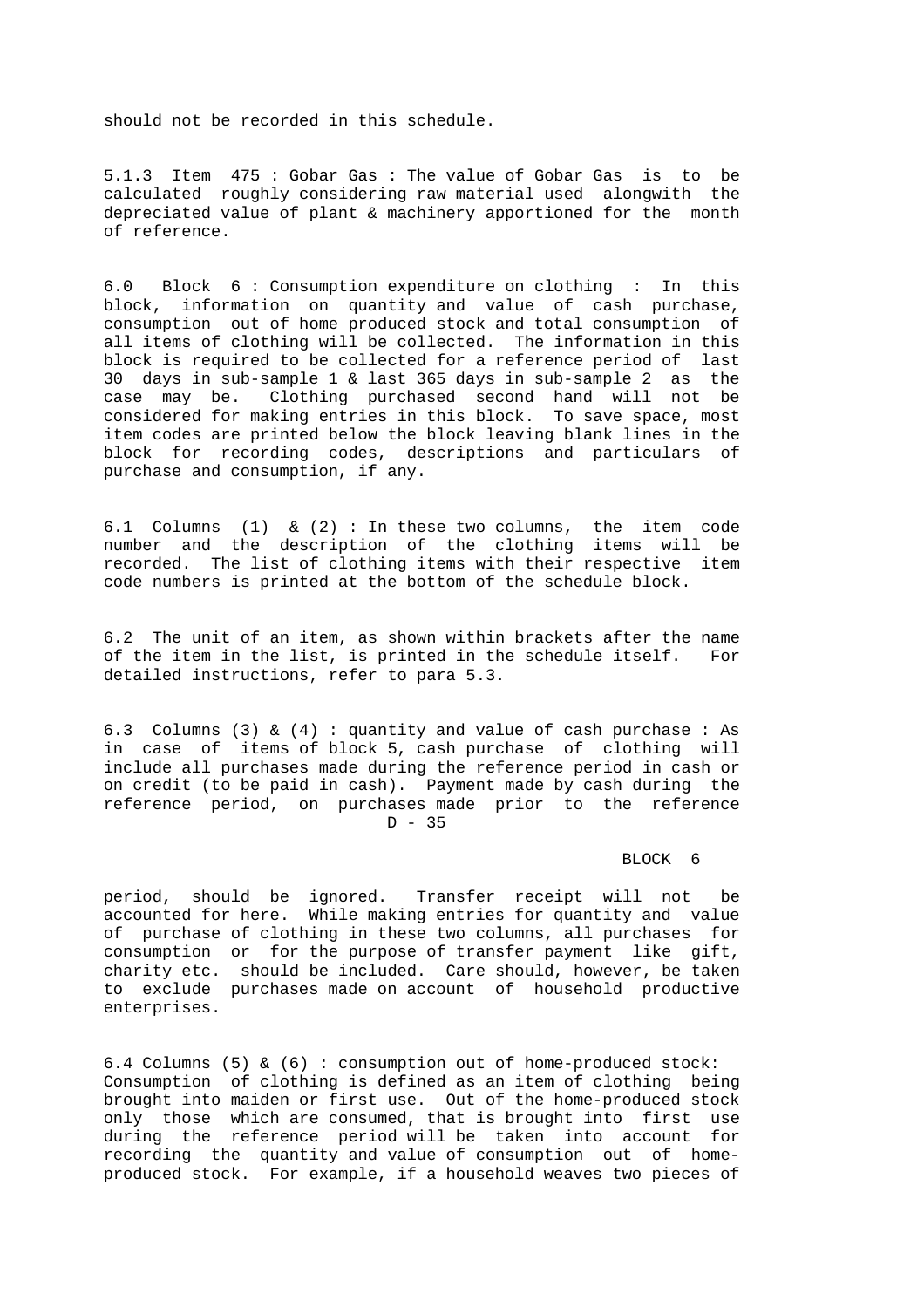should not be recorded in this schedule.

5.1.3 Item 475 : Gobar Gas : The value of Gobar Gas is to be calculated roughly considering raw material used alongwith the depreciated value of plant & machinery apportioned for the month of reference.

6.0 Block 6 : Consumption expenditure on clothing : In this block, information on quantity and value of cash purchase, consumption out of home produced stock and total consumption of all items of clothing will be collected. The information in this block is required to be collected for a reference period of last 30 days in sub-sample 1 & last 365 days in sub-sample 2 as the case may be. Clothing purchased second hand will not be considered for making entries in this block. To save space, most item codes are printed below the block leaving blank lines in the block for recording codes, descriptions and particulars of purchase and consumption, if any.

6.1 Columns (1) & (2) : In these two columns, the item code number and the description of the clothing items will be recorded. The list of clothing items with their respective item code numbers is printed at the bottom of the schedule block.

6.2 The unit of an item, as shown within brackets after the name of the item in the list, is printed in the schedule itself. For detailed instructions, refer to para 5.3.

6.3 Columns (3) & (4) : quantity and value of cash purchase : As in case of items of block 5, cash purchase of clothing will include all purchases made during the reference period in cash or on credit (to be paid in cash). Payment made by cash during the reference period, on purchases made prior to the reference period, should be ignored. Transfer receipt will not be accounted for here. While making entries for quantity and value of purchase of clothing in these two columns, all purchases for consumption or for the purpose of transfer payment like gift, charity etc. should be included. Care should, however, be taken to exclude purchases made on account of household productive enterprises.

6.4 Columns (5) & (6) : consumption out of home-produced stock: Consumption of clothing is defined as an item of clothing being brought into maiden or first use. Out of the home-produced stock only those which are consumed, that is brought into first use during the reference period will be taken into account for recording the quantity and value of consumption out of home-produced stock. For example, if a household weaves two pieces of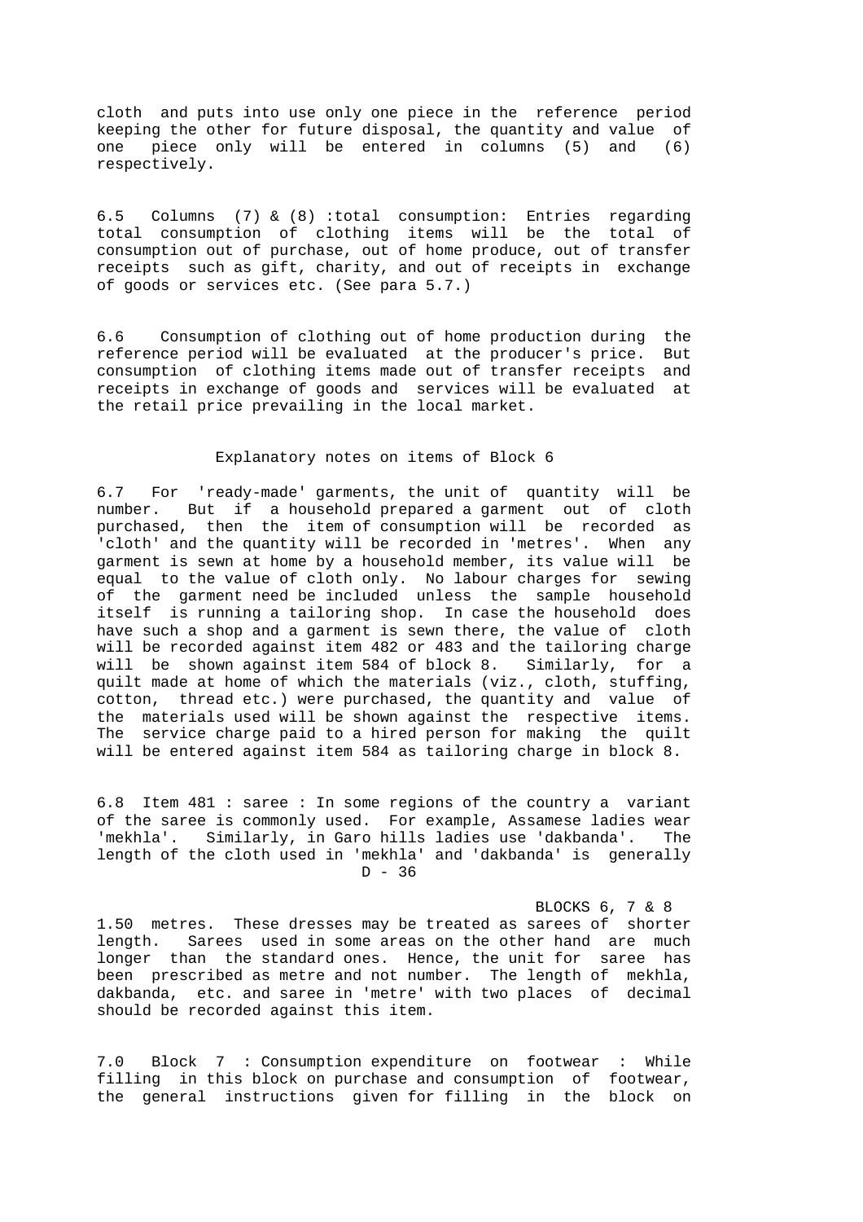cloth and puts into use only one piece in the reference period keeping the other for future disposal, the quantity and value of one piece only will be entered in columns (5) and (6) respectively.

6.5 Columns (7) & (8) :total consumption: Entries regarding total consumption of clothing items will be the total of consumption out of purchase, out of home produce, out of transfer receipts such as gift, charity, and out of receipts in exchange of goods or services etc. (See para 5.7.)

6.6 Consumption of clothing out of home production during the reference period will be evaluated at the producer's price. But consumption of clothing items made out of transfer receipts and receipts in exchange of goods and services will be evaluated at the retail price prevailing in the local market.

Explanatory notes on items of Block 6

6.7 For 'ready-made' garments, the unit of quantity will be number. But if a household prepared a garment out of cloth purchased, then the item of consumption will be recorded as 'cloth' and the quantity will be recorded in 'metres'. When any garment is sewn at home by a household member, its value will be equal to the value of cloth only. No labour charges for sewing of the garment need be included unless the sample household itself is running a tailoring shop. In case the household does have such a shop and a garment is sewn there, the value of cloth will be recorded against item 482 or 483 and the tailoring charge will be shown against item 584 of block 8. Similarly, for a quilt made at home of which the materials (viz., cloth, stuffing, cotton, thread etc.) were purchased, the quantity and value of the materials used will be shown against the respective items. The service charge paid to a hired person for making the quilt will be entered against item 584 as tailoring charge in block 8.

6.8 Item 481 : saree : In some regions of the country a variant of the saree is commonly used. For example, Assamese ladies wear 'mekhla'. Similarly, in Garo hills ladies use 'dakbanda'. The length of the cloth used in 'mekhla' and 'dakbanda' is generally 1.50 metres. These dresses may be treated as sarees of shorter length. Sarees used in some areas on the other hand are much longer than the standard ones. Hence, the unit for saree has been prescribed as metre and not number. The length of mekhla, dakbanda, etc. and saree in 'metre' with two places of decimal should be recorded against this item.

7.0 Block 7 : Consumption expenditure on footwear : While filling in this block on purchase and consumption of footwear, the general instructions given for filling in the block on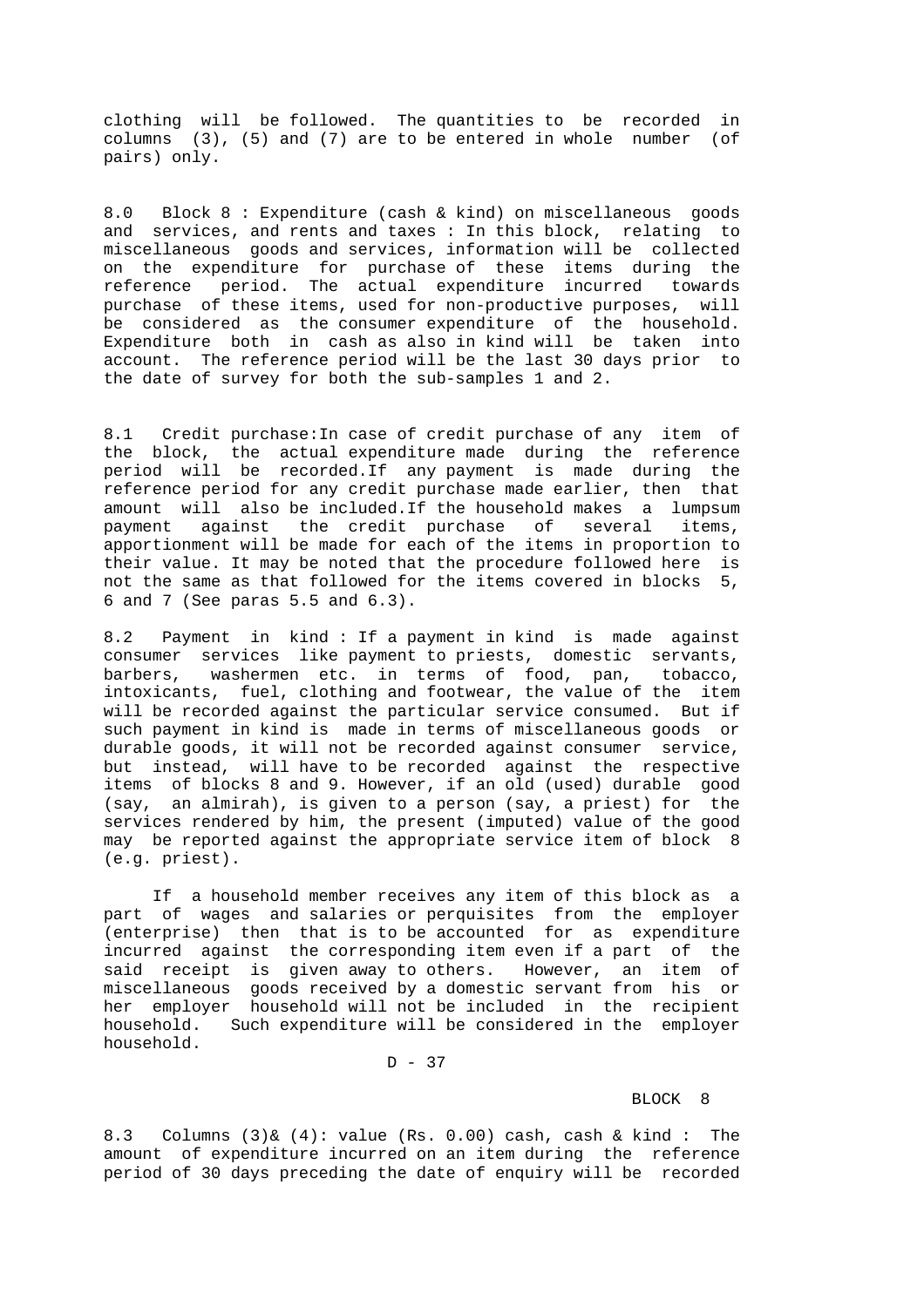clothing will be followed. The quantities to be recorded in columns (3), (5) and (7) are to be entered in whole number (of pairs) only.

8.0 Block 8 : Expenditure (cash & kind) on miscellaneous goods and services, and rents and taxes : In this block, relating to miscellaneous goods and services, information will be collected on the expenditure for purchase of these items during the reference period. The actual expenditure incurred towards purchase of these items, used for non-productive purposes, will be considered as the consumer expenditure of the household. Expenditure both in cash as also in kind will be taken into account. The reference period will be the last 30 days prior to the date of survey for both the sub-samples 1 and 2.

8.1 Credit purchase:In case of credit purchase of any item of the block, the actual expenditure made during the reference period will be recorded.If any payment is made during the reference period for any credit purchase made earlier, then that amount will also be included.If the household makes a lumpsum payment against the credit purchase of several items, apportionment will be made for each of the items in proportion to their value. It may be noted that the procedure followed here is not the same as that followed for the items covered in blocks 5, 6 and 7 (See paras 5.5 and 6.3).

8.2 Payment in kind : If a payment in kind is made against consumer services like payment to priests, domestic servants, barbers, washermen etc. in terms of food, pan, tobacco, intoxicants, fuel, clothing and footwear, the value of the item will be recorded against the particular service consumed. But if such payment in kind is made in terms of miscellaneous goods or durable goods, it will not be recorded against consumer service, but instead, will have to be recorded against the respective items of blocks 8 and 9. However, if an old (used) durable good (say, an almirah), is given to a person (say, a priest) for the services rendered by him, the present (imputed) value of the good may be reported against the appropriate service item of block 8 (e.g. priest).

If a household member receives any item of this block as a part of wages and salaries or perquisites from the employer (enterprise) then that is to be accounted for as expenditure incurred against the corresponding item even if a part of the said receipt is given away to others. However, an item of miscellaneous goods received by a domestic servant from his or her employer household will not be included in the recipient household. Such expenditure will be considered in the employer household.

BLOCK 8

8.3 Columns (3)& (4): value (Rs. 0.00) cash, cash & kind : The amount of expenditure incurred on an item during the reference period of 30 days preceding the date of enquiry will be recorded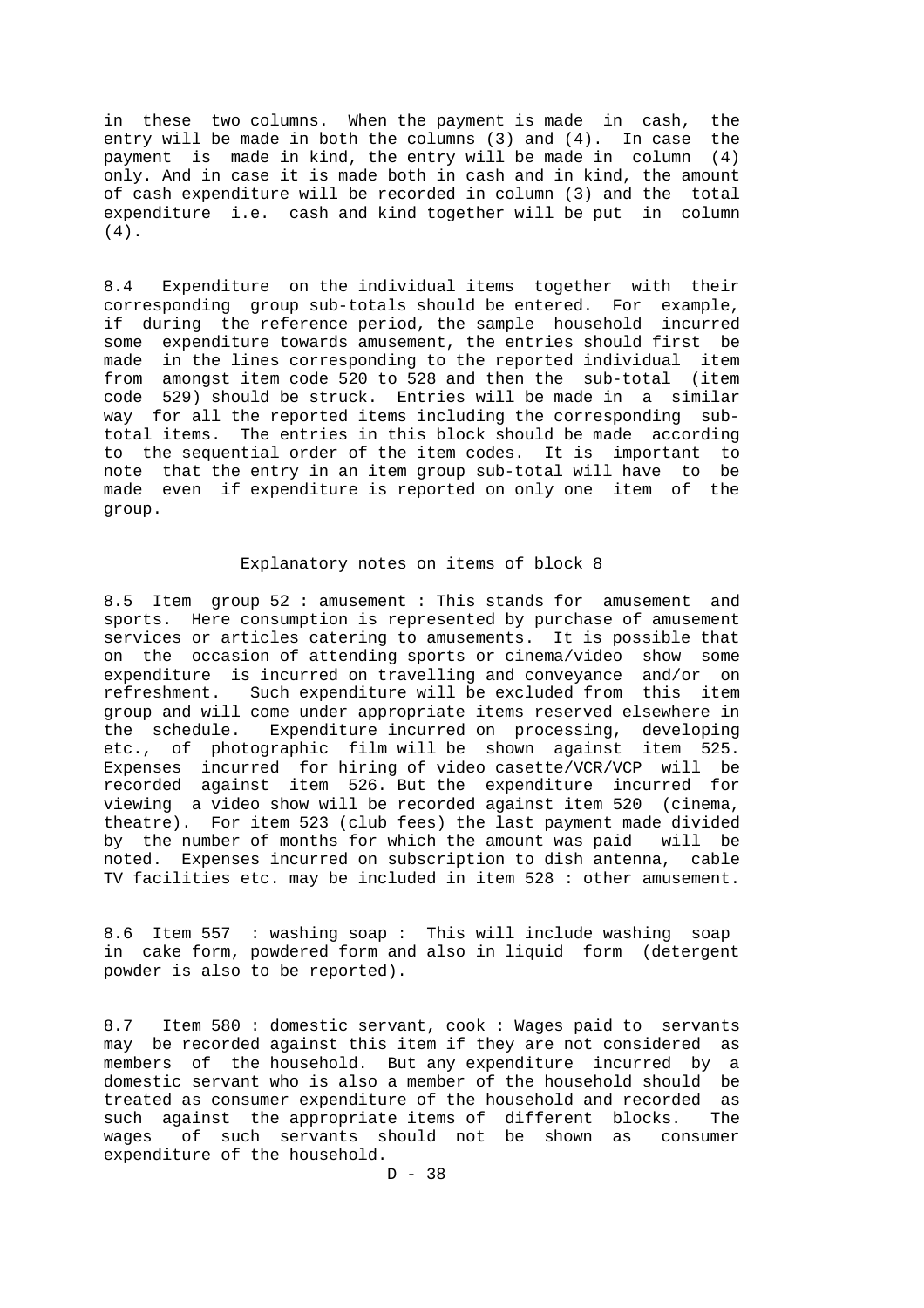in these two columns. When the payment is made in cash, the entry will be made in both the columns (3) and (4). In case the payment is made in kind, the entry will be made in column (4) only. And in case it is made both in cash and in kind, the amount of cash expenditure will be recorded in column (3) and the total expenditure i.e. cash and kind together will be put in column (4).

8.4 Expenditure on the individual items together with their corresponding group sub-totals should be entered. For example, if during the reference period, the sample household incurred some expenditure towards amusement, the entries should first be made in the lines corresponding to the reported individual item from amongst item code 520 to 528 and then the sub-total (item code 529) should be struck. Entries will be made in a similar way for all the reported items including the corresponding sub-total items. The entries in this block should be made according to the sequential order of the item codes. It is important to note that the entry in an item group sub-total will have to be made even if expenditure is reported on only one item of the group.

### Explanatory notes on items of block 8

8.5 Item group 52 : amusement : This stands for amusement and sports. Here consumption is represented by purchase of amusement services or articles catering to amusements. It is possible that on the occasion of attending sports or cinema/video show some expenditure is incurred on travelling and conveyance and/or on refreshment. Such expenditure will be excluded from this item group and will come under appropriate items reserved elsewhere in the schedule. Expenditure incurred on processing, developing etc., of photographic film will be shown against item 525. Expenses incurred for hiring of video casette/VCR/VCP will be recorded against item 526. But the expenditure incurred for viewing a video show will be recorded against item 520 (cinema, theatre). For item 523 (club fees) the last payment made divided by the number of months for which the amount was paid will be noted. Expenses incurred on subscription to dish antenna, cable TV facilities etc. may be included in item 528 : other amusement.

8.6 Item 557 : washing soap : This will include washing soap in cake form, powdered form and also in liquid form (detergent powder is also to be reported).

8.7 Item 580 : domestic servant, cook : Wages paid to servants may be recorded against this item if they are not considered as members of the household. But any expenditure incurred by a domestic servant who is also a member of the household should be treated as consumer expenditure of the household and recorded as such against the appropriate items of different blocks. The wages of such servants should not be shown as consumer expenditure of the household.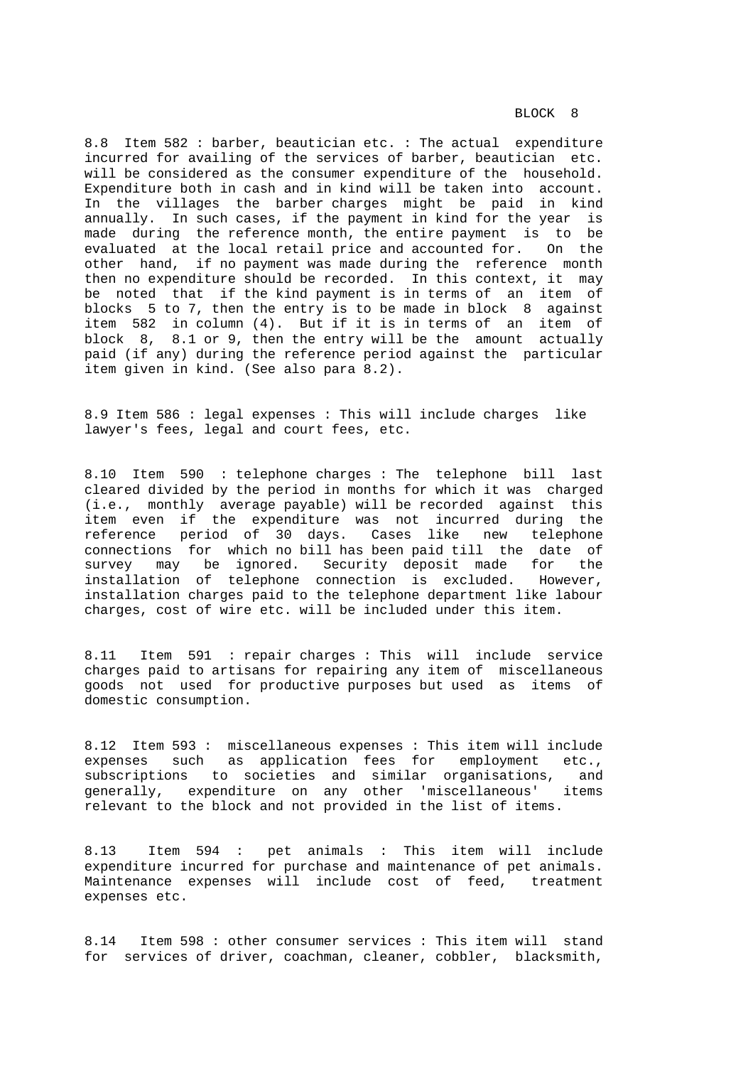BLOCK 8

8.8 Item 582 : barber, beautician etc. : The actual expenditure incurred for availing of the services of barber, beautician etc. will be considered as the consumer expenditure of the household. Expenditure both in cash and in kind will be taken into account. In the villages the barber charges might be paid in kind annually. In such cases, if the payment in kind for the year is made during the reference month, the entire payment is to be evaluated at the local retail price and accounted for. On the other hand, if no payment was made during the reference month then no expenditure should be recorded. In this context, it may be noted that if the kind payment is in terms of an item of blocks 5 to 7, then the entry is to be made in block 8 against item 582 in column (4). But if it is in terms of an item of block 8, 8.1 or 9, then the entry will be the amount actually paid (if any) during the reference period against the particular item given in kind. (See also para 8.2).

8.9 Item 586 : legal expenses : This will include charges like lawyer's fees, legal and court fees, etc.

8.10 Item 590 : telephone charges : The telephone bill last cleared divided by the period in months for which it was charged (i.e., monthly average payable) will be recorded against this item even if the expenditure was not incurred during the reference period of 30 days. Cases like new telephone connections for which no bill has been paid till the date of survey may be ignored. Security deposit made for the installation of telephone connection is excluded. However, installation charges paid to the telephone department like labour charges, cost of wire etc. will be included under this item.

8.11 Item 591 : repair charges : This will include service charges paid to artisans for repairing any item of miscellaneous goods not used for productive purposes but used as items of domestic consumption.

8.12 Item 593 : miscellaneous expenses : This item will include expenses such as application fees for employment etc., subscriptions to societies and similar organisations, and generally, expenditure on any other 'miscellaneous' items relevant to the block and not provided in the list of items.

8.13 Item 594 : pet animals : This item will include expenditure incurred for purchase and maintenance of pet animals. Maintenance expenses will include cost of feed, treatment expenses etc.

8.14 Item 598 : other consumer services : This item will stand for services of driver, coachman, cleaner, cobbler, blacksmith,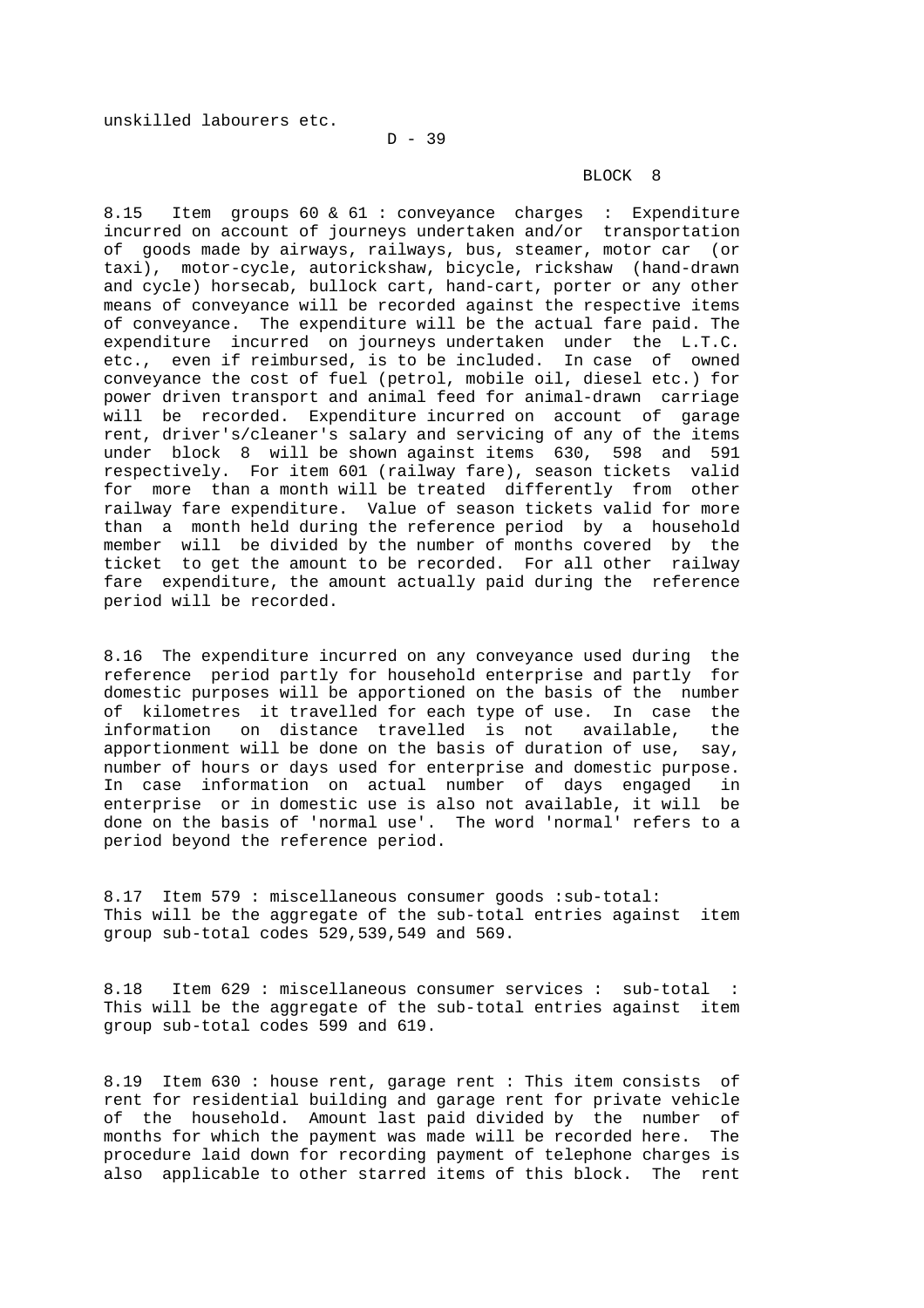unskilled labourers etc.

BLOCK 8

8.15 Item groups 60 & 61 : conveyance charges : Expenditure incurred on account of journeys undertaken and/or transportation of goods made by airways, railways, bus, steamer, motor car (or taxi), motor-cycle, autorickshaw, bicycle, rickshaw (hand-drawn and cycle) horsecab, bullock cart, hand-cart, porter or any other means of conveyance will be recorded against the respective items of conveyance. The expenditure will be the actual fare paid. The expenditure incurred on journeys undertaken under the L.T.C. etc., even if reimbursed, is to be included. In case of owned conveyance the cost of fuel (petrol, mobile oil, diesel etc.) for power driven transport and animal feed for animal-drawn carriage will be recorded. Expenditure incurred on account of garage rent, driver's/cleaner's salary and servicing of any of the items under block 8 will be shown against items 630, 598 and 591 respectively. For item 601 (railway fare), season tickets valid for more than a month will be treated differently from other railway fare expenditure. Value of season tickets valid for more than a month held during the reference period by a household member will be divided by the number of months covered by the ticket to get the amount to be recorded. For all other railway fare expenditure, the amount actually paid during the reference period will be recorded.

8.16 The expenditure incurred on any conveyance used during the reference period partly for household enterprise and partly for domestic purposes will be apportioned on the basis of the number of kilometres it travelled for each type of use. In case the information on distance travelled is not available, the apportionment will be done on the basis of duration of use, say, number of hours or days used for enterprise and domestic purpose. In case information on actual number of days engaged in enterprise or in domestic use is also not available, it will be done on the basis of 'normal use'. The word 'normal' refers to a period beyond the reference period.

8.17 Item 579 : miscellaneous consumer goods :sub-total: This will be the aggregate of the sub-total entries against item group sub-total codes 529,539,549 and 569.

8.18 Item 629 : miscellaneous consumer services : sub-total : This will be the aggregate of the sub-total entries against item group sub-total codes 599 and 619.

8.19 Item 630 : house rent, garage rent : This item consists of rent for residential building and garage rent for private vehicle of the household. Amount last paid divided by the number of months for which the payment was made will be recorded here. The procedure laid down for recording payment of telephone charges is also applicable to other starred items of this block. The rent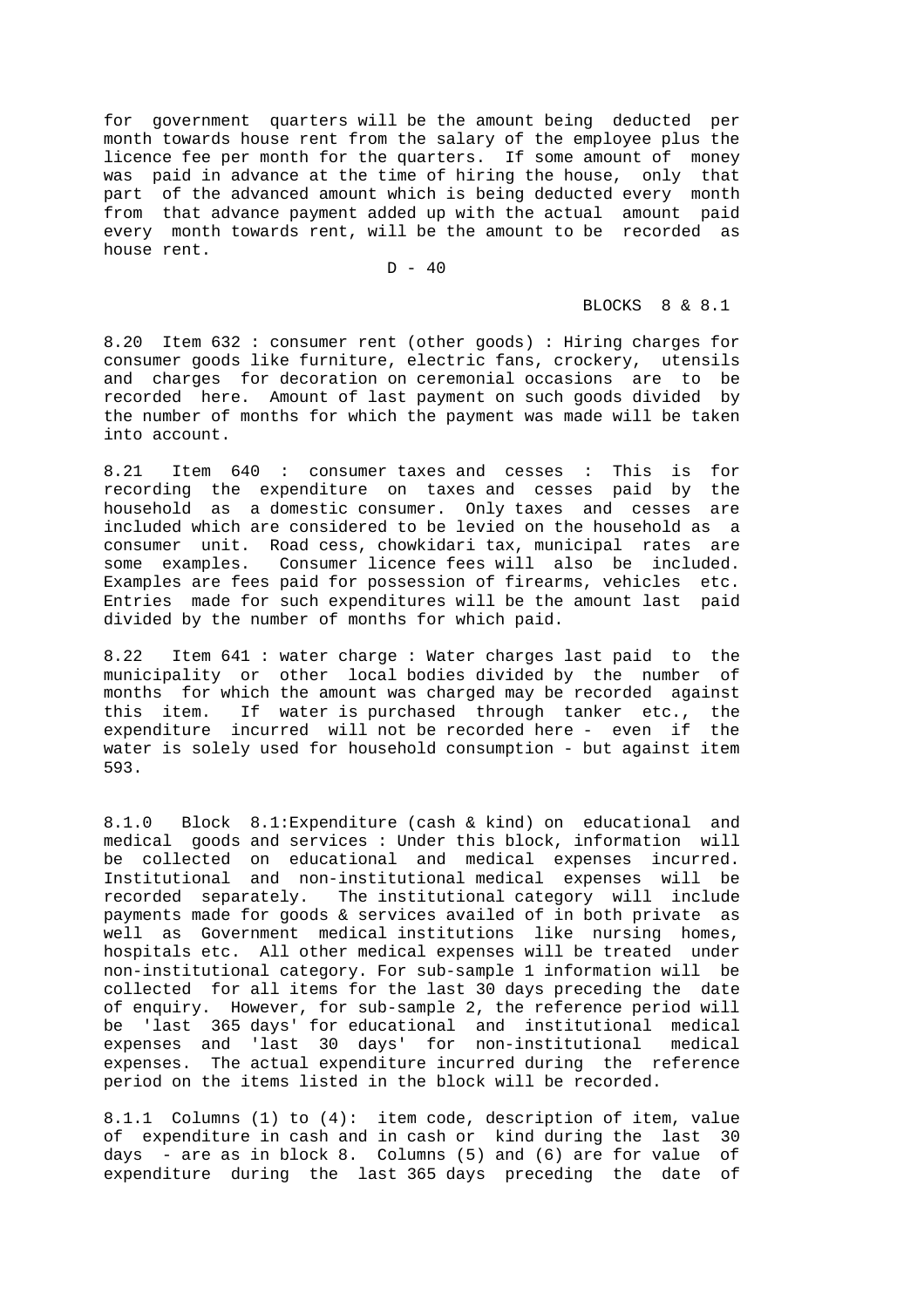for government quarters will be the amount being deducted per month towards house rent from the salary of the employee plus the licence fee per month for the quarters. If some amount of money was paid in advance at the time of hiring the house, only that part of the advanced amount which is being deducted every month from that advance payment added up with the actual amount paid every month towards rent, will be the amount to be recorded as house rent.

BLOCKS 8 & 8.1

8.20 Item 632 : consumer rent (other goods) : Hiring charges for consumer goods like furniture, electric fans, crockery, utensils and charges for decoration on ceremonial occasions are to be recorded here. Amount of last payment on such goods divided by the number of months for which the payment was made will be taken into account.

8.21 Item 640 : consumer taxes and cesses : This is for recording the expenditure on taxes and cesses paid by the household as a domestic consumer. Only taxes and cesses are included which are considered to be levied on the household as a consumer unit. Road cess, chowkidari tax, municipal rates are some examples. Consumer licence fees will also be included. Examples are fees paid for possession of firearms, vehicles etc. Entries made for such expenditures will be the amount last paid divided by the number of months for which paid.

8.22 Item 641 : water charge : Water charges last paid to the municipality or other local bodies divided by the number of months for which the amount was charged may be recorded against this item. If water is purchased through tanker etc., the expenditure incurred will not be recorded here - even if the water is solely used for household consumption - but against item 593.

8.1.0 Block 8.1:Expenditure (cash & kind) on educational and medical goods and services : Under this block, information will be collected on educational and medical expenses incurred. Institutional and non-institutional medical expenses will be recorded separately. The institutional category will include payments made for goods & services availed of in both private as well as Government medical institutions like nursing homes, hospitals etc. All other medical expenses will be treated under non-institutional category. For sub-sample 1 information will be collected for all items for the last 30 days preceding the date of enquiry. However, for sub-sample 2, the reference period will be 'last 365 days' for educational and institutional medical expenses and 'last 30 days' for non-institutional medical expenses. The actual expenditure incurred during the reference period on the items listed in the block will be recorded.

8.1.1 Columns (1) to (4): item code, description of item, value of expenditure in cash and in cash or kind during the last 30 days - are as in block 8. Columns (5) and (6) are for value of expenditure during the last 365 days preceding the date of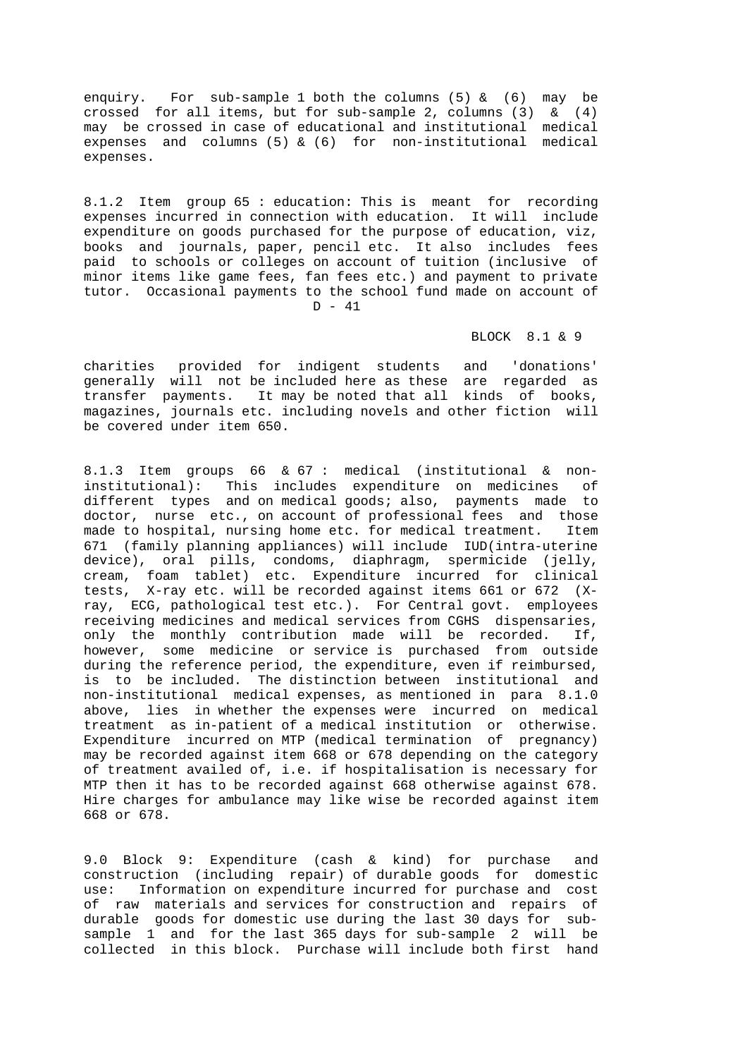enquiry. For sub-sample 1 both the columns (5) & (6) may be crossed for all items, but for sub-sample 2, columns (3) & (4) may be crossed in case of educational and institutional medical expenses and columns (5) & (6) for non-institutional medical expenses.

8.1.2 Item group 65 : education: This is meant for recording expenses incurred in connection with education. It will include expenditure on goods purchased for the purpose of education, viz, books and journals, paper, pencil etc. It also includes fees paid to schools or colleges on account of tuition (inclusive of minor items like game fees, fan fees etc.) and payment to private tutor. Occasional payments to the school fund made on account of charities provided for indigent students and 'donations' generally will not be included here as these are regarded as transfer payments. It may be noted that all kinds of books, magazines, journals etc. including novels and other fiction will be covered under item 650.

8.1.3 Item groups 66 & 67 : medical (institutional & non-institutional): This includes expenditure on medicines of different types and on medical goods; also, payments made to doctor, nurse etc., on account of professional fees and those made to hospital, nursing home etc. for medical treatment. Item 671 (family planning appliances) will include IUD(intra-uterine device), oral pills, condoms, diaphragm, spermicide (jelly, cream, foam tablet) etc. Expenditure incurred for clinical tests, X-ray etc. will be recorded against items 661 or 672 (X-ray, ECG, pathological test etc.). For Central govt. employees receiving medicines and medical services from CGHS dispensaries, only the monthly contribution made will be recorded. If, however, some medicine or service is purchased from outside during the reference period, the expenditure, even if reimbursed, is to be included. The distinction between institutional and non-institutional medical expenses, as mentioned in para 8.1.0 above, lies in whether the expenses were incurred on medical treatment as in-patient of a medical institution or otherwise. Expenditure incurred on MTP (medical termination of pregnancy) may be recorded against item 668 or 678 depending on the category of treatment availed of, i.e. if hospitalisation is necessary for MTP then it has to be recorded against 668 otherwise against 678. Hire charges for ambulance may like wise be recorded against item 668 or 678.

9.0 Block 9: Expenditure (cash & kind) for purchase and construction (including repair) of durable goods for domestic use: Information on expenditure incurred for purchase and cost of raw materials and services for construction and repairs of durable goods for domestic use during the last 30 days for sub-sample 1 and for the last 365 days for sub-sample 2 will be collected in this block. Purchase will include both first hand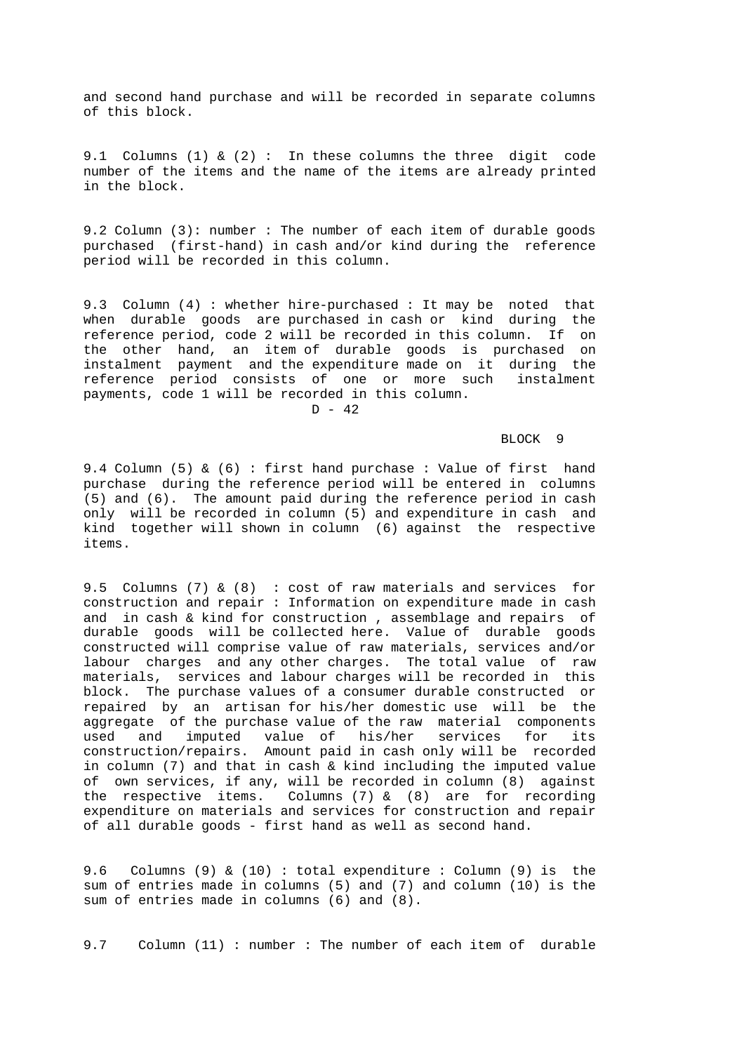and second hand purchase and will be recorded in separate columns of this block.

9.1 Columns (1) & (2) : In these columns the three digit code number of the items and the name of the items are already printed in the block.

9.2 Column (3): number : The number of each item of durable goods purchased (first-hand) in cash and/or kind during the reference period will be recorded in this column.

9.3 Column (4) : whether hire-purchased : It may be noted that when durable goods are purchased in cash or kind during the reference period, code 2 will be recorded in this column. If on the other hand, an item of durable goods is purchased on instalment payment and the expenditure made on it during the reference period consists of one or more such instalment payments, code 1 will be recorded in this column.

BLOCK 9

9.4 Column (5) & (6) : first hand purchase : Value of first hand purchase during the reference period will be entered in columns (5) and (6). The amount paid during the reference period in cash only will be recorded in column (5) and expenditure in cash and kind together will shown in column (6) against the respective items.

9.5 Columns (7) & (8) : cost of raw materials and services for construction and repair : Information on expenditure made in cash and in cash & kind for construction , assemblage and repairs of durable goods will be collected here. Value of durable goods constructed will comprise value of raw materials, services and/or labour charges and any other charges. The total value of raw materials, services and labour charges will be recorded in this block. The purchase values of a consumer durable constructed or repaired by an artisan for his/her domestic use will be the aggregate of the purchase value of the raw material components used and imputed value of his/her services for its construction/repairs. Amount paid in cash only will be recorded in column (7) and that in cash & kind including the imputed value of own services, if any, will be recorded in column (8) against the respective items. Columns (7) & (8) are for recording expenditure on materials and services for construction and repair of all durable goods - first hand as well as second hand.

9.6 Columns (9) & (10) : total expenditure : Column (9) is the sum of entries made in columns (5) and (7) and column (10) is the sum of entries made in columns (6) and (8).

9.7 Column (11) : number : The number of each item of durable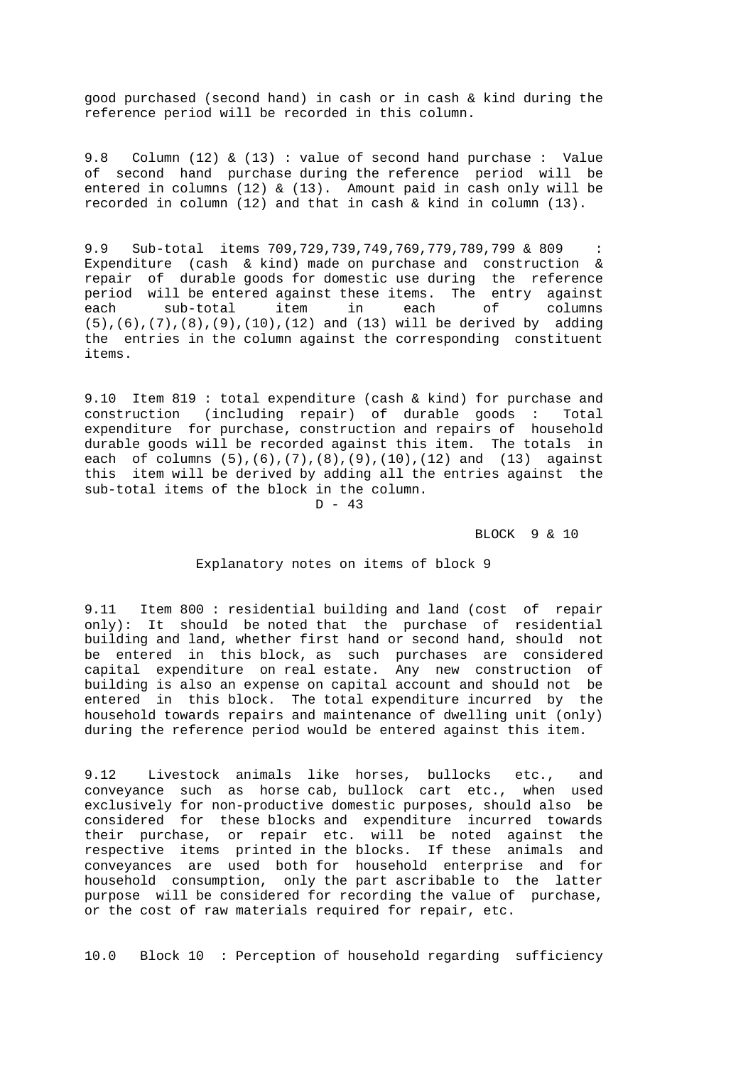good purchased (second hand) in cash or in cash & kind during the reference period will be recorded in this column.

9.8 Column (12) & (13) : value of second hand purchase : Value of second hand purchase during the reference period will be entered in columns (12) & (13). Amount paid in cash only will be recorded in column (12) and that in cash & kind in column (13).

9.9 Sub-total items 709,729,739,749,769,779,789,799 & 809 : Expenditure (cash & kind) made on purchase and construction & repair of durable goods for domestic use during the reference period will be entered against these items. The entry against each sub-total item in each of columns (5),(6),(7),(8),(9),(10),(12) and (13) will be derived by adding the entries in the column against the corresponding constituent items.

9.10 Item 819 : total expenditure (cash & kind) for purchase and construction (including repair) of durable goods : Total expenditure for purchase, construction and repairs of household durable goods will be recorded against this item. The totals in each of columns (5),(6),(7),(8),(9),(10),(12) and (13) against this item will be derived by adding all the entries against the sub-total items of the block in the column.

BLOCK 9 & 10

## Explanatory notes on items of block 9

9.11 Item 800 : residential building and land (cost of repair only): It should be noted that the purchase of residential building and land, whether first hand or second hand, should not be entered in this block, as such purchases are considered capital expenditure on real estate. Any new construction of building is also an expense on capital account and should not be entered in this block. The total expenditure incurred by the household towards repairs and maintenance of dwelling unit (only) during the reference period would be entered against this item.

9.12 Livestock animals like horses, bullocks etc., and conveyance such as horse cab, bullock cart etc., when used exclusively for non-productive domestic purposes, should also be considered for these blocks and expenditure incurred towards their purchase, or repair etc. will be noted against the respective items printed in the blocks. If these animals and conveyances are used both for household enterprise and for household consumption, only the part ascribable to the latter purpose will be considered for recording the value of purchase, or the cost of raw materials required for repair, etc.

10.0 Block 10 : Perception of household regarding sufficiency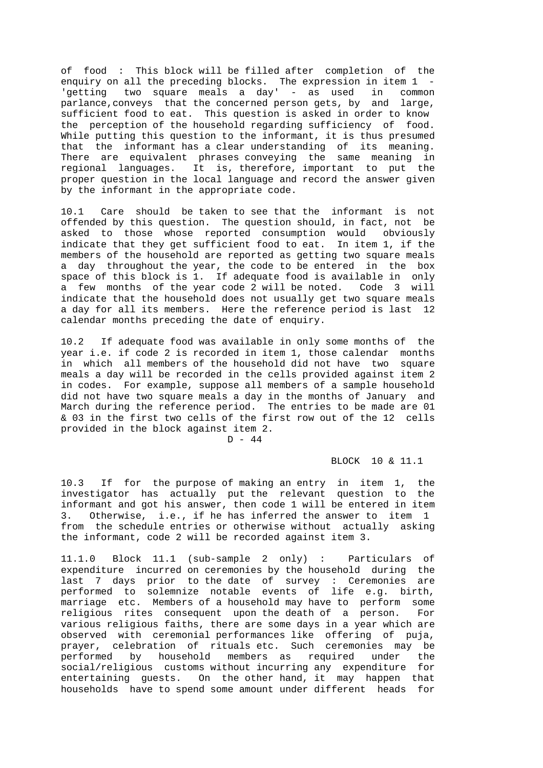of food : This block will be filled after completion of the enquiry on all the preceding blocks. The expression in item 1 - 'getting two square meals a day' - as used in common parlance,conveys that the concerned person gets, by and large, sufficient food to eat. This question is asked in order to know the perception of the household regarding sufficiency of food. While putting this question to the informant, it is thus presumed that the informant has a clear understanding of its meaning. There are equivalent phrases conveying the same meaning in regional languages. It is, therefore, important to put the proper question in the local language and record the answer given by the informant in the appropriate code.

10.1 Care should be taken to see that the informant is not offended by this question. The question should, in fact, not be asked to those whose reported consumption would obviously indicate that they get sufficient food to eat. In item 1, if the members of the household are reported as getting two square meals a day throughout the year, the code to be entered in the box space of this block is 1. If adequate food is available in only a few months of the year code 2 will be noted. Code 3 will indicate that the household does not usually get two square meals a day for all its members. Here the reference period is last 12 calendar months preceding the date of enquiry.

10.2 If adequate food was available in only some months of the year i.e. if code 2 is recorded in item 1, those calendar months in which all members of the household did not have two square meals a day will be recorded in the cells provided against item 2 in codes. For example, suppose all members of a sample household did not have two square meals a day in the months of January and March during the reference period. The entries to be made are 01 & 03 in the first two cells of the first row out of the 12 cells provided in the block against item 2.

BLOCK 10 & 11.1

10.3 If for the purpose of making an entry in item 1, the investigator has actually put the relevant question to the informant and got his answer, then code 1 will be entered in item 3. Otherwise, i.e., if he has inferred the answer to item 1 from the schedule entries or otherwise without actually asking the informant, code 2 will be recorded against item 3.

11.1.0 Block 11.1 (sub-sample 2 only) : Particulars of expenditure incurred on ceremonies by the household during the last 7 days prior to the date of survey : Ceremonies are performed to solemnize notable events of life e.g. birth, marriage etc. Members of a household may have to perform some religious rites consequent upon the death of a person. For various religious faiths, there are some days in a year which are observed with ceremonial performances like offering of puja, prayer, celebration of rituals etc. Such ceremonies may be performed by household members as required under the social/religious customs without incurring any expenditure for entertaining guests. On the other hand, it may happen that households have to spend some amount under different heads for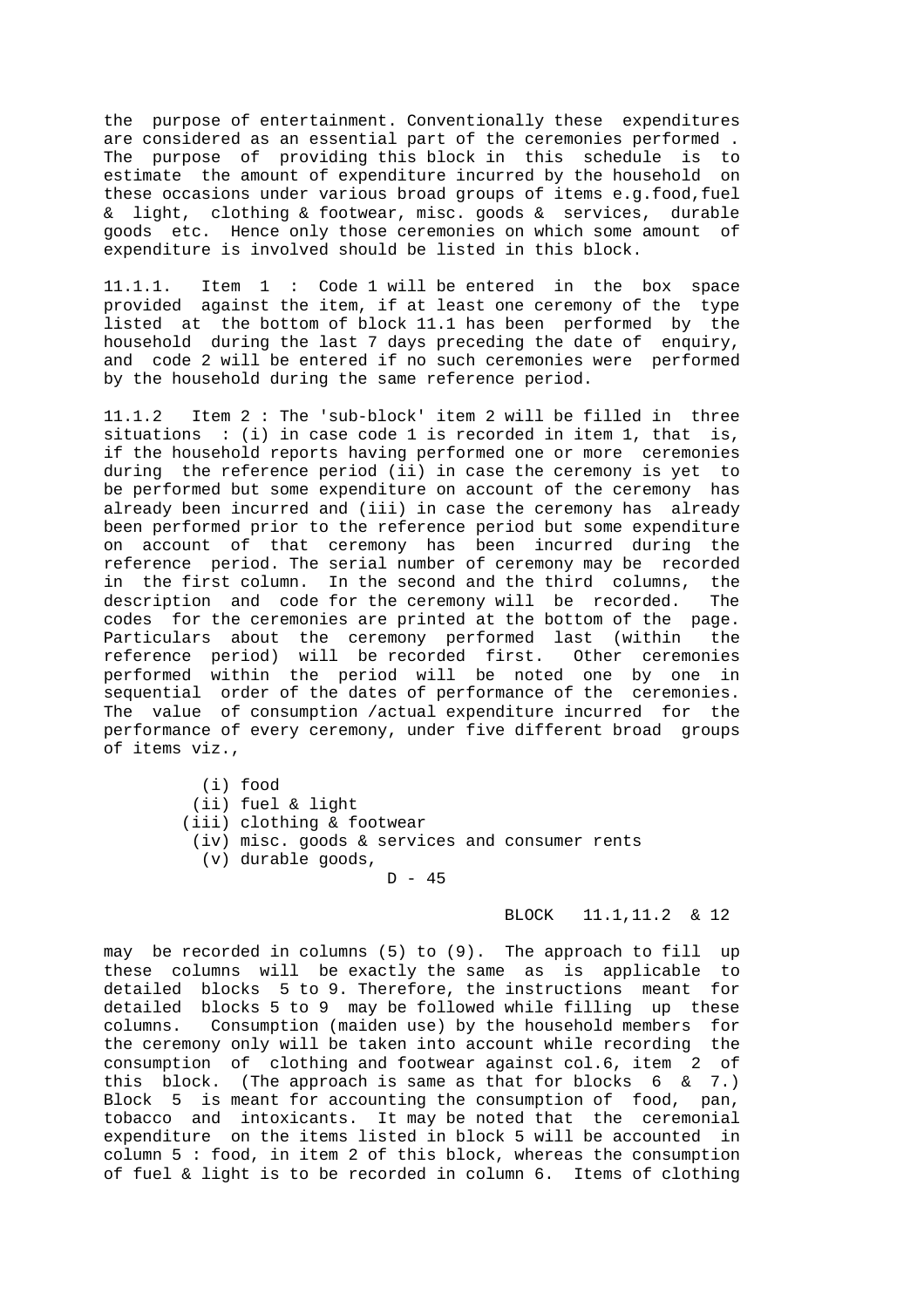the purpose of entertainment. Conventionally these expenditures are considered as an essential part of the ceremonies performed . The purpose of providing this block in this schedule is to estimate the amount of expenditure incurred by the household on these occasions under various broad groups of items e.g.food,fuel & light, clothing & footwear, misc. goods & services, durable goods etc. Hence only those ceremonies on which some amount of expenditure is involved should be listed in this block.

11.1.1. Item 1 : Code 1 will be entered in the box space provided against the item, if at least one ceremony of the type listed at the bottom of block 11.1 has been performed by the household during the last 7 days preceding the date of enquiry, and code 2 will be entered if no such ceremonies were performed by the household during the same reference period.

11.1.2 Item 2 : The 'sub-block' item 2 will be filled in three situations : (i) in case code 1 is recorded in item 1, that is, if the household reports having performed one or more ceremonies during the reference period (ii) in case the ceremony is yet to be performed but some expenditure on account of the ceremony has already been incurred and (iii) in case the ceremony has already been performed prior to the reference period but some expenditure on account of that ceremony has been incurred during the reference period. The serial number of ceremony may be recorded in the first column. In the second and the third columns, the description and code for the ceremony will be recorded. The codes for the ceremonies are printed at the bottom of the page. Particulars about the ceremony performed last (within the reference period) will be recorded first. Other ceremonies performed within the period will be noted one by one in sequential order of the dates of performance of the ceremonies. The value of consumption /actual expenditure incurred for the performance of every ceremony, under five different broad groups of items viz.,

- (i) food
- (ii) fuel & light
- (iii) clothing & footwear
- (iv) misc. goods & services and consumer rents
- (v) durable goods,

may be recorded in columns (5) to (9). The approach to fill up these columns will be exactly the same as is applicable to detailed blocks 5 to 9. Therefore, the instructions meant for detailed blocks 5 to 9 may be followed while filling up these columns. Consumption (maiden use) by the household members for the ceremony only will be taken into account while recording the consumption of clothing and footwear against col.6, item 2 of this block. (The approach is same as that for blocks 6 & 7.) Block 5 is meant for accounting the consumption of food, pan, tobacco and intoxicants. It may be noted that the ceremonial expenditure on the items listed in block 5 will be accounted in column 5 : food, in item 2 of this block, whereas the consumption of fuel & light is to be recorded in column 6. Items of clothing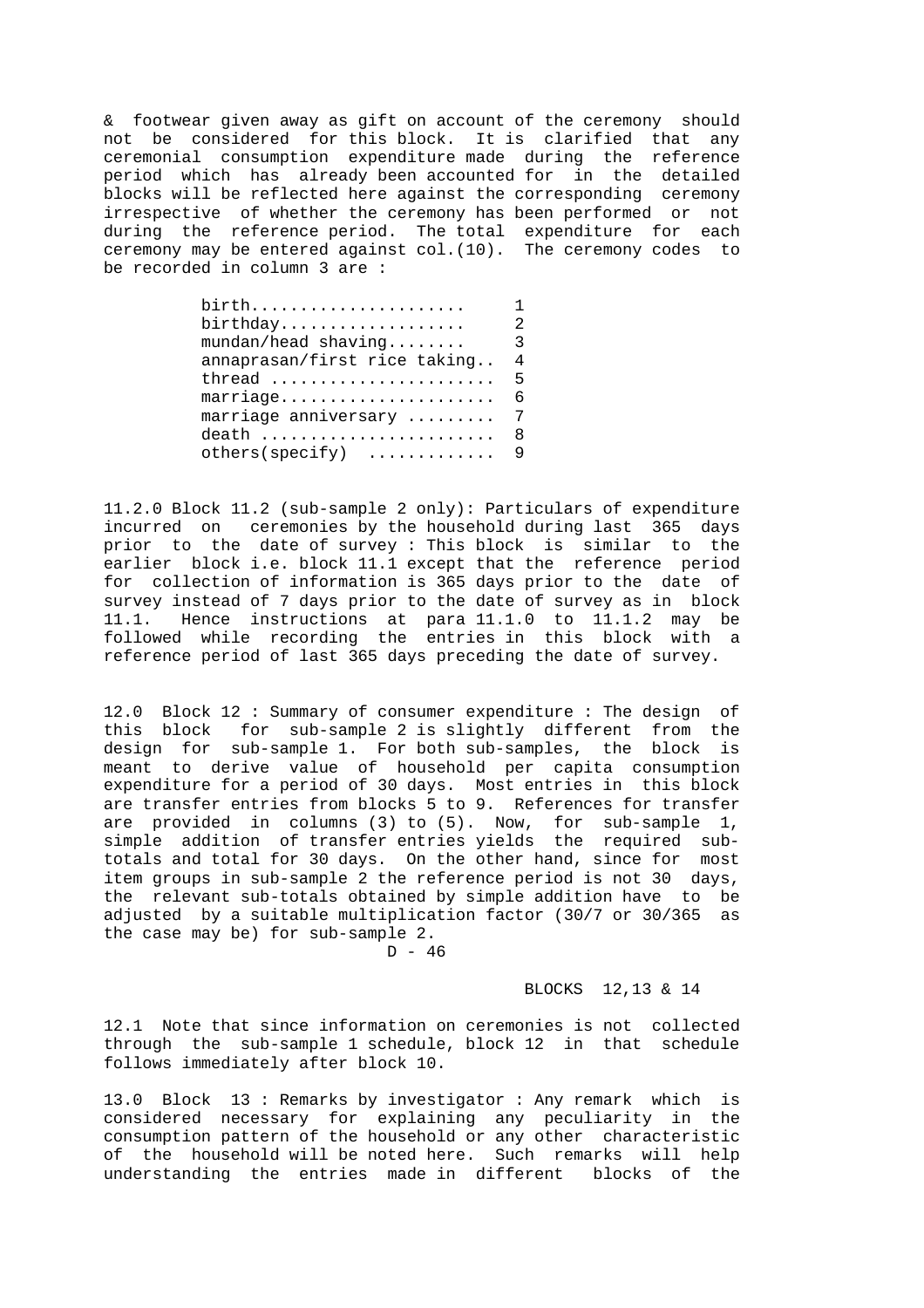& footwear given away as gift on account of the ceremony should not be considered for this block. It is clarified that any ceremonial consumption expenditure made during the reference period which has already been accounted for in the detailed blocks will be reflected here against the corresponding ceremony irrespective of whether the ceremony has been performed or not during the reference period. The total expenditure for each ceremony may be entered against col.(10). The ceremony codes to be recorded in column 3 are :

| | |
|---|---|
| birth..................... | 1 |
| birthday.................. | 2 |
| mundan/head shaving........ | 3 |
| annaprasan/first rice taking.. | 4 |
| thread ...................... | 5 |
| marriage...................... | 6 |
| marriage anniversary ......... | 7 |
| death ........................ | 8 |
| others(specify) ............ | 9 |

11.2.0 Block 11.2 (sub-sample 2 only): Particulars of expenditure incurred on ceremonies by the household during last 365 days prior to the date of survey : This block is similar to the earlier block i.e. block 11.1 except that the reference period for collection of information is 365 days prior to the date of survey instead of 7 days prior to the date of survey as in block 11.1. Hence instructions at para 11.1.0 to 11.1.2 may be followed while recording the entries in this block with a reference period of last 365 days preceding the date of survey.

12.0 Block 12 : Summary of consumer expenditure : The design of this block for sub-sample 2 is slightly different from the design for sub-sample 1. For both sub-samples, the block is meant to derive value of household per capita consumption expenditure for a period of 30 days. Most entries in this block are transfer entries from blocks 5 to 9. References for transfer are provided in columns (3) to (5). Now, for sub-sample 1, simple addition of transfer entries yields the required sub-totals and total for 30 days. On the other hand, since for most item groups in sub-sample 2 the reference period is not 30 days, the relevant sub-totals obtained by simple addition have to be adjusted by a suitable multiplication factor (30/7 or 30/365 as the case may be) for sub-sample 2.

12.1 Note that since information on ceremonies is not collected through the sub-sample 1 schedule, block 12 in that schedule follows immediately after block 10.

13.0 Block 13 : Remarks by investigator : Any remark which is considered necessary for explaining any peculiarity in the consumption pattern of the household or any other characteristic of the household will be noted here. Such remarks will help understanding the entries made in different blocks of the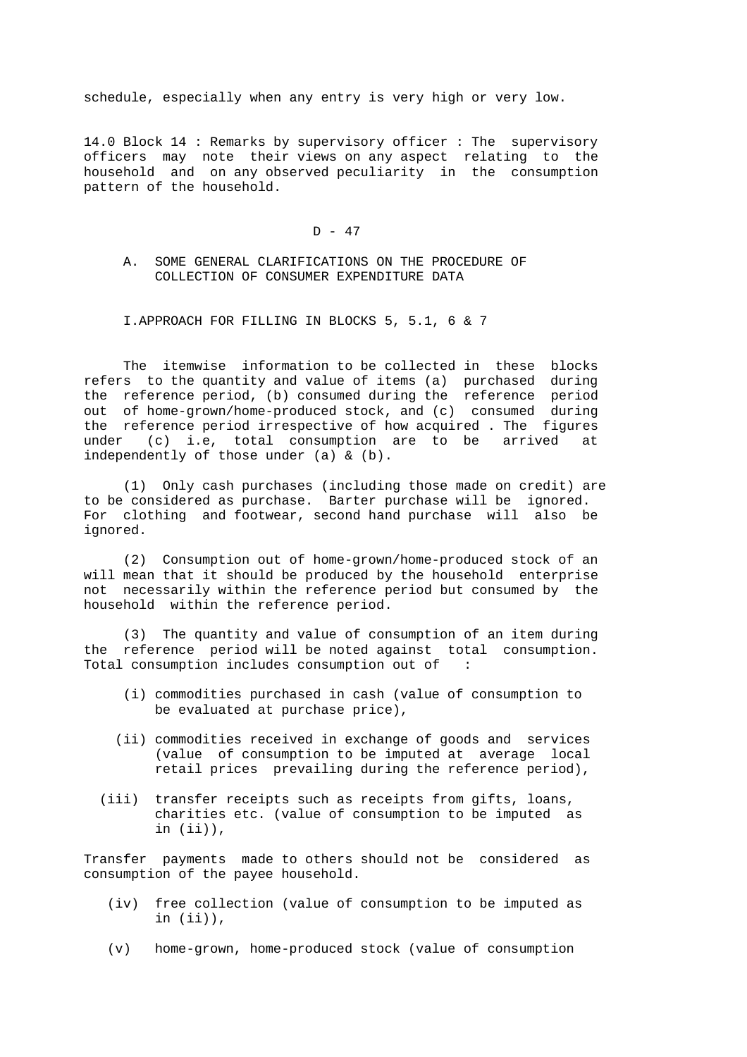schedule, especially when any entry is very high or very low.

14.0 Block 14 : Remarks by supervisory officer : The supervisory officers may note their views on any aspect relating to the household and on any observed peculiarity in the consumption pattern of the household.

D - 47

## A. SOME GENERAL CLARIFICATIONS ON THE PROCEDURE OF COLLECTION OF CONSUMER EXPENDITURE DATA

### I. APPROACH FOR FILLING IN BLOCKS 5, 5.1, 6 & 7

The itemwise information to be collected in these blocks refers to the quantity and value of items (a) purchased during the reference period, (b) consumed during the reference period out of home-grown/home-produced stock, and (c) consumed during the reference period irrespective of how acquired . The figures under (c) i.e, total consumption are to be arrived at independently of those under (a) & (b).

(1) Only cash purchases (including those made on credit) are to be considered as purchase. Barter purchase will be ignored. For clothing and footwear, second hand purchase will also be ignored.

(2) Consumption out of home-grown/home-produced stock of an will mean that it should be produced by the household enterprise not necessarily within the reference period but consumed by the household within the reference period.

(3) The quantity and value of consumption of an item during the reference period will be noted against total consumption. Total consumption includes consumption out of :

(i) commodities purchased in cash (value of consumption to be evaluated at purchase price),

(ii) commodities received in exchange of goods and services (value of consumption to be imputed at average local retail prices prevailing during the reference period),

(iii) transfer receipts such as receipts from gifts, loans, charities etc. (value of consumption to be imputed as in (ii)),

Transfer payments made to others should not be considered as consumption of the payee household.

(iv) free collection (value of consumption to be imputed as in (ii)),

(v) home-grown, home-produced stock (value of consumption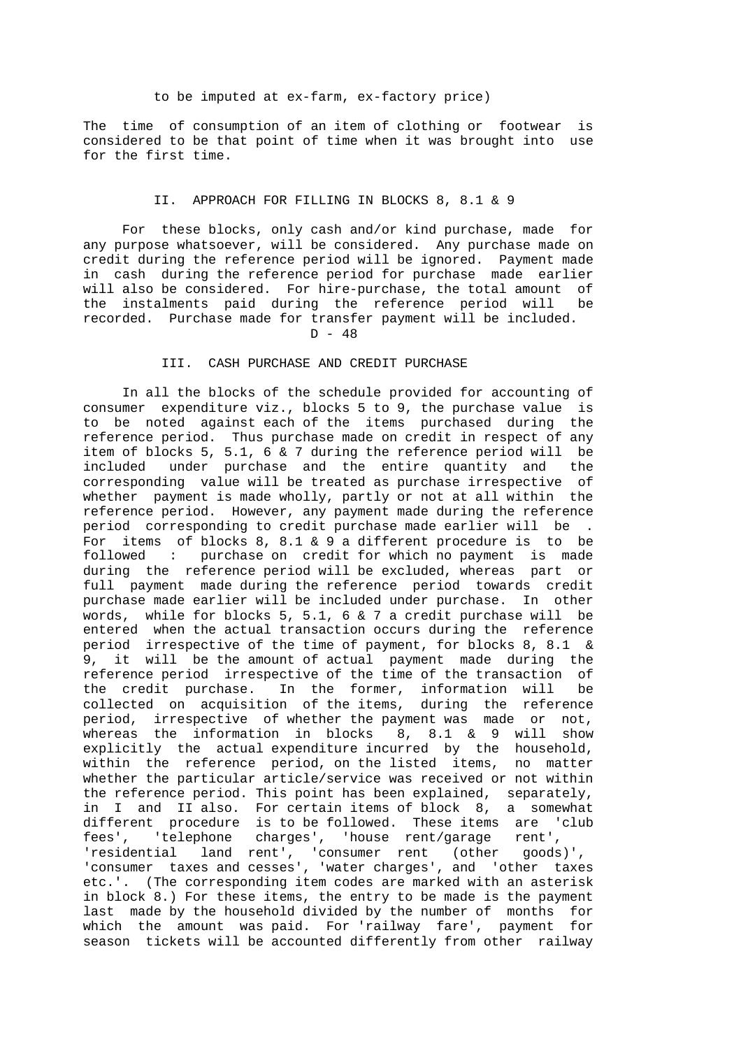to be imputed at ex-farm, ex-factory price)

The time of consumption of an item of clothing or footwear is considered to be that point of time when it was brought into use for the first time.

## II. APPROACH FOR FILLING IN BLOCKS 8, 8.1 & 9

For these blocks, only cash and/or kind purchase, made for any purpose whatsoever, will be considered. Any purchase made on credit during the reference period will be ignored. Payment made in cash during the reference period for purchase made earlier will also be considered. For hire-purchase, the total amount of the instalments paid during the reference period will be recorded. Purchase made for transfer payment will be included.

## III. CASH PURCHASE AND CREDIT PURCHASE

In all the blocks of the schedule provided for accounting of consumer expenditure viz., blocks 5 to 9, the purchase value is to be noted against each of the items purchased during the reference period. Thus purchase made on credit in respect of any item of blocks 5, 5.1, 6 & 7 during the reference period will be included under purchase and the entire quantity and the corresponding value will be treated as purchase irrespective of whether payment is made wholly, partly or not at all within the reference period. However, any payment made during the reference period corresponding to credit purchase made earlier will be . For items of blocks 8, 8.1 & 9 a different procedure is to be followed : purchase on credit for which no payment is made during the reference period will be excluded, whereas part or full payment made during the reference period towards credit purchase made earlier will be included under purchase. In other words, while for blocks 5, 5.1, 6 & 7 a credit purchase will be entered when the actual transaction occurs during the reference period irrespective of the time of payment, for blocks 8, 8.1 & 9, it will be the amount of actual payment made during the reference period irrespective of the time of the transaction of the credit purchase. In the former, information will be collected on acquisition of the items, during the reference period, irrespective of whether the payment was made or not, whereas the information in blocks 8, 8.1 & 9 will show explicitly the actual expenditure incurred by the household, within the reference period, on the listed items, no matter whether the particular article/service was received or not within the reference period. This point has been explained, separately, in I and II also. For certain items of block 8, a somewhat different procedure is to be followed. These items are 'club fees', 'telephone charges', 'house rent/garage rent', 'residential land rent', 'consumer rent (other goods)', 'consumer taxes and cesses', 'water charges', and 'other taxes etc.'. (The corresponding item codes are marked with an asterisk in block 8.) For these items, the entry to be made is the payment last made by the household divided by the number of months for which the amount was paid. For 'railway fare', payment for season tickets will be accounted differently from other railway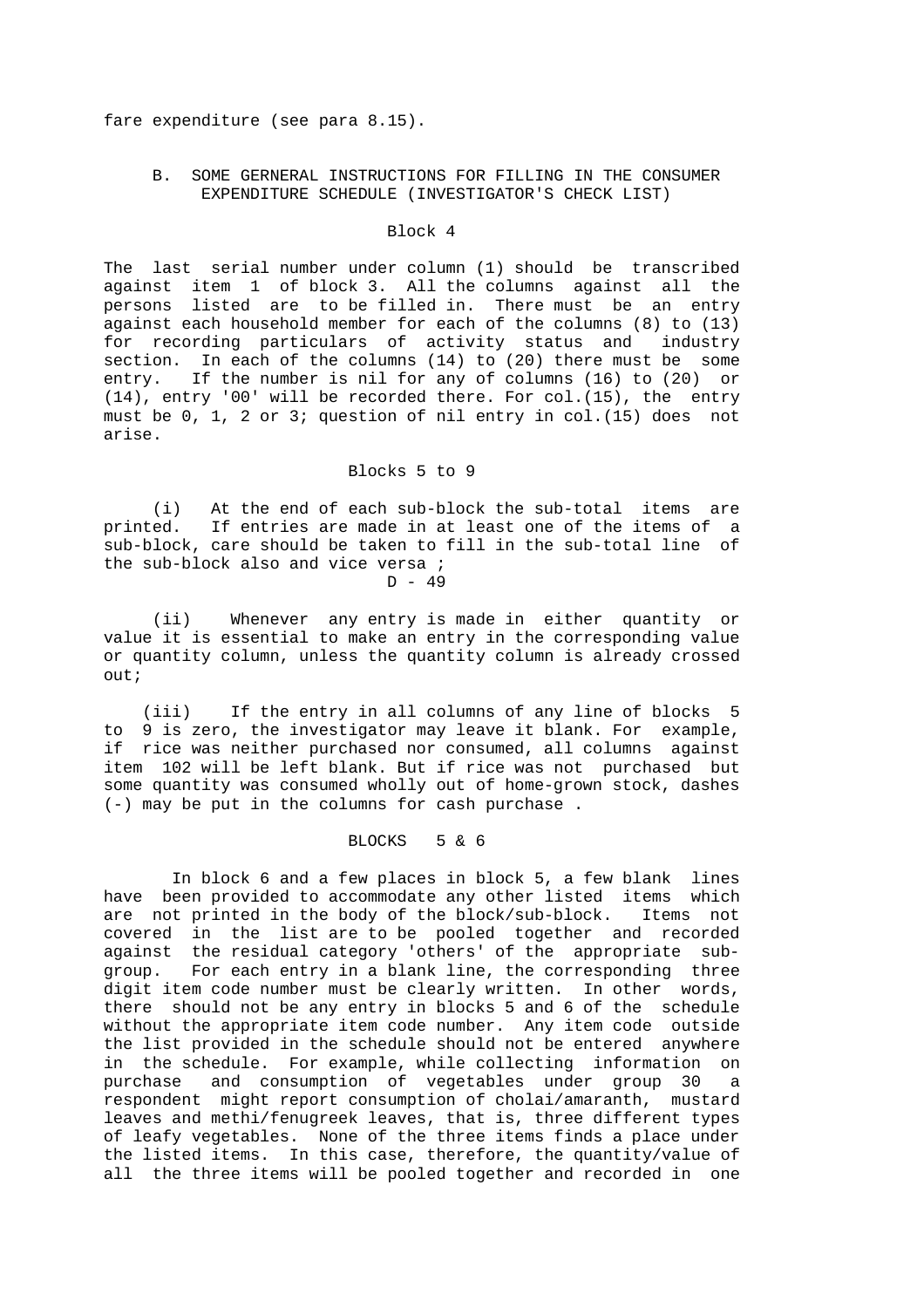fare expenditure (see para 8.15).

## B. SOME GERNERAL INSTRUCTIONS FOR FILLING IN THE CONSUMER EXPENDITURE SCHEDULE (INVESTIGATOR'S CHECK LIST)

### Block 4

The last serial number under column (1) should be transcribed against item 1 of block 3. All the columns against all the persons listed are to be filled in. There must be an entry against each household member for each of the columns (8) to (13) for recording particulars of activity status and industry section. In each of the columns (14) to (20) there must be some entry. If the number is nil for any of columns (16) to (20) or (14), entry '00' will be recorded there. For col.(15), the entry must be 0, 1, 2 or 3; question of nil entry in col.(15) does not arise.

### Blocks 5 to 9

(i) At the end of each sub-block the sub-total items are printed. If entries are made in at least one of the items of a sub-block, care should be taken to fill in the sub-total line of the sub-block also and vice versa ;

(ii) Whenever any entry is made in either quantity or value it is essential to make an entry in the corresponding value or quantity column, unless the quantity column is already crossed out;

(iii) If the entry in all columns of any line of blocks 5 to 9 is zero, the investigator may leave it blank. For example, if rice was neither purchased nor consumed, all columns against item 102 will be left blank. But if rice was not purchased but some quantity was consumed wholly out of home-grown stock, dashes (-) may be put in the columns for cash purchase .

### BLOCKS 5 & 6

In block 6 and a few places in block 5, a few blank lines have been provided to accommodate any other listed items which are not printed in the body of the block/sub-block. Items not covered in the list are to be pooled together and recorded against the residual category 'others' of the appropriate sub-group. For each entry in a blank line, the corresponding three digit item code number must be clearly written. In other words, there should not be any entry in blocks 5 and 6 of the schedule without the appropriate item code number. Any item code outside the list provided in the schedule should not be entered anywhere in the schedule. For example, while collecting information on purchase and consumption of vegetables under group 30 a respondent might report consumption of cholai/amaranth, mustard leaves and methi/fenugreek leaves, that is, three different types of leafy vegetables. None of the three items finds a place under the listed items. In this case, therefore, the quantity/value of all the three items will be pooled together and recorded in one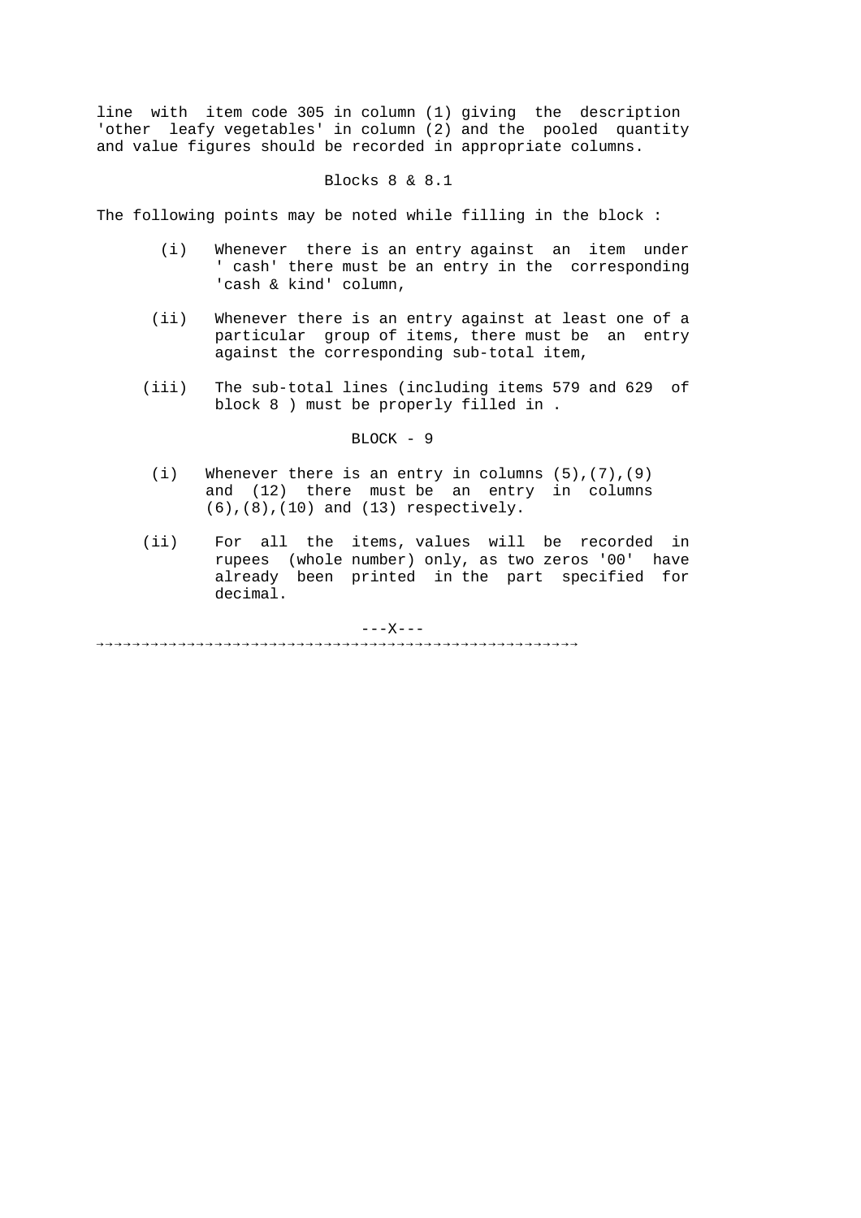line with item code 305 in column (1) giving the description 'other leafy vegetables' in column (2) and the pooled quantity and value figures should be recorded in appropriate columns.

### Blocks 8 & 8.1

The following points may be noted while filling in the block :

(i) Whenever there is an entry against an item under ' cash' there must be an entry in the corresponding 'cash & kind' column,

(ii) Whenever there is an entry against at least one of a particular group of items, there must be an entry against the corresponding sub-total item,

(iii) The sub-total lines (including items 579 and 629 of block 8 ) must be properly filled in .

### BLOCK - 9

(i) Whenever there is an entry in columns (5),(7),(9) and (12) there must be an entry in columns (6),(8),(10) and (13) respectively.

(ii) For all the items, values will be recorded in rupees (whole number) only, as two zeros '00' have already been printed in the part specified for decimal.

---X---